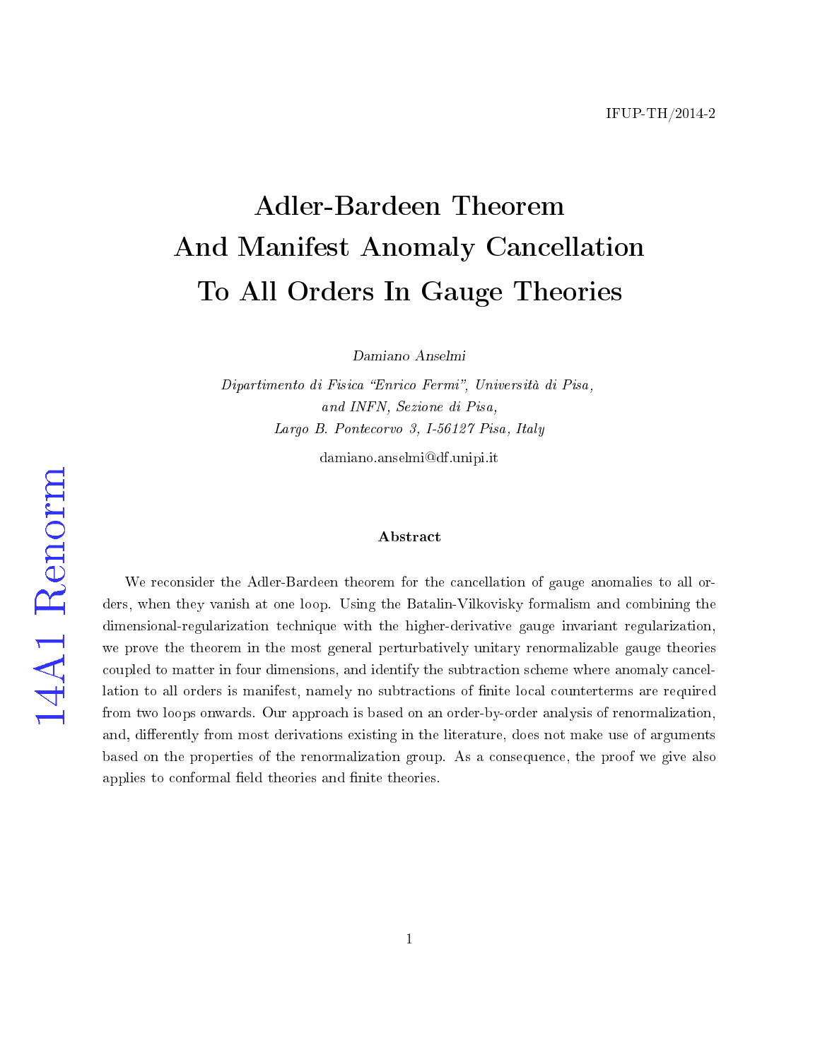IFUP-TH/2014-2

# Adler-Bardeen Theorem And Manifest Anomaly Cancellation To All Orders In Gauge Theories

*Damiano Anselmi*

*Dipartimento di Fisica "Enrico Fermi", Università di Pisa, and INFN, Sezione di Pisa, Largo B. Pontecorvo 3, I-56127 Pisa, Italy*

damiano.anselmi@df.unipi.it

14A1 Renorm

### Abstract

We reconsider the Adler-Bardeen theorem for the cancellation of gauge anomalies to all orders, when they vanish at one loop. Using the Batalin-Vilkovisky formalism and combining the dimensional-regularization technique with the higher-derivative gauge invariant regularization, we prove the theorem in the most general perturbatively unitary renormalizable gauge theories coupled to matter in four dimensions, and identify the subtraction scheme where anomaly cancellation to all orders is manifest, namely no subtractions of finite local counterterms are required from two loops onwards. Our approach is based on an order-by-order analysis of renormalization, and, differently from most derivations existing in the literature, does not make use of arguments based on the properties of the renormalization group. As a consequence, the proof we give also applies to conformal field theories and finite theories.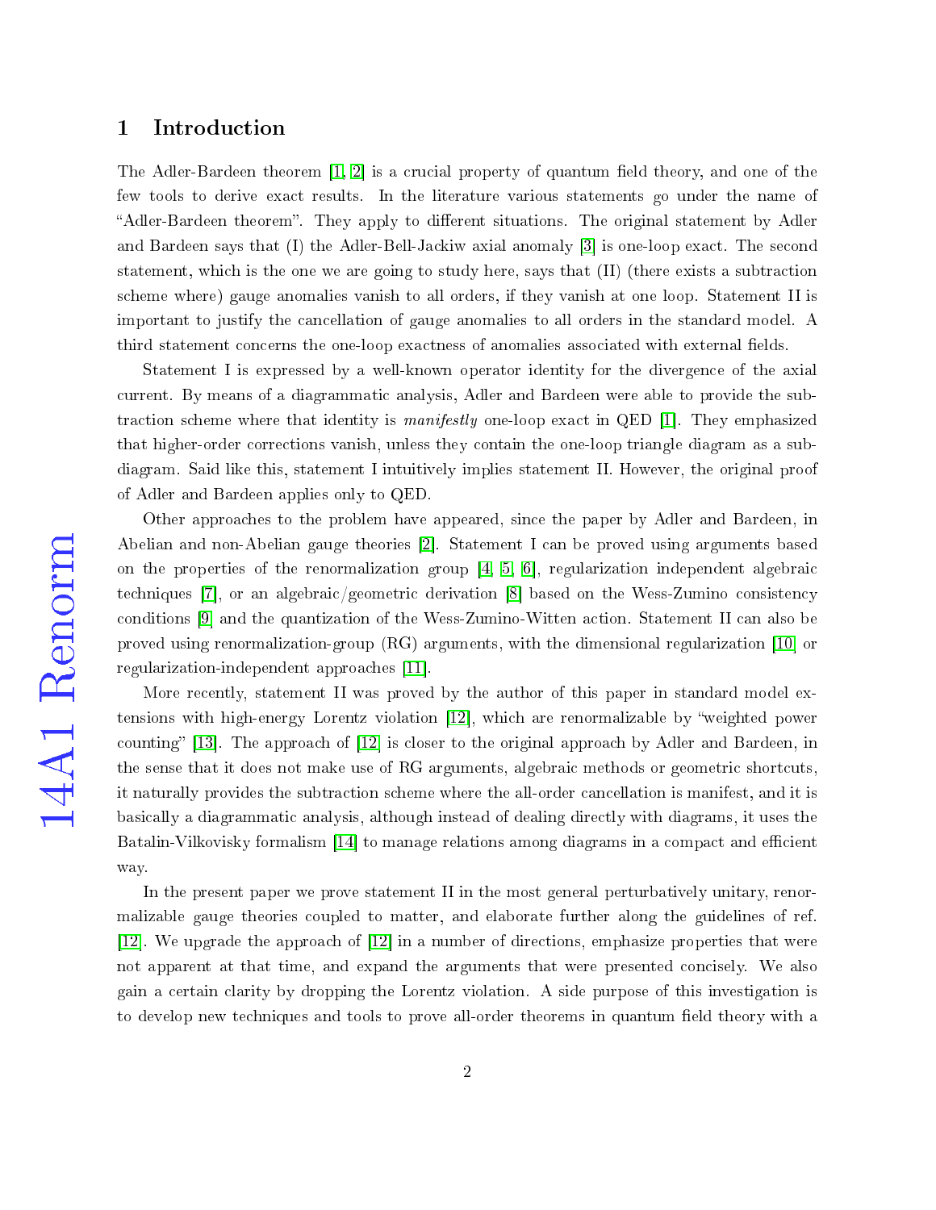## 1 Introduction

The Adler-Bardeen theorem [1, 2] is a crucial property of quantum field theory, and one of the few tools to derive exact results. In the literature various statements go under the name of "Adler-Bardeen theorem". They apply to different situations. The original statement by Adler and Bardeen says that (I) the Adler-Bell-Jackiw axial anomaly [3] is one-loop exact. The second statement, which is the one we are going to study here, says that (II) (there exists a subtraction scheme where) gauge anomalies vanish to all orders, if they vanish at one loop. Statement II is important to justify the cancellation of gauge anomalies to all orders in the standard model. A third statement concerns the one-loop exactness of anomalies associated with external fields.

Statement I is expressed by a well-known operator identity for the divergence of the axial current. By means of a diagrammatic analysis, Adler and Bardeen were able to provide the subtraction scheme where that identity is *manifestly* one-loop exact in QED [1]. They emphasized that higher-order corrections vanish, unless they contain the one-loop triangle diagram as a subdiagram. Said like this, statement I intuitively implies statement II. However, the original proof of Adler and Bardeen applies only to QED.

Other approaches to the problem have appeared, since the paper by Adler and Bardeen, in Abelian and non-Abelian gauge theories [2]. Statement I can be proved using arguments based on the properties of the renormalization group [4, 5, 6], regularization independent algebraic techniques [7], or an algebraic/geometric derivation [8] based on the Wess-Zumino consistency conditions [9] and the quantization of the Wess-Zumino-Witten action. Statement II can also be proved using renormalization-group (RG) arguments, with the dimensional regularization [10] or regularization-independent approaches [11].

More recently, statement II was proved by the author of this paper in standard model extensions with high-energy Lorentz violation [12], which are renormalizable by "weighted power counting" [13]. The approach of [12] is closer to the original approach by Adler and Bardeen, in the sense that it does not make use of RG arguments, algebraic methods or geometric shortcuts, it naturally provides the subtraction scheme where the all-order cancellation is manifest, and it is basically a diagrammatic analysis, although instead of dealing directly with diagrams, it uses the Batalin-Vilkovisky formalism [14] to manage relations among diagrams in a compact and efficient way.

In the present paper we prove statement II in the most general perturbatively unitary, renormalizable gauge theories coupled to matter, and elaborate further along the guidelines of ref. [12]. We upgrade the approach of [12] in a number of directions, emphasize properties that were not apparent at that time, and expand the arguments that were presented concisely. We also gain a certain clarity by dropping the Lorentz violation. A side purpose of this investigation is to develop new techniques and tools to prove all-order theorems in quantum field theory with a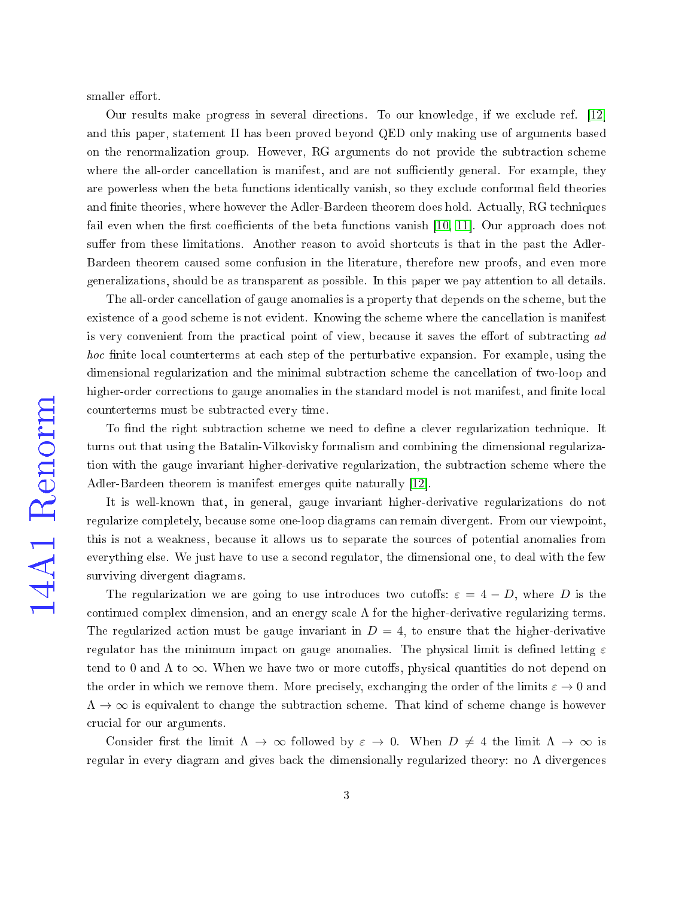smaller effort.

Our results make progress in several directions. To our knowledge, if we exclude ref. [12] and this paper, statement II has been proved beyond QED only making use of arguments based on the renormalization group. However, RG arguments do not provide the subtraction scheme where the all-order cancellation is manifest, and are not sufficiently general. For example, they are powerless when the beta functions identically vanish, so they exclude conformal field theories and finite theories, where however the Adler-Bardeen theorem does hold. Actually, RG techniques fail even when the first coefficients of the beta functions vanish [10, 11]. Our approach does not suffer from these limitations. Another reason to avoid shortcuts is that in the past the Adler-Bardeen theorem caused some confusion in the literature, therefore new proofs, and even more generalizations, should be as transparent as possible. In this paper we pay attention to all details.

The all-order cancellation of gauge anomalies is a property that depends on the scheme, but the existence of a good scheme is not evident. Knowing the scheme where the cancellation is manifest is very convenient from the practical point of view, because it saves the effort of subtracting *ad hoc* finite local counterterms at each step of the perturbative expansion. For example, using the dimensional regularization and the minimal subtraction scheme the cancellation of two-loop and higher-order corrections to gauge anomalies in the standard model is not manifest, and finite local counterterms must be subtracted every time.

To find the right subtraction scheme we need to define a clever regularization technique. It turns out that using the Batalin-Vilkovisky formalism and combining the dimensional regularization with the gauge invariant higher-derivative regularization, the subtraction scheme where the Adler-Bardeen theorem is manifest emerges quite naturally [12].

It is well-known that, in general, gauge invariant higher-derivative regularizations do not regularize completely, because some one-loop diagrams can remain divergent. From our viewpoint, this is not a weakness, because it allows us to separate the sources of potential anomalies from everything else. We just have to use a second regulator, the dimensional one, to deal with the few surviving divergent diagrams.

The regularization we are going to use introduces two cutoffs: $\varepsilon = 4 - D$, where $D$ is the continued complex dimension, and an energy scale $\Lambda$ for the higher-derivative regularizing terms. The regularized action must be gauge invariant in $D = 4$, to ensure that the higher-derivative regulator has the minimum impact on gauge anomalies. The physical limit is defined letting $\varepsilon$ tend to 0 and $\Lambda$ to $\infty$. When we have two or more cutoffs, physical quantities do not depend on the order in which we remove them. More precisely, exchanging the order of the limits $\varepsilon \to 0$ and $\Lambda \to \infty$ is equivalent to change the subtraction scheme. That kind of scheme change is however crucial for our arguments.

Consider first the limit $\Lambda \to \infty$ followed by $\varepsilon \to 0$. When $D \neq 4$ the limit $\Lambda \to \infty$ is regular in every diagram and gives back the dimensionally regularized theory: no $\Lambda$ divergences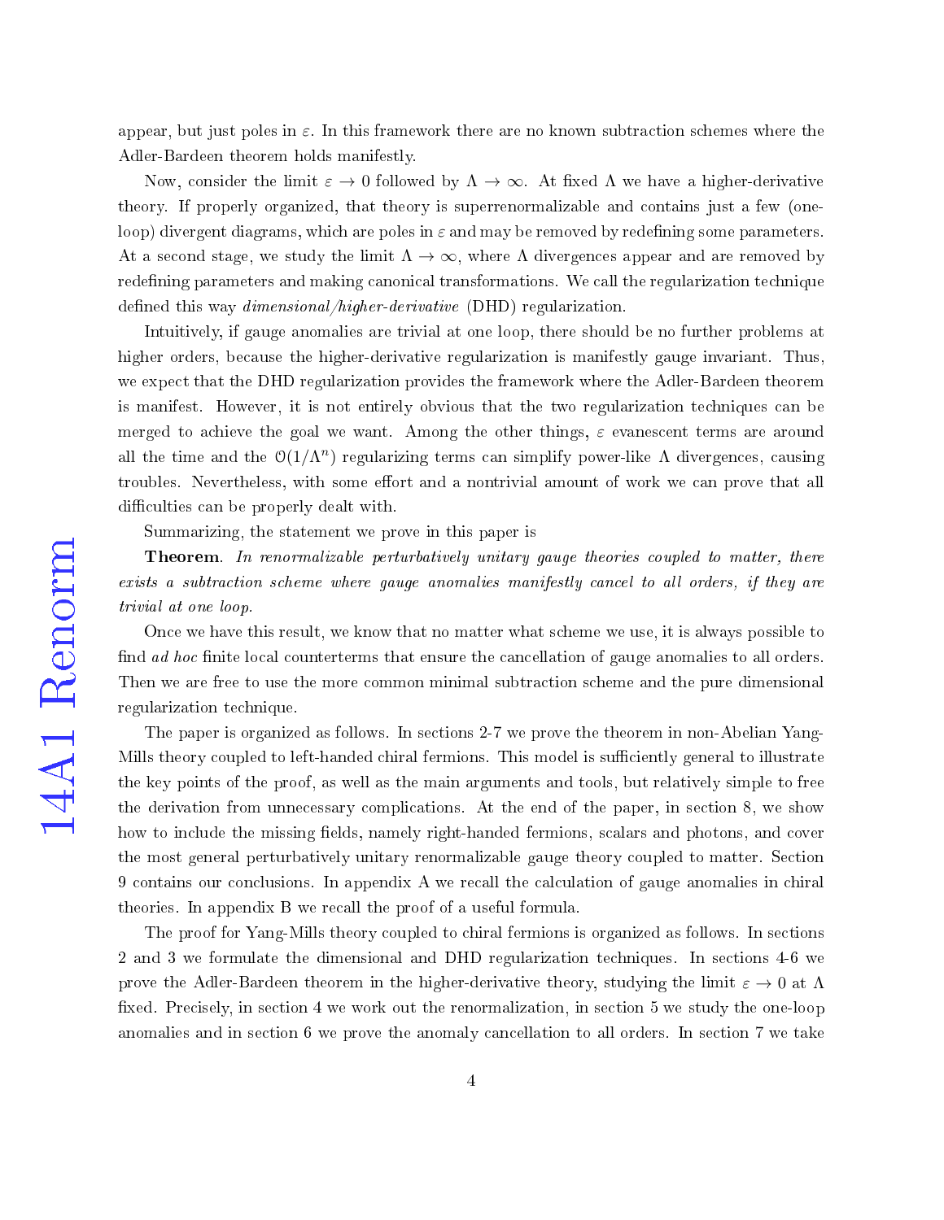appear, but just poles in $\varepsilon$. In this framework there are no known subtraction schemes where the Adler-Bardeen theorem holds manifestly.

Now, consider the limit $\varepsilon \to 0$ followed by $\Lambda \to \infty$. At fixed $\Lambda$ we have a higher-derivative theory. If properly organized, that theory is superrenormalizable and contains just a few (one-loop) divergent diagrams, which are poles in $\varepsilon$ and may be removed by redefining some parameters. At a second stage, we study the limit $\Lambda \to \infty$, where $\Lambda$ divergences appear and are removed by redefining parameters and making canonical transformations. We call the regularization technique defined this way *dimensional/higher-derivative* (DHD) regularization.

Intuitively, if gauge anomalies are trivial at one loop, there should be no further problems at higher orders, because the higher-derivative regularization is manifestly gauge invariant. Thus, we expect that the DHD regularization provides the framework where the Adler-Bardeen theorem is manifest. However, it is not entirely obvious that the two regularization techniques can be merged to achieve the goal we want. Among the other things, $\varepsilon$ evanescent terms are around all the time and the $\mathcal{O}(1/\Lambda^n)$ regularizing terms can simplify power-like $\Lambda$ divergences, causing troubles. Nevertheless, with some effort and a nontrivial amount of work we can prove that all difficulties can be properly dealt with.

Summarizing, the statement we prove in this paper is

**Theorem**. *In renormalizable perturbatively unitary gauge theories coupled to matter, there exists a subtraction scheme where gauge anomalies manifestly cancel to all orders, if they are trivial at one loop.*

Once we have this result, we know that no matter what scheme we use, it is always possible to find *ad hoc* finite local counterterms that ensure the cancellation of gauge anomalies to all orders. Then we are free to use the more common minimal subtraction scheme and the pure dimensional regularization technique.

The paper is organized as follows. In sections 2-7 we prove the theorem in non-Abelian Yang-Mills theory coupled to left-handed chiral fermions. This model is sufficiently general to illustrate the key points of the proof, as well as the main arguments and tools, but relatively simple to free the derivation from unnecessary complications. At the end of the paper, in section 8, we show how to include the missing fields, namely right-handed fermions, scalars and photons, and cover the most general perturbatively unitary renormalizable gauge theory coupled to matter. Section 9 contains our conclusions. In appendix A we recall the calculation of gauge anomalies in chiral theories. In appendix B we recall the proof of a useful formula.

The proof for Yang-Mills theory coupled to chiral fermions is organized as follows. In sections 2 and 3 we formulate the dimensional and DHD regularization techniques. In sections 4-6 we prove the Adler-Bardeen theorem in the higher-derivative theory, studying the limit $\varepsilon \to 0$ at $\Lambda$ fixed. Precisely, in section 4 we work out the renormalization, in section 5 we study the one-loop anomalies and in section 6 we prove the anomaly cancellation to all orders. In section 7 we take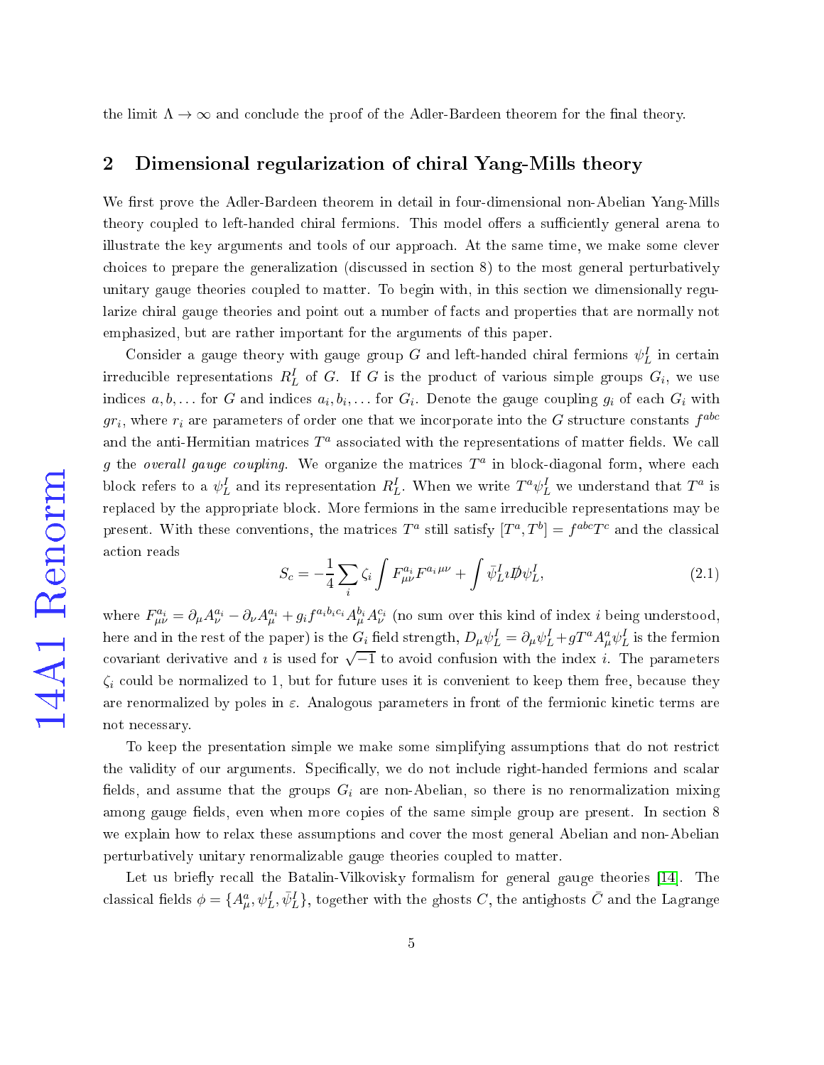the limit $\Lambda \to \infty$ and conclude the proof of the Adler-Bardeen theorem for the final theory.

## 2 Dimensional regularization of chiral Yang-Mills theory

We first prove the Adler-Bardeen theorem in detail in four-dimensional non-Abelian Yang-Mills theory coupled to left-handed chiral fermions. This model offers a sufficiently general arena to illustrate the key arguments and tools of our approach. At the same time, we make some clever choices to prepare the generalization (discussed in section 8) to the most general perturbatively unitary gauge theories coupled to matter. To begin with, in this section we dimensionally regularize chiral gauge theories and point out a number of facts and properties that are normally not emphasized, but are rather important for the arguments of this paper.

Consider a gauge theory with gauge group $G$ and left-handed chiral fermions $\psi_L^I$ in certain irreducible representations $R_L^I$ of $G$. If $G$ is the product of various simple groups $G_i$, we use indices $a, b, \ldots$ for $G$ and indices $a_i, b_i, \ldots$ for $G_i$. Denote the gauge coupling $g_i$ of each $G_i$ with $gr_i$, where $r_i$ are parameters of order one that we incorporate into the $G$ structure constants $f^{abc}$ and the anti-Hermitian matrices $T^a$ associated with the representations of matter fields. We call $g$ the *overall gauge coupling*. We organize the matrices $T^a$ in block-diagonal form, where each block refers to a $\psi_L^I$ and its representation $R_L^I$. When we write $T^a\psi_L^I$ we understand that $T^a$ is replaced by the appropriate block. More fermions in the same irreducible representations may be present. With these conventions, the matrices $T^a$ still satisfy $[T^a, T^b] = f^{abc}T^c$ and the classical action reads

$$S_c = -\frac{1}{4}\sum_i \zeta_i \int F_{\mu\nu}^{a_i} F^{a_i\,\mu\nu} + \int \bar{\psi}_L^I \imath \not{D} \psi_L^I, \tag{2.1}$$

where $F_{\mu\nu}^{a_i} = \partial_\mu A_\nu^{a_i} - \partial_\nu A_\mu^{a_i} + g_i f^{a_i b_i c_i} A_\mu^{b_i} A_\nu^{c_i}$ (no sum over this kind of index $i$ being understood, here and in the rest of the paper) is the $G_i$ field strength, $D_\mu \psi_L^I = \partial_\mu \psi_L^I + gT^a A_\mu^a \psi_L^I$ is the fermion covariant derivative and $\imath$ is used for $\sqrt{-1}$ to avoid confusion with the index $i$. The parameters $\zeta_i$ could be normalized to 1, but for future uses it is convenient to keep them free, because they are renormalized by poles in $\varepsilon$. Analogous parameters in front of the fermionic kinetic terms are not necessary.

To keep the presentation simple we make some simplifying assumptions that do not restrict the validity of our arguments. Specifically, we do not include right-handed fermions and scalar fields, and assume that the groups $G_i$ are non-Abelian, so there is no renormalization mixing among gauge fields, even when more copies of the same simple group are present. In section 8 we explain how to relax these assumptions and cover the most general Abelian and non-Abelian perturbatively unitary renormalizable gauge theories coupled to matter.

Let us briefly recall the Batalin-Vilkovisky formalism for general gauge theories [14]. The classical fields $\phi = \{A_\mu^a, \psi_L^I, \bar{\psi}_L^I\}$, together with the ghosts $C$, the antighosts $\bar{C}$ and the Lagrange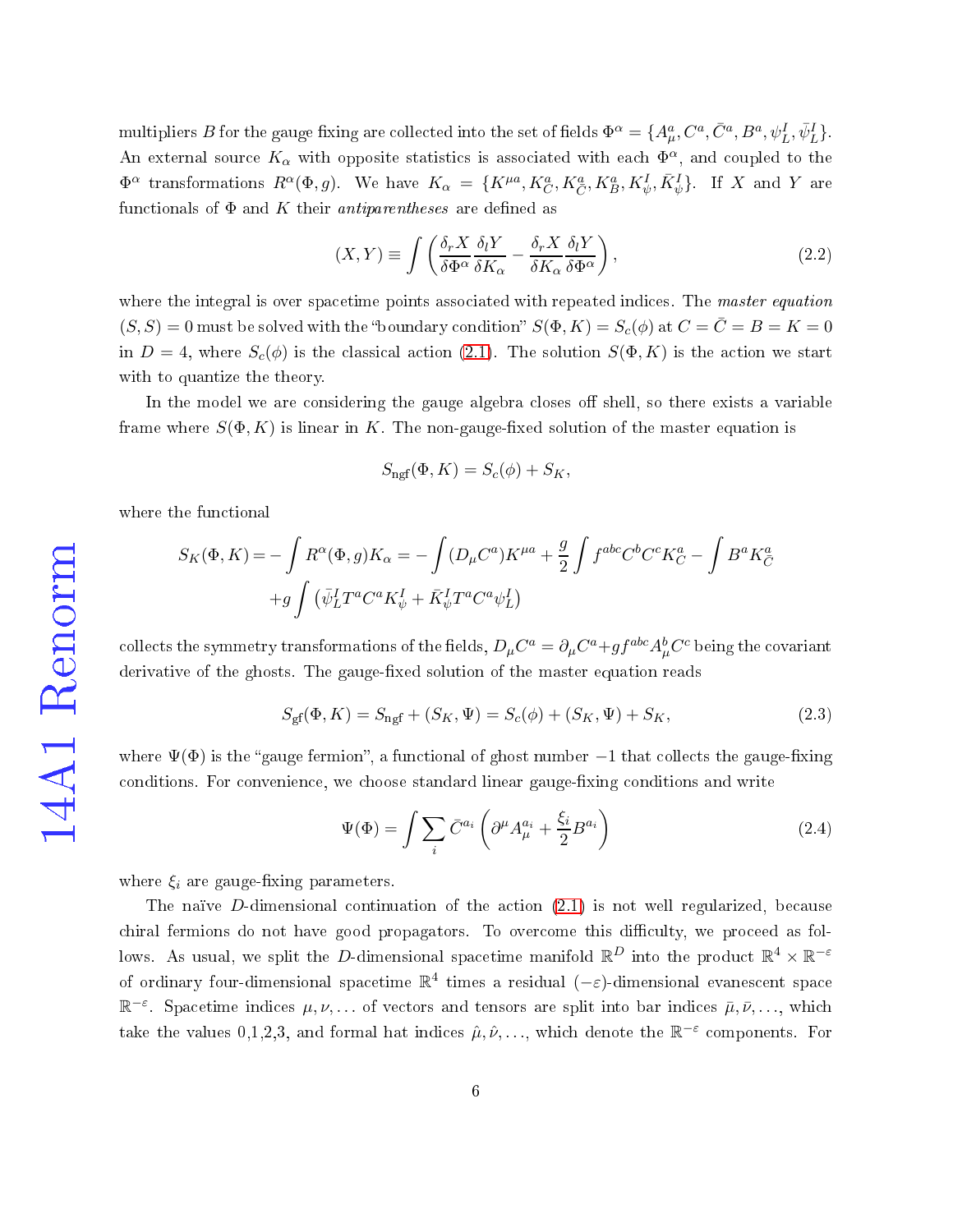multipliers $B$ for the gauge fixing are collected into the set of fields $\Phi^\alpha = \{A^a_\mu, C^a, \bar{C}^a, B^a, \psi^I_L, \bar{\psi}^I_L\}$. An external source $K_\alpha$ with opposite statistics is associated with each $\Phi^\alpha$, and coupled to the $\Phi^\alpha$ transformations $R^\alpha(\Phi, g)$. We have $K_\alpha = \{K^{\mu a}, K^a_C, K^a_{\bar{C}}, K^a_B, K^I_\psi, \bar{K}^I_\psi\}$. If $X$ and $Y$ are functionals of $\Phi$ and $K$ their *antiparentheses* are defined as

$$(X, Y) \equiv \int \left( \frac{\delta_r X}{\delta \Phi^\alpha} \frac{\delta_l Y}{\delta K_\alpha} - \frac{\delta_r X}{\delta K_\alpha} \frac{\delta_l Y}{\delta \Phi^\alpha} \right), \tag{2.2}$$

where the integral is over spacetime points associated with repeated indices. The *master equation* $(S, S) = 0$ must be solved with the "boundary condition" $S(\Phi, K) = S_c(\phi)$ at $C = \bar{C} = B = K = 0$ in $D = 4$, where $S_c(\phi)$ is the classical action (2.1). The solution $S(\Phi, K)$ is the action we start with to quantize the theory.

In the model we are considering the gauge algebra closes off shell, so there exists a variable frame where $S(\Phi, K)$ is linear in $K$. The non-gauge-fixed solution of the master equation is

$$S_{\text{ngf}}(\Phi, K) = S_c(\phi) + S_K,$$

where the functional

$$\begin{aligned} S_K(\Phi, K) = & -\int R^\alpha(\Phi, g) K_\alpha = -\int (D_\mu C^a) K^{\mu a} + \frac{g}{2} \int f^{abc} C^b C^c K^a_C - \int B^a K^a_{\bar{C}} \\ & + g \int \left( \bar{\psi}^I_L T^a C^a K^I_\psi + \bar{K}^I_\psi T^a C^a \psi^I_L \right) \end{aligned}$$

collects the symmetry transformations of the fields, $D_\mu C^a = \partial_\mu C^a + g f^{abc} A^b_\mu C^c$ being the covariant derivative of the ghosts. The gauge-fixed solution of the master equation reads

$$S_{\text{gf}}(\Phi, K) = S_{\text{ngf}} + (S_K, \Psi) = S_c(\phi) + (S_K, \Psi) + S_K, \tag{2.3}$$

where $\Psi(\Phi)$ is the "gauge fermion", a functional of ghost number $-1$ that collects the gauge-fixing conditions. For convenience, we choose standard linear gauge-fixing conditions and write

$$\Psi(\Phi) = \int \sum_i \bar{C}^{a_i} \left( \partial^\mu A^{a_i}_\mu + \frac{\xi_i}{2} B^{a_i} \right) \tag{2.4}$$

where $\xi_i$ are gauge-fixing parameters.

The naïve $D$-dimensional continuation of the action (2.1) is not well regularized, because chiral fermions do not have good propagators. To overcome this difficulty, we proceed as follows. As usual, we split the $D$-dimensional spacetime manifold $\mathbb{R}^D$ into the product $\mathbb{R}^4 \times \mathbb{R}^{-\varepsilon}$ of ordinary four-dimensional spacetime $\mathbb{R}^4$ times a residual $(-\varepsilon)$-dimensional evanescent space $\mathbb{R}^{-\varepsilon}$. Spacetime indices $\mu, \nu, \ldots$ of vectors and tensors are split into bar indices $\bar{\mu}, \bar{\nu}, \ldots$, which take the values 0,1,2,3, and formal hat indices $\hat{\mu}, \hat{\nu}, \ldots$, which denote the $\mathbb{R}^{-\varepsilon}$ components. For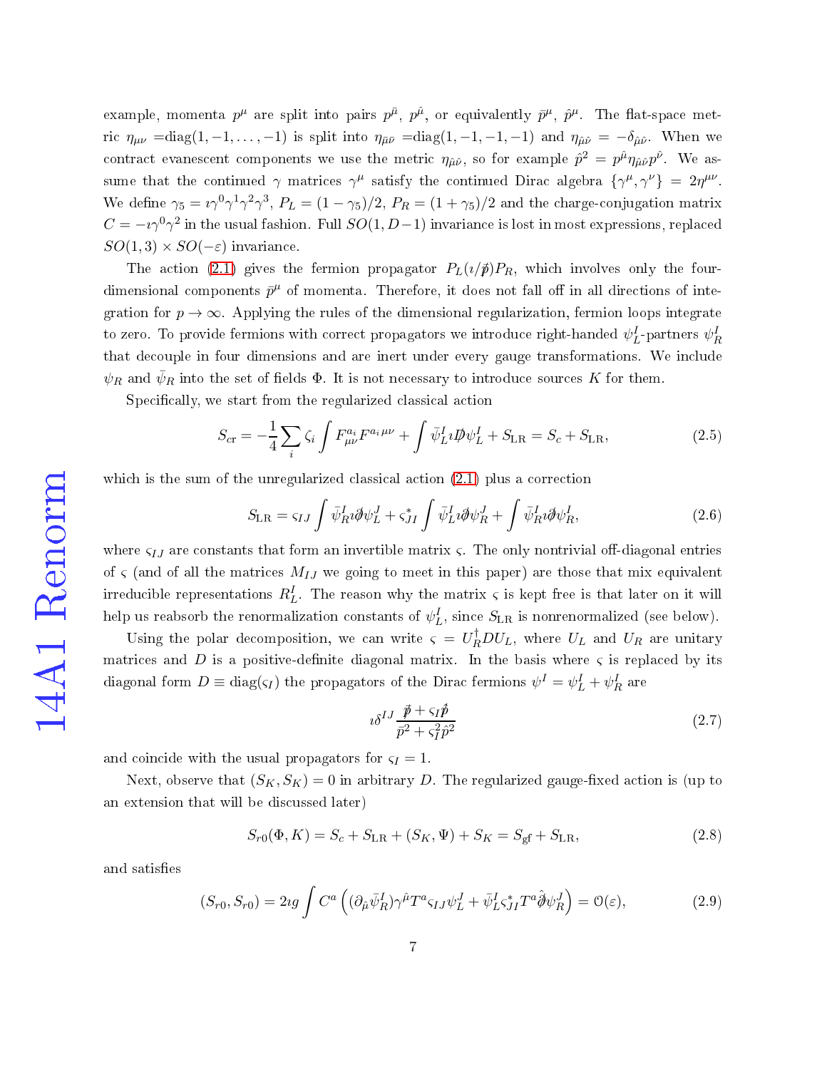example, momenta $p^\mu$ are split into pairs $p^{\bar{\mu}}$, $p^{\hat{\mu}}$, or equivalently $\bar{p}^\mu$, $\hat{p}^\mu$. The flat-space metric $\eta_{\mu\nu}$ =diag$(1,-1,\ldots,-1)$ is split into $\eta_{\bar{\mu}\bar{\nu}}$ =diag$(1,-1,-1,-1)$ and $\eta_{\hat{\mu}\hat{\nu}} = -\delta_{\hat{\mu}\hat{\nu}}$. When we contract evanescent components we use the metric $\eta_{\hat{\mu}\hat{\nu}}$, so for example $\hat{p}^2 = p^{\hat{\mu}}\eta_{\hat{\mu}\hat{\nu}}p^{\hat{\nu}}$. We assume that the continued $\gamma$ matrices $\gamma^\mu$ satisfy the continued Dirac algebra $\{\gamma^\mu, \gamma^\nu\} = 2\eta^{\mu\nu}$. We define $\gamma_5 = \imath\gamma^0\gamma^1\gamma^2\gamma^3$, $P_L = (1-\gamma_5)/2$, $P_R = (1+\gamma_5)/2$ and the charge-conjugation matrix $C = -\imath\gamma^0\gamma^2$ in the usual fashion. Full $SO(1, D-1)$ invariance is lost in most expressions, replaced $SO(1,3)\times SO(-\varepsilon)$ invariance.

The action (2.1) gives the fermion propagator $P_L(\imath/\bar{\not{p}})P_R$, which involves only the four-dimensional components $\bar{p}^\mu$ of momenta. Therefore, it does not fall off in all directions of integration for $p \to \infty$. Applying the rules of the dimensional regularization, fermion loops integrate to zero. To provide fermions with correct propagators we introduce right-handed $\psi_L^I$-partners $\psi_R^I$ that decouple in four dimensions and are inert under every gauge transformations. We include $\psi_R$ and $\bar{\psi}_R$ into the set of fields $\Phi$. It is not necessary to introduce sources $K$ for them.

Specifically, we start from the regularized classical action

$$S_{\rm cr} = -\frac{1}{4}\sum_i \zeta_i \int F^{a_i}_{\mu\nu}F^{a_i\,\mu\nu} + \int \bar{\psi}^I_L \imath \not{D}\psi^I_L + S_{\rm LR} = S_c + S_{\rm LR}, \tag{2.5}$$

which is the sum of the unregularized classical action (2.1) plus a correction

$$S_{\rm LR} = \varsigma_{IJ}\int \bar{\psi}^I_R \imath\hat{\not{\partial}}\psi^J_L + \varsigma^*_{JI}\int \bar{\psi}^I_L \imath\hat{\not{\partial}}\psi^J_R + \int \bar{\psi}^I_R \imath\bar{\not{\partial}}\psi^I_R, \tag{2.6}$$

where $\varsigma_{IJ}$ are constants that form an invertible matrix $\varsigma$. The only nontrivial off-diagonal entries of $\varsigma$ (and of all the matrices $M_{IJ}$ we going to meet in this paper) are those that mix equivalent irreducible representations $R_L^I$. The reason why the matrix $\varsigma$ is kept free is that later on it will help us reabsorb the renormalization constants of $\psi_L^I$, since $S_{\rm LR}$ is nonrenormalized (see below).

Using the polar decomposition, we can write $\varsigma = U_R^\dagger D U_L$, where $U_L$ and $U_R$ are unitary matrices and $D$ is a positive-definite diagonal matrix. In the basis where $\varsigma$ is replaced by its diagonal form $D \equiv \text{diag}(\varsigma_I)$ the propagators of the Dirac fermions $\psi^I = \psi^I_L + \psi^I_R$ are

$$\imath\delta^{IJ}\frac{\bar{\not{p}} + \varsigma_I\hat{\not{p}}}{\bar{p}^2 + \varsigma_I^2\hat{p}^2} \tag{2.7}$$

and coincide with the usual propagators for $\varsigma_I = 1$.

Next, observe that $(S_K, S_K) = 0$ in arbitrary $D$. The regularized gauge-fixed action is (up to an extension that will be discussed later)

$$S_{r0}(\Phi, K) = S_c + S_{\rm LR} + (S_K, \Psi) + S_K = S_{\rm gf} + S_{\rm LR}, \tag{2.8}$$

and satisfies

$$(S_{r0}, S_{r0}) = 2\imath g\int C^a\left((\partial_{\hat{\mu}}\bar{\psi}^I_R)\gamma^{\hat{\mu}}T^a\varsigma_{IJ}\psi^J_L + \bar{\psi}^I_L\varsigma^*_{JI}T^a\hat{\not{\partial}}\psi^J_R\right) = \mathcal{O}(\varepsilon), \tag{2.9}$$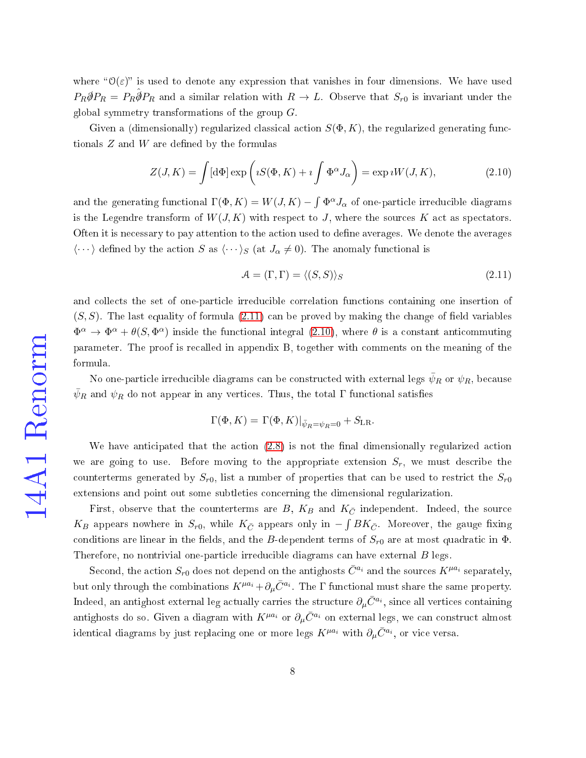where "$\mathcal{O}(\varepsilon)$" is used to denote any expression that vanishes in four dimensions. We have used $P_R \not{\partial} P_R = P_R \hat{\not{\partial}} P_R$ and a similar relation with $R \to L$. Observe that $S_{r0}$ is invariant under the global symmetry transformations of the group $G$.

Given a (dimensionally) regularized classical action $S(\Phi, K)$, the regularized generating functionals $Z$ and $W$ are defined by the formulas

$$Z(J,K) = \int [\mathrm{d}\Phi] \exp\left( \imath S(\Phi, K) + \imath \int \Phi^\alpha J_\alpha \right) = \exp \imath W(J,K), \tag{2.10}$$

and the generating functional $\Gamma(\Phi, K) = W(J,K) - \int \Phi^\alpha J_\alpha$ of one-particle irreducible diagrams is the Legendre transform of $W(J,K)$ with respect to $J$, where the sources $K$ act as spectators. Often it is necessary to pay attention to the action used to define averages. We denote the averages $\langle \cdots \rangle$ defined by the action $S$ as $\langle \cdots \rangle_S$ (at $J_\alpha \neq 0$). The anomaly functional is

$$\mathcal{A} = (\Gamma, \Gamma) = \langle (S, S) \rangle_S \tag{2.11}$$

and collects the set of one-particle irreducible correlation functions containing one insertion of $(S, S)$. The last equality of formula (2.11) can be proved by making the change of field variables $\Phi^\alpha \to \Phi^\alpha + \theta(S, \Phi^\alpha)$ inside the functional integral (2.10), where $\theta$ is a constant anticommuting parameter. The proof is recalled in appendix B, together with comments on the meaning of the formula.

No one-particle irreducible diagrams can be constructed with external legs $\bar{\psi}_R$ or $\psi_R$, because $\bar{\psi}_R$ and $\psi_R$ do not appear in any vertices. Thus, the total $\Gamma$ functional satisfies

$$\Gamma(\Phi, K) = \Gamma(\Phi, K)|_{\bar{\psi}_R = \psi_R = 0} + S_{\mathrm{LR}}.$$

We have anticipated that the action (2.8) is not the final dimensionally regularized action we are going to use. Before moving to the appropriate extension $S_r$, we must describe the counterterms generated by $S_{r0}$, list a number of properties that can be used to restrict the $S_{r0}$ extensions and point out some subtleties concerning the dimensional regularization.

First, observe that the counterterms are $B$, $K_B$ and $K_{\bar{C}}$ independent. Indeed, the source $K_B$ appears nowhere in $S_{r0}$, while $K_{\bar{C}}$ appears only in $-\int BK_{\bar{C}}$. Moreover, the gauge fixing conditions are linear in the fields, and the $B$-dependent terms of $S_{r0}$ are at most quadratic in $\Phi$. Therefore, no nontrivial one-particle irreducible diagrams can have external $B$ legs.

Second, the action $S_{r0}$ does not depend on the antighosts $\bar{C}^{a_i}$ and the sources $K^{\mu a_i}$ separately, but only through the combinations $K^{\mu a_i} + \partial_\mu \bar{C}^{a_i}$. The $\Gamma$ functional must share the same property. Indeed, an antighost external leg actually carries the structure $\partial_\mu \bar{C}^{a_i}$, since all vertices containing antighosts do so. Given a diagram with $K^{\mu a_i}$ or $\partial_\mu \bar{C}^{a_i}$ on external legs, we can construct almost identical diagrams by just replacing one or more legs $K^{\mu a_i}$ with $\partial_\mu \bar{C}^{a_i}$, or vice versa.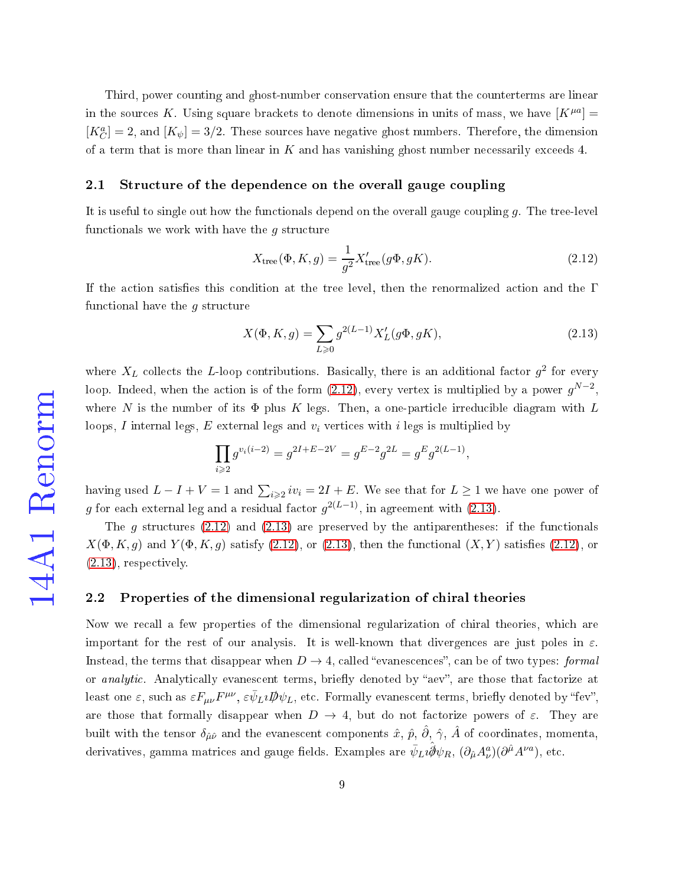Third, power counting and ghost-number conservation ensure that the counterterms are linear in the sources $K$. Using square brackets to denote dimensions in units of mass, we have $[K^{\mu a}] = [K_C^a] = 2$, and $[K_\psi] = 3/2$. These sources have negative ghost numbers. Therefore, the dimension of a term that is more than linear in $K$ and has vanishing ghost number necessarily exceeds 4.

## 2.1 Structure of the dependence on the overall gauge coupling

It is useful to single out how the functionals depend on the overall gauge coupling $g$. The tree-level functionals we work with have the $g$ structure

$$X_{\text{tree}}(\Phi, K, g) = \frac{1}{g^2} X'_{\text{tree}}(g\Phi, gK). \tag{2.12}$$

If the action satisfies this condition at the tree level, then the renormalized action and the $\Gamma$ functional have the $g$ structure

$$X(\Phi, K, g) = \sum_{L \geqslant 0} g^{2(L-1)} X'_L(g\Phi, gK), \tag{2.13}$$

where $X_L$ collects the $L$-loop contributions. Basically, there is an additional factor $g^2$ for every loop. Indeed, when the action is of the form (2.12), every vertex is multiplied by a power $g^{N-2}$, where $N$ is the number of its $\Phi$ plus $K$ legs. Then, a one-particle irreducible diagram with $L$ loops, $I$ internal legs, $E$ external legs and $v_i$ vertices with $i$ legs is multiplied by

$$\prod_{i \geqslant 2} g^{v_i(i-2)} = g^{2I+E-2V} = g^{E-2} g^{2L} = g^E g^{2(L-1)},$$

having used $L - I + V = 1$ and $\sum_{i \geqslant 2} i v_i = 2I + E$. We see that for $L \geq 1$ we have one power of $g$ for each external leg and a residual factor $g^{2(L-1)}$, in agreement with (2.13).

The $g$ structures (2.12) and (2.13) are preserved by the antiparentheses: if the functionals $X(\Phi, K, g)$ and $Y(\Phi, K, g)$ satisfy (2.12), or (2.13), then the functional $(X, Y)$ satisfies (2.12), or (2.13), respectively.

## 2.2 Properties of the dimensional regularization of chiral theories

Now we recall a few properties of the dimensional regularization of chiral theories, which are important for the rest of our analysis. It is well-known that divergences are just poles in $\varepsilon$. Instead, the terms that disappear when $D \to 4$, called "evanescences", can be of two types: *formal* or *analytic*. Analytically evanescent terms, briefly denoted by "aev", are those that factorize at least one $\varepsilon$, such as $\varepsilon F_{\mu\nu} F^{\mu\nu}$, $\varepsilon \bar{\psi}_L i \not{D} \psi_L$, etc. Formally evanescent terms, briefly denoted by "fev", are those that formally disappear when $D \to 4$, but do not factorize powers of $\varepsilon$. They are built with the tensor $\delta_{\hat{\mu}\hat{\nu}}$ and the evanescent components $\hat{x}$, $\hat{p}$, $\hat{\partial}$, $\hat{\gamma}$, $\hat{A}$ of coordinates, momenta, derivatives, gamma matrices and gauge fields. Examples are $\bar{\psi}_L i \hat{\not{\partial}} \psi_R$, $(\partial_{\hat{\mu}} A_\nu^a)(\partial^{\hat{\mu}} A^{\nu a})$, etc.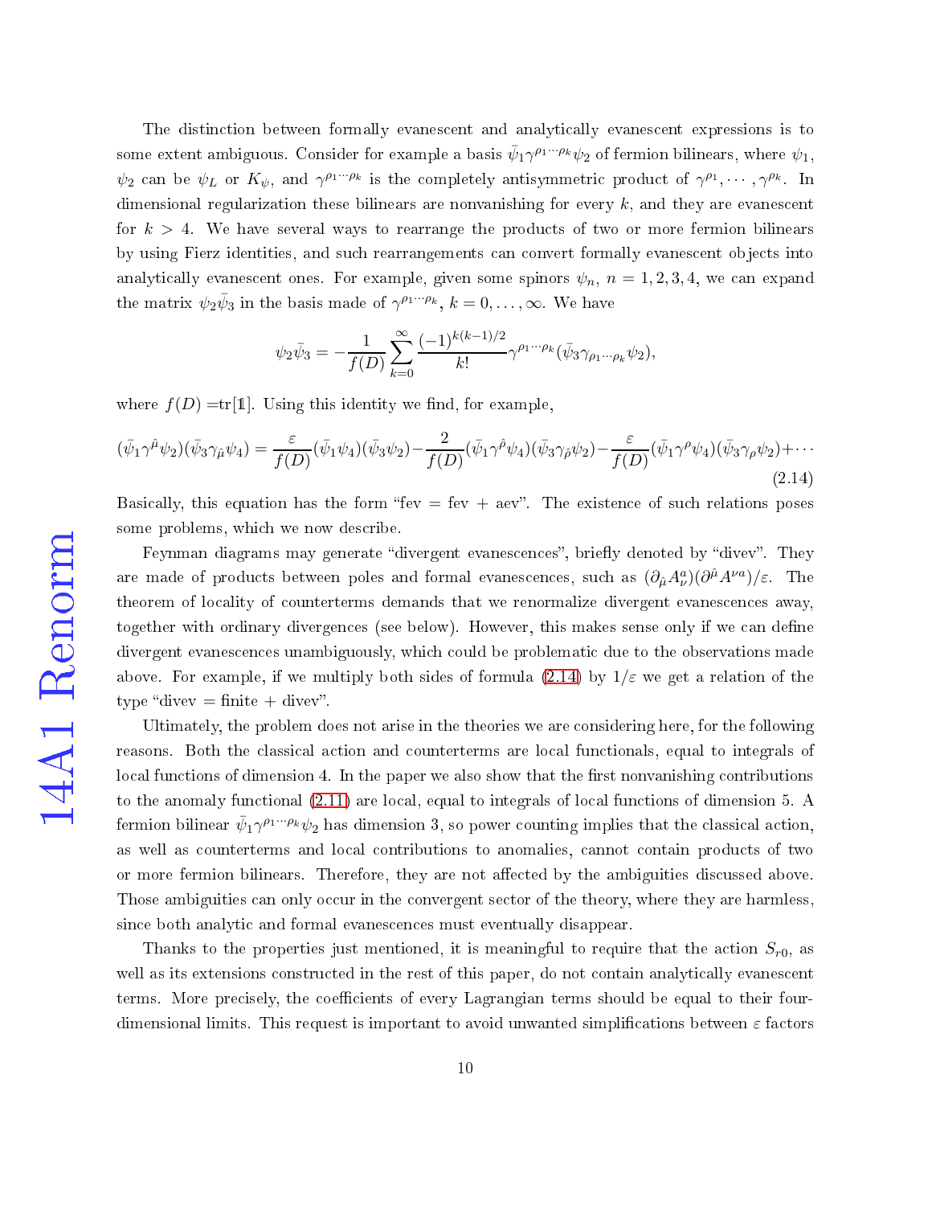The distinction between formally evanescent and analytically evanescent expressions is to some extent ambiguous. Consider for example a basis $\bar{\psi}_1\gamma^{\rho_1\cdots\rho_k}\psi_2$ of fermion bilinears, where $\psi_1$, $\psi_2$ can be $\psi_L$ or $K_\psi$, and $\gamma^{\rho_1\cdots\rho_k}$ is the completely antisymmetric product of $\gamma^{\rho_1},\cdots,\gamma^{\rho_k}$. In dimensional regularization these bilinears are nonvanishing for every $k$, and they are evanescent for $k>4$. We have several ways to rearrange the products of two or more fermion bilinears by using Fierz identities, and such rearrangements can convert formally evanescent objects into analytically evanescent ones. For example, given some spinors $\psi_n$, $n=1,2,3,4$, we can expand the matrix $\psi_2\bar{\psi}_3$ in the basis made of $\gamma^{\rho_1\cdots\rho_k}$, $k=0,\ldots,\infty$. We have

$$\psi_2\bar{\psi}_3=-\frac{1}{f(D)}\sum_{k=0}^{\infty}\frac{(-1)^{k(k-1)/2}}{k!}\gamma^{\rho_1\cdots\rho_k}(\bar{\psi}_3\gamma_{\rho_1\cdots\rho_k}\psi_2),$$

where $f(D)=$tr$[1\!\!1]$. Using this identity we find, for example,

$$(\bar{\psi}_1\gamma^{\hat{\mu}}\psi_2)(\bar{\psi}_3\gamma_{\hat{\mu}}\psi_4)=\frac{\varepsilon}{f(D)}(\bar{\psi}_1\psi_4)(\bar{\psi}_3\psi_2)-\frac{2}{f(D)}(\bar{\psi}_1\gamma^{\hat{\rho}}\psi_4)(\bar{\psi}_3\gamma_{\hat{\rho}}\psi_2)-\frac{\varepsilon}{f(D)}(\bar{\psi}_1\gamma^{\rho}\psi_4)(\bar{\psi}_3\gamma_{\rho}\psi_2)+\cdots \tag{2.14}$$

Basically, this equation has the form "fev = fev + aev". The existence of such relations poses some problems, which we now describe.

Feynman diagrams may generate "divergent evanescences", briefly denoted by "divev". They are made of products between poles and formal evanescences, such as $(\partial_{\hat{\mu}}A_\nu^a)(\partial^{\hat{\mu}}A^{\nu a})/\varepsilon$. The theorem of locality of counterterms demands that we renormalize divergent evanescences away, together with ordinary divergences (see below). However, this makes sense only if we can define divergent evanescences unambiguously, which could be problematic due to the observations made above. For example, if we multiply both sides of formula (2.14) by $1/\varepsilon$ we get a relation of the type "divev = finite + divev".

Ultimately, the problem does not arise in the theories we are considering here, for the following reasons. Both the classical action and counterterms are local functionals, equal to integrals of local functions of dimension 4. In the paper we also show that the first nonvanishing contributions to the anomaly functional (2.11) are local, equal to integrals of local functions of dimension 5. A fermion bilinear $\bar{\psi}_1\gamma^{\rho_1\cdots\rho_k}\psi_2$ has dimension 3, so power counting implies that the classical action, as well as counterterms and local contributions to anomalies, cannot contain products of two or more fermion bilinears. Therefore, they are not affected by the ambiguities discussed above. Those ambiguities can only occur in the convergent sector of the theory, where they are harmless, since both analytic and formal evanescences must eventually disappear.

Thanks to the properties just mentioned, it is meaningful to require that the action $S_{r0}$, as well as its extensions constructed in the rest of this paper, do not contain analytically evanescent terms. More precisely, the coefficients of every Lagrangian terms should be equal to their four-dimensional limits. This request is important to avoid unwanted simplifications between $\varepsilon$ factors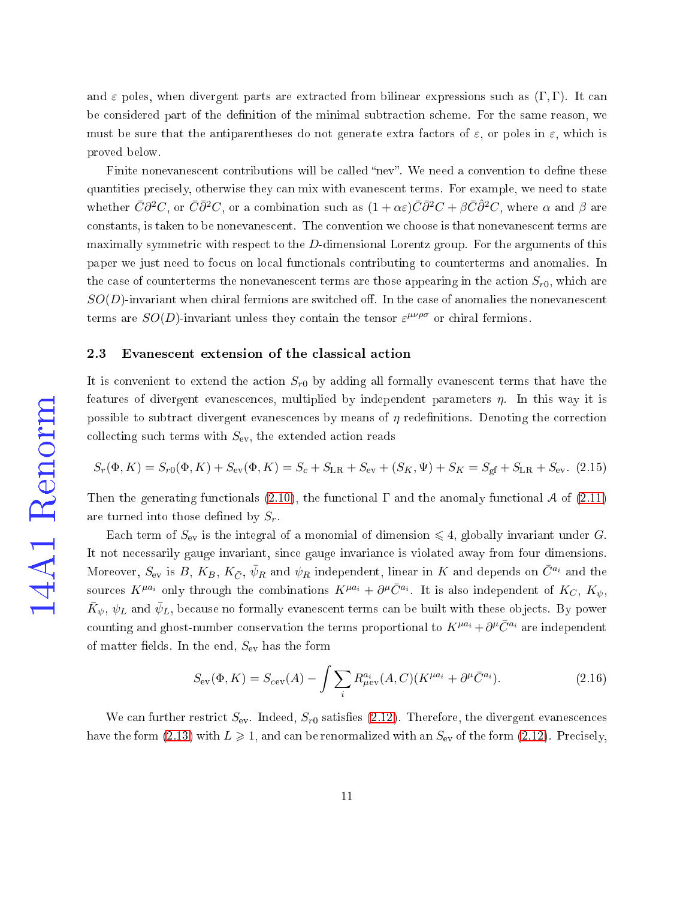and $\varepsilon$ poles, when divergent parts are extracted from bilinear expressions such as $(\Gamma, \Gamma)$. It can be considered part of the definition of the minimal subtraction scheme. For the same reason, we must be sure that the antiparentheses do not generate extra factors of $\varepsilon$, or poles in $\varepsilon$, which is proved below.

Finite nonevanescent contributions will be called "nev". We need a convention to define these quantities precisely, otherwise they can mix with evanescent terms. For example, we need to state whether $\bar{C}\partial^2 C$, or $\bar{C}\bar{\partial}^2 C$, or a combination such as $(1+\alpha\varepsilon)\bar{C}\bar{\partial}^2 C + \beta\bar{C}\hat{\partial}^2 C$, where $\alpha$ and $\beta$ are constants, is taken to be nonevanescent. The convention we choose is that nonevanescent terms are maximally symmetric with respect to the $D$-dimensional Lorentz group. For the arguments of this paper we just need to focus on local functionals contributing to counterterms and anomalies. In the case of counterterms the nonevanescent terms are those appearing in the action $S_{r0}$, which are $SO(D)$-invariant when chiral fermions are switched off. In the case of anomalies the nonevanescent terms are $SO(D)$-invariant unless they contain the tensor $\varepsilon^{\mu\nu\rho\sigma}$ or chiral fermions.

### 2.3 Evanescent extension of the classical action

It is convenient to extend the action $S_{r0}$ by adding all formally evanescent terms that have the features of divergent evanescences, multiplied by independent parameters $\eta$. In this way it is possible to subtract divergent evanescences by means of $\eta$ redefinitions. Denoting the correction collecting such terms with $S_{\text{ev}}$, the extended action reads

$$S_r(\Phi, K) = S_{r0}(\Phi, K) + S_{\text{ev}}(\Phi, K) = S_c + S_{\text{LR}} + S_{\text{ev}} + (S_K, \Psi) + S_K = S_{\text{gf}} + S_{\text{LR}} + S_{\text{ev}}. \quad (2.15)$$

Then the generating functionals (2.10), the functional $\Gamma$ and the anomaly functional $\mathcal{A}$ of (2.11) are turned into those defined by $S_r$.

Each term of $S_{\text{ev}}$ is the integral of a monomial of dimension $\leqslant 4$, globally invariant under $G$. It not necessarily gauge invariant, since gauge invariance is violated away from four dimensions. Moreover, $S_{\text{ev}}$ is $B$, $K_B$, $K_{\bar{C}}$, $\bar{\psi}_R$ and $\psi_R$ independent, linear in $K$ and depends on $\bar{C}^{a_i}$ and the sources $K^{\mu a_i}$ only through the combinations $K^{\mu a_i} + \partial^\mu \bar{C}^{a_i}$. It is also independent of $K_C$, $K_\psi$, $\bar{K}_\psi$, $\psi_L$ and $\bar{\psi}_L$, because no formally evanescent terms can be built with these objects. By power counting and ghost-number conservation the terms proportional to $K^{\mu a_i} + \partial^\mu \bar{C}^{a_i}$ are independent of matter fields. In the end, $S_{\text{ev}}$ has the form

$$S_{\text{ev}}(\Phi, K) = S_{c\text{ev}}(A) - \int \sum_i R^{a_i}_{\mu\text{ev}}(A, C)(K^{\mu a_i} + \partial^\mu \bar{C}^{a_i}). \quad (2.16)$$

We can further restrict $S_{\text{ev}}$. Indeed, $S_{r0}$ satisfies (2.12). Therefore, the divergent evanescences have the form (2.13) with $L \geqslant 1$, and can be renormalized with an $S_{\text{ev}}$ of the form (2.12). Precisely,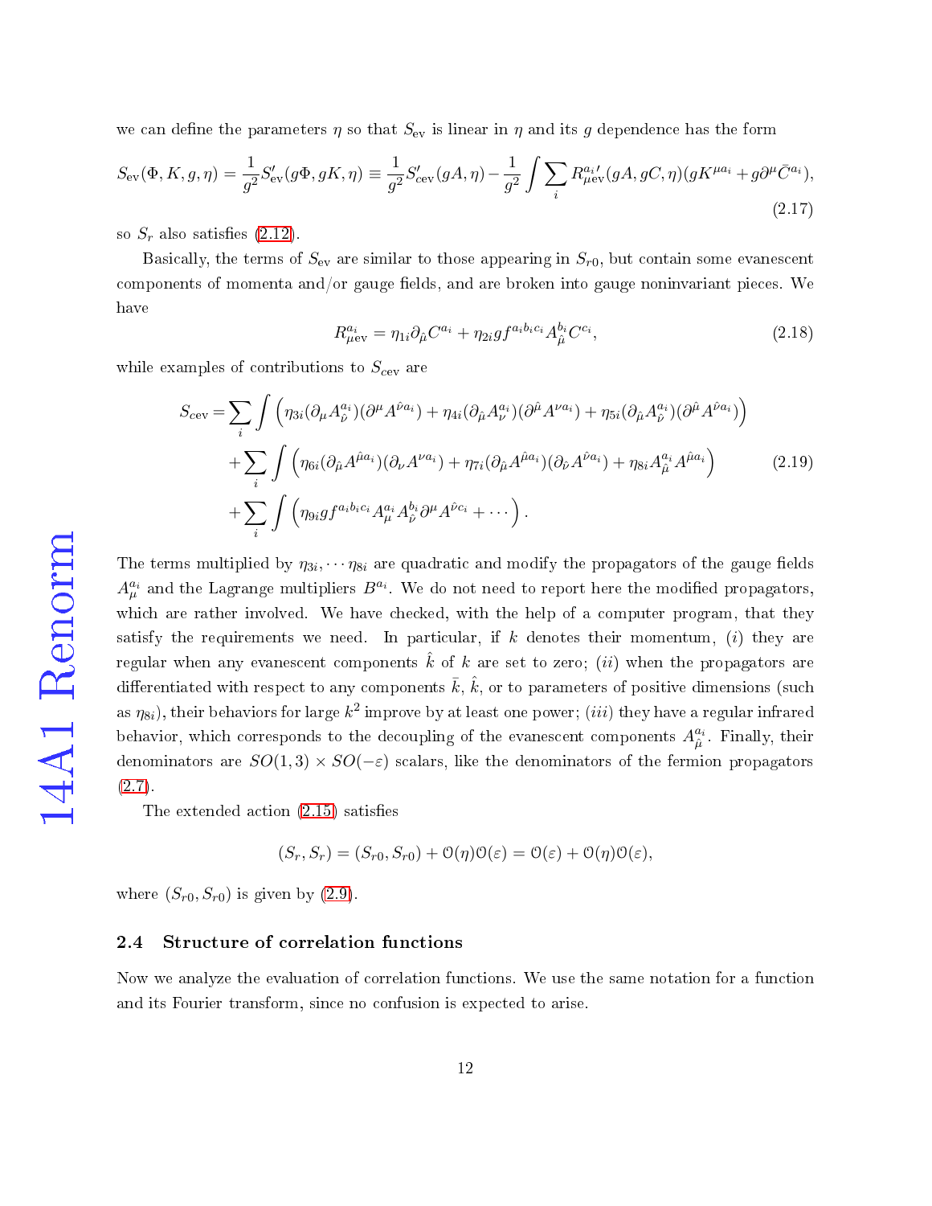we can define the parameters $\eta$ so that $S_{\text{ev}}$ is linear in $\eta$ and its $g$ dependence has the form

$$S_{\text{ev}}(\Phi, K, g, \eta) = \frac{1}{g^2} S'_{\text{ev}}(g\Phi, gK, \eta) \equiv \frac{1}{g^2} S'_{\text{cev}}(gA, \eta) - \frac{1}{g^2} \int \sum_i R^{a_i\prime}_{\mu\text{ev}}(gA, gC, \eta)(gK^{\mu a_i} + g\partial^\mu \bar{C}^{a_i}), \tag{2.17}$$

so $S_r$ also satisfies (2.12).

Basically, the terms of $S_{\text{ev}}$ are similar to those appearing in $S_{r0}$, but contain some evanescent components of momenta and/or gauge fields, and are broken into gauge noninvariant pieces. We have

$$R^{a_i}_{\mu\text{ev}} = \eta_{1i} \partial_{\hat{\mu}} C^{a_i} + \eta_{2i} g f^{a_i b_i c_i} A^{b_i}_{\hat{\mu}} C^{c_i}, \tag{2.18}$$

while examples of contributions to $S_{\text{cev}}$ are

$$\begin{aligned} S_{\text{cev}} = &\sum_i \int \left( \eta_{3i} (\partial_\mu A^{a_i}_{\hat{\nu}})(\partial^\mu A^{\hat{\nu} a_i}) + \eta_{4i} (\partial_{\hat{\mu}} A^{a_i}_{\nu})(\partial^{\hat{\mu}} A^{\nu a_i}) + \eta_{5i} (\partial_{\hat{\mu}} A^{a_i}_{\hat{\nu}})(\partial^{\hat{\mu}} A^{\hat{\nu} a_i}) \right) \\ &+ \sum_i \int \left( \eta_{6i} (\partial_{\hat{\mu}} A^{\hat{\mu} a_i})(\partial_\nu A^{\nu a_i}) + \eta_{7i} (\partial_{\hat{\mu}} A^{\hat{\mu} a_i})(\partial_{\hat{\nu}} A^{\hat{\nu} a_i}) + \eta_{8i} A^{a_i}_{\hat{\mu}} A^{\hat{\mu} a_i} \right) \\ &+ \sum_i \int \left( \eta_{9i} g f^{a_i b_i c_i} A^{a_i}_\mu A^{b_i}_{\hat{\nu}} \partial^\mu A^{\hat{\nu} c_i} + \cdots \right). \end{aligned} \tag{2.19}$$

The terms multiplied by $\eta_{3i}, \cdots \eta_{8i}$ are quadratic and modify the propagators of the gauge fields $A^{a_i}_\mu$ and the Lagrange multipliers $B^{a_i}$. We do not need to report here the modified propagators, which are rather involved. We have checked, with the help of a computer program, that they satisfy the requirements we need. In particular, if $k$ denotes their momentum, $(i)$ they are regular when any evanescent components $\hat{k}$ of $k$ are set to zero; $(ii)$ when the propagators are differentiated with respect to any components $\bar{k}$, $\hat{k}$, or to parameters of positive dimensions (such as $\eta_{8i}$), their behaviors for large $k^2$ improve by at least one power; $(iii)$ they have a regular infrared behavior, which corresponds to the decoupling of the evanescent components $A^{a_i}_{\hat{\mu}}$. Finally, their denominators are $SO(1,3) \times SO(-\varepsilon)$ scalars, like the denominators of the fermion propagators (2.7).

The extended action (2.15) satisfies

$$(S_r, S_r) = (S_{r0}, S_{r0}) + \mathcal{O}(\eta)\mathcal{O}(\varepsilon) = \mathcal{O}(\varepsilon) + \mathcal{O}(\eta)\mathcal{O}(\varepsilon),$$

where $(S_{r0}, S_{r0})$ is given by (2.9).

### 2.4 Structure of correlation functions

Now we analyze the evaluation of correlation functions. We use the same notation for a function and its Fourier transform, since no confusion is expected to arise.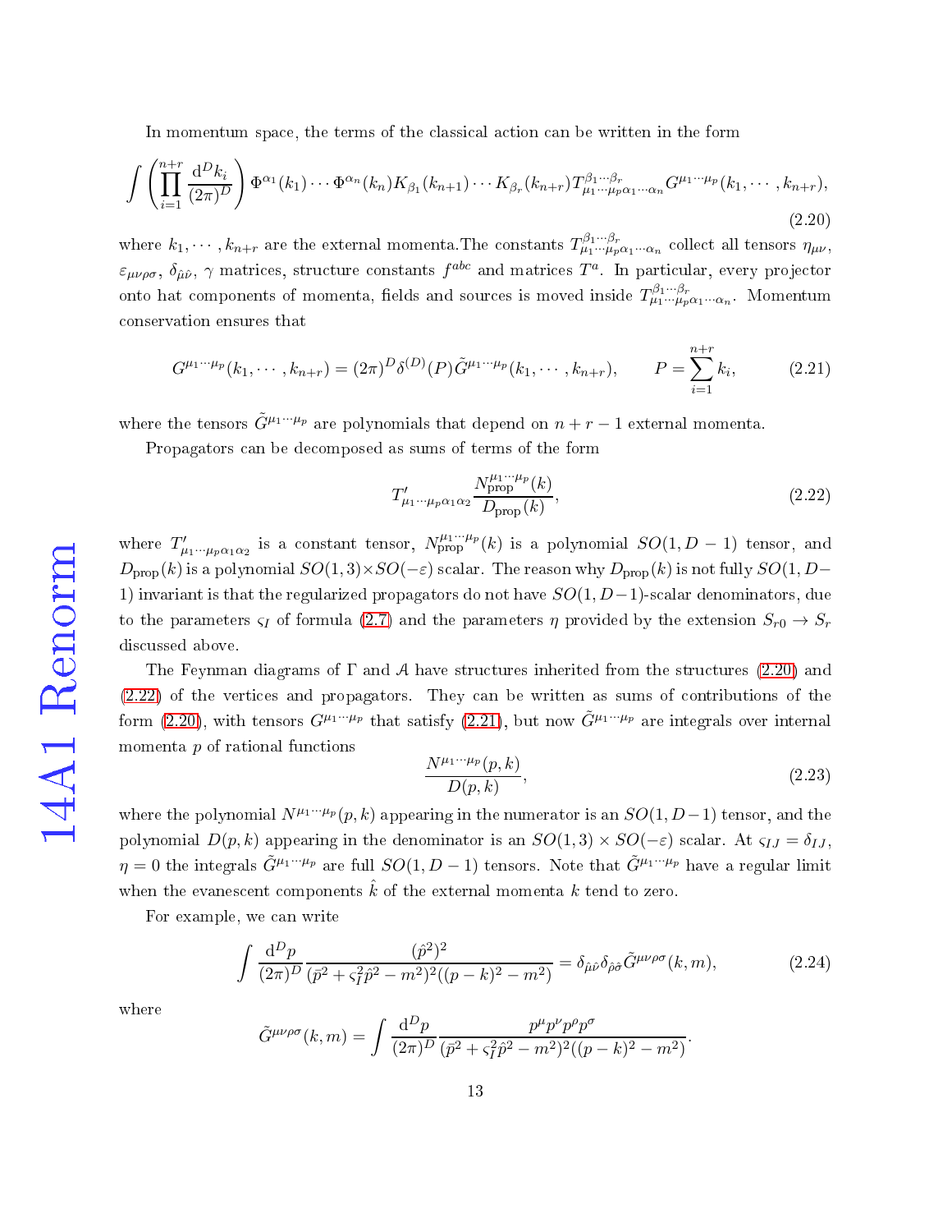In momentum space, the terms of the classical action can be written in the form

$$\int \left(\prod_{i=1}^{n+r} \frac{\mathrm{d}^D k_i}{(2\pi)^D}\right) \Phi^{\alpha_1}(k_1)\cdots\Phi^{\alpha_n}(k_n)K_{\beta_1}(k_{n+1})\cdots K_{\beta_r}(k_{n+r})T^{\beta_1\cdots\beta_r}_{\mu_1\cdots\mu_p\alpha_1\cdots\alpha_n}G^{\mu_1\cdots\mu_p}(k_1,\cdots,k_{n+r}), \tag{2.20}$$

where $k_1,\cdots,k_{n+r}$ are the external momenta.The constants $T^{\beta_1\cdots\beta_r}_{\mu_1\cdots\mu_p\alpha_1\cdots\alpha_n}$ collect all tensors $\eta_{\mu\nu}$, $\varepsilon_{\mu\nu\rho\sigma}$, $\delta_{\hat{\mu}\hat{\nu}}$, $\gamma$ matrices, structure constants $f^{abc}$ and matrices $T^a$. In particular, every projector onto hat components of momenta, fields and sources is moved inside $T^{\beta_1\cdots\beta_r}_{\mu_1\cdots\mu_p\alpha_1\cdots\alpha_n}$. Momentum conservation ensures that

$$G^{\mu_1\cdots\mu_p}(k_1,\cdots,k_{n+r}) = (2\pi)^D\delta^{(D)}(P)\tilde{G}^{\mu_1\cdots\mu_p}(k_1,\cdots,k_{n+r}), \qquad P=\sum_{i=1}^{n+r}k_i, \tag{2.21}$$

where the tensors $\tilde{G}^{\mu_1\cdots\mu_p}$ are polynomials that depend on $n+r-1$ external momenta.

Propagators can be decomposed as sums of terms of the form

$$T'_{\mu_1\cdots\mu_p\alpha_1\alpha_2}\frac{N^{\mu_1\cdots\mu_p}_{\text{prop}}(k)}{D_{\text{prop}}(k)}, \tag{2.22}$$

where $T'_{\mu_1\cdots\mu_p\alpha_1\alpha_2}$ is a constant tensor, $N^{\mu_1\cdots\mu_p}_{\text{prop}}(k)$ is a polynomial $SO(1,D-1)$ tensor, and $D_{\text{prop}}(k)$ is a polynomial $SO(1,3)\times SO(-\varepsilon)$ scalar. The reason why $D_{\text{prop}}(k)$ is not fully $SO(1,D-1)$ invariant is that the regularized propagators do not have $SO(1,D-1)$-scalar denominators, due to the parameters $\varsigma_I$ of formula (2.7) and the parameters $\eta$ provided by the extension $S_{r0}\to S_r$ discussed above.

The Feynman diagrams of $\Gamma$ and $\mathcal{A}$ have structures inherited from the structures (2.20) and (2.22) of the vertices and propagators. They can be written as sums of contributions of the form (2.20), with tensors $G^{\mu_1\cdots\mu_p}$ that satisfy (2.21), but now $\tilde{G}^{\mu_1\cdots\mu_p}$ are integrals over internal momenta $p$ of rational functions

$$\frac{N^{\mu_1\cdots\mu_p}(p,k)}{D(p,k)}, \tag{2.23}$$

where the polynomial $N^{\mu_1\cdots\mu_p}(p,k)$ appearing in the numerator is an $SO(1,D-1)$ tensor, and the polynomial $D(p,k)$ appearing in the denominator is an $SO(1,3)\times SO(-\varepsilon)$ scalar. At $\varsigma_{IJ}=\delta_{IJ}$, $\eta=0$ the integrals $\tilde{G}^{\mu_1\cdots\mu_p}$ are full $SO(1,D-1)$ tensors. Note that $\tilde{G}^{\mu_1\cdots\mu_p}$ have a regular limit when the evanescent components $\hat{k}$ of the external momenta $k$ tend to zero.

For example, we can write

$$\int \frac{\mathrm{d}^D p}{(2\pi)^D}\frac{(\hat{p}^2)^2}{(\bar{p}^2+\varsigma_I^2\hat{p}^2-m^2)^2((p-k)^2-m^2)} = \delta_{\hat{\mu}\hat{\nu}}\delta_{\hat{\rho}\hat{\sigma}}\tilde{G}^{\mu\nu\rho\sigma}(k,m), \tag{2.24}$$

where

$$\tilde{G}^{\mu\nu\rho\sigma}(k,m) = \int \frac{\mathrm{d}^D p}{(2\pi)^D}\frac{p^\mu p^\nu p^\rho p^\sigma}{(\bar{p}^2+\varsigma_I^2\hat{p}^2-m^2)^2((p-k)^2-m^2)}.$$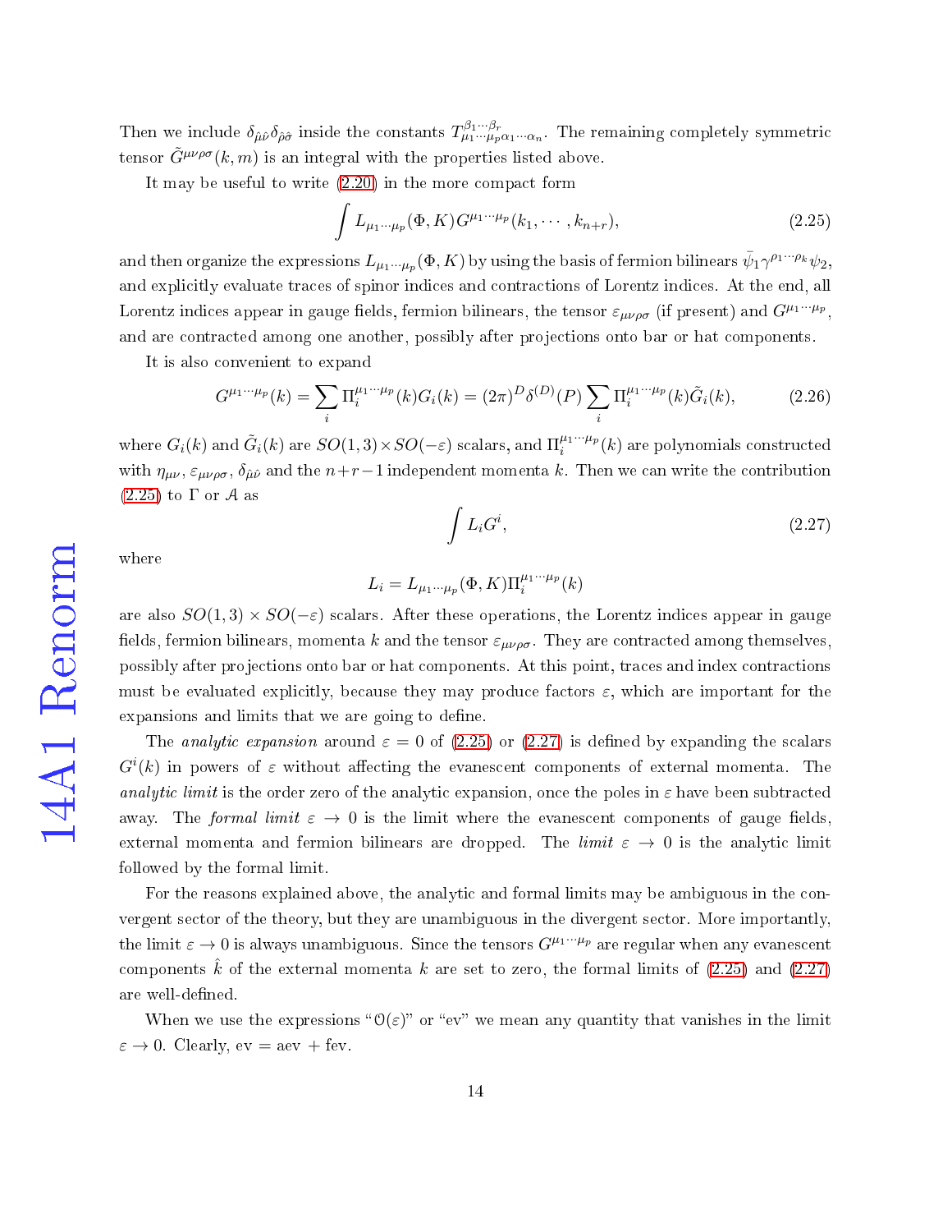Then we include $\delta_{\hat{\mu}\hat{\nu}}\delta_{\hat{\rho}\hat{\sigma}}$ inside the constants $T^{\beta_1\cdots\beta_r}_{\mu_1\cdots\mu_p\alpha_1\cdots\alpha_n}$. The remaining completely symmetric tensor $\tilde{G}^{\mu\nu\rho\sigma}(k,m)$ is an integral with the properties listed above.

It may be useful to write (2.20) in the more compact form

$$\int L_{\mu_1\cdots\mu_p}(\Phi,K)G^{\mu_1\cdots\mu_p}(k_1,\cdots,k_{n+r}), \tag{2.25}$$

and then organize the expressions $L_{\mu_1\cdots\mu_p}(\Phi,K)$ by using the basis of fermion bilinears $\bar{\psi}_1\gamma^{\rho_1\cdots\rho_k}\psi_2$, and explicitly evaluate traces of spinor indices and contractions of Lorentz indices. At the end, all Lorentz indices appear in gauge fields, fermion bilinears, the tensor $\varepsilon_{\mu\nu\rho\sigma}$ (if present) and $G^{\mu_1\cdots\mu_p}$, and are contracted among one another, possibly after projections onto bar or hat components.

It is also convenient to expand

$$G^{\mu_1\cdots\mu_p}(k)=\sum_i\Pi_i^{\mu_1\cdots\mu_p}(k)G_i(k)=(2\pi)^D\delta^{(D)}(P)\sum_i\Pi_i^{\mu_1\cdots\mu_p}(k)\tilde{G}_i(k), \tag{2.26}$$

where $G_i(k)$ and $\tilde{G}_i(k)$ are $SO(1,3)\times SO(-\varepsilon)$ scalars, and $\Pi_i^{\mu_1\cdots\mu_p}(k)$ are polynomials constructed with $\eta_{\mu\nu}$, $\varepsilon_{\mu\nu\rho\sigma}$, $\delta_{\hat{\mu}\hat{\nu}}$ and the $n+r-1$ independent momenta $k$. Then we can write the contribution (2.25) to $\Gamma$ or $\mathcal{A}$ as

$$\int L_iG^i, \tag{2.27}$$

where

$$L_i=L_{\mu_1\cdots\mu_p}(\Phi,K)\Pi_i^{\mu_1\cdots\mu_p}(k)$$

are also $SO(1,3)\times SO(-\varepsilon)$ scalars. After these operations, the Lorentz indices appear in gauge fields, fermion bilinears, momenta $k$ and the tensor $\varepsilon_{\mu\nu\rho\sigma}$. They are contracted among themselves, possibly after projections onto bar or hat components. At this point, traces and index contractions must be evaluated explicitly, because they may produce factors $\varepsilon$, which are important for the expansions and limits that we are going to define.

The *analytic expansion* around $\varepsilon=0$ of (2.25) or (2.27) is defined by expanding the scalars $G^i(k)$ in powers of $\varepsilon$ without affecting the evanescent components of external momenta. The *analytic limit* is the order zero of the analytic expansion, once the poles in $\varepsilon$ have been subtracted away. The *formal limit* $\varepsilon\rightarrow 0$ is the limit where the evanescent components of gauge fields, external momenta and fermion bilinears are dropped. The *limit* $\varepsilon\rightarrow 0$ is the analytic limit followed by the formal limit.

For the reasons explained above, the analytic and formal limits may be ambiguous in the convergent sector of the theory, but they are unambiguous in the divergent sector. More importantly, the limit $\varepsilon\rightarrow 0$ is always unambiguous. Since the tensors $G^{\mu_1\cdots\mu_p}$ are regular when any evanescent components $\hat{k}$ of the external momenta $k$ are set to zero, the formal limits of (2.25) and (2.27) are well-defined.

When we use the expressions "$\mathcal{O}(\varepsilon)$" or "ev" we mean any quantity that vanishes in the limit $\varepsilon\rightarrow 0$. Clearly, ev = aev + fev.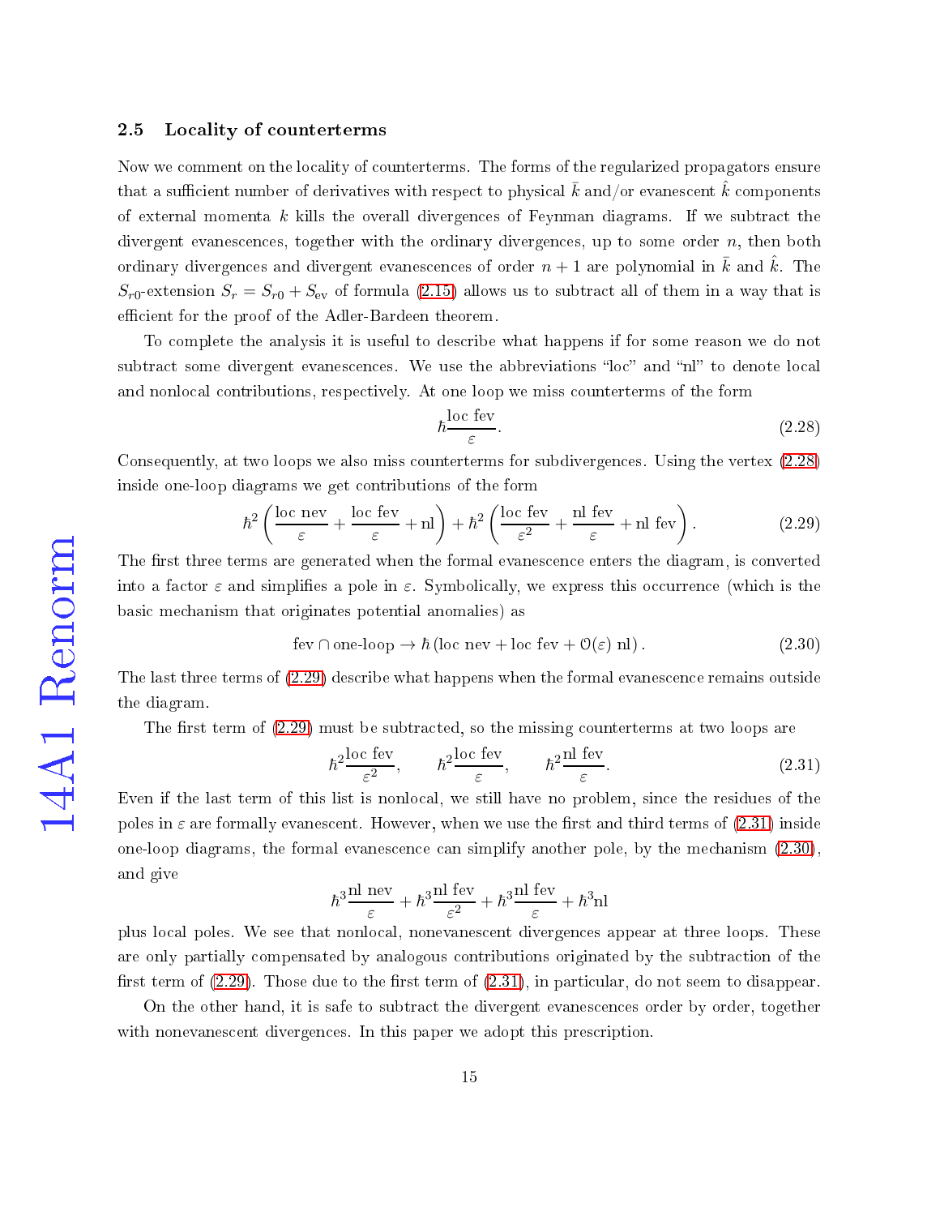### 2.5 Locality of counterterms

Now we comment on the locality of counterterms. The forms of the regularized propagators ensure that a sufficient number of derivatives with respect to physical $\bar{k}$ and/or evanescent $\hat{k}$ components of external momenta $k$ kills the overall divergences of Feynman diagrams. If we subtract the divergent evanescences, together with the ordinary divergences, up to some order $n$, then both ordinary divergences and divergent evanescences of order $n+1$ are polynomial in $\bar{k}$ and $\hat{k}$. The $S_{r0}$-extension $S_r = S_{r0} + S_{\text{ev}}$ of formula (2.15) allows us to subtract all of them in a way that is efficient for the proof of the Adler-Bardeen theorem.

To complete the analysis it is useful to describe what happens if for some reason we do not subtract some divergent evanescences. We use the abbreviations "loc" and "nl" to denote local and nonlocal contributions, respectively. At one loop we miss counterterms of the form

$$\hbar \frac{\text{loc fev}}{\varepsilon}. \tag{2.28}$$

Consequently, at two loops we also miss counterterms for subdivergences. Using the vertex (2.28) inside one-loop diagrams we get contributions of the form

$$\hbar^2 \left( \frac{\text{loc nev}}{\varepsilon} + \frac{\text{loc fev}}{\varepsilon} + \text{nl} \right) + \hbar^2 \left( \frac{\text{loc fev}}{\varepsilon^2} + \frac{\text{nl fev}}{\varepsilon} + \text{nl fev} \right). \tag{2.29}$$

The first three terms are generated when the formal evanescence enters the diagram, is converted into a factor $\varepsilon$ and simplifies a pole in $\varepsilon$. Symbolically, we express this occurrence (which is the basic mechanism that originates potential anomalies) as

$$\text{fev} \cap \text{one-loop} \rightarrow \hbar \left( \text{loc nev} + \text{loc fev} + \mathcal{O}(\varepsilon) \text{ nl} \right). \tag{2.30}$$

The last three terms of (2.29) describe what happens when the formal evanescence remains outside the diagram.

The first term of (2.29) must be subtracted, so the missing counterterms at two loops are

$$\hbar^2 \frac{\text{loc fev}}{\varepsilon^2}, \qquad \hbar^2 \frac{\text{loc fev}}{\varepsilon}, \qquad \hbar^2 \frac{\text{nl fev}}{\varepsilon}. \tag{2.31}$$

Even if the last term of this list is nonlocal, we still have no problem, since the residues of the poles in $\varepsilon$ are formally evanescent. However, when we use the first and third terms of (2.31) inside one-loop diagrams, the formal evanescence can simplify another pole, by the mechanism (2.30), and give

$$\hbar^3 \frac{\text{nl nev}}{\varepsilon} + \hbar^3 \frac{\text{nl fev}}{\varepsilon^2} + \hbar^3 \frac{\text{nl fev}}{\varepsilon} + \hbar^3 \text{nl}$$

plus local poles. We see that nonlocal, nonevanescent divergences appear at three loops. These are only partially compensated by analogous contributions originated by the subtraction of the first term of (2.29). Those due to the first term of (2.31), in particular, do not seem to disappear.

On the other hand, it is safe to subtract the divergent evanescences order by order, together with nonevanescent divergences. In this paper we adopt this prescription.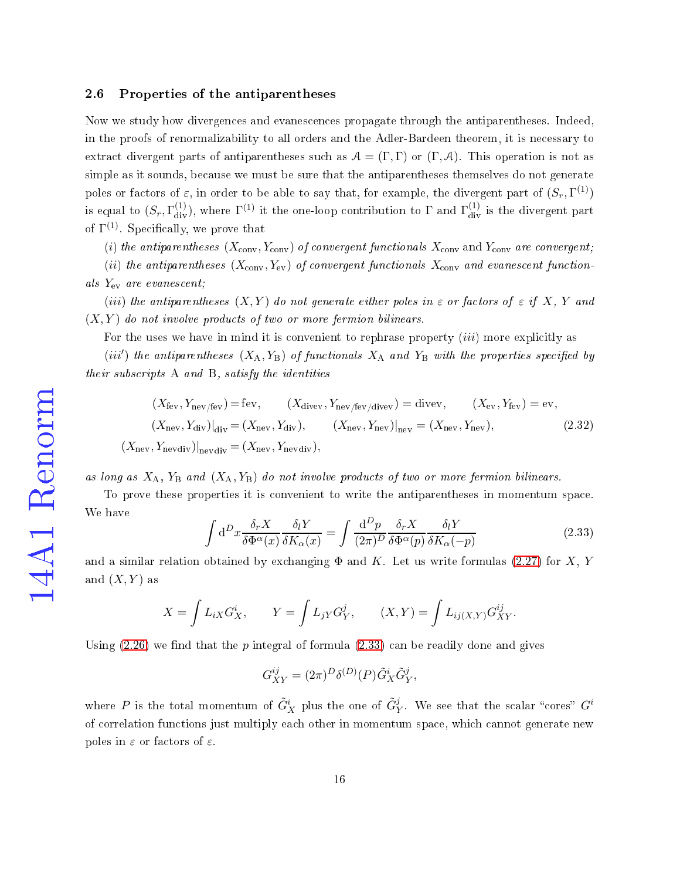### 2.6 Properties of the antiparentheses

Now we study how divergences and evanescences propagate through the antiparentheses. Indeed, in the proofs of renormalizability to all orders and the Adler-Bardeen theorem, it is necessary to extract divergent parts of antiparentheses such as $\mathcal{A} = (\Gamma, \Gamma)$ or $(\Gamma, \mathcal{A})$. This operation is not as simple as it sounds, because we must be sure that the antiparentheses themselves do not generate poles or factors of $\varepsilon$, in order to be able to say that, for example, the divergent part of $(S_r, \Gamma^{(1)})$ is equal to $(S_r, \Gamma^{(1)}_{\text{div}})$, where $\Gamma^{(1)}$ it the one-loop contribution to $\Gamma$ and $\Gamma^{(1)}_{\text{div}}$ is the divergent part of $\Gamma^{(1)}$. Specifically, we prove that

*(i) the antiparentheses* $(X_{\text{conv}}, Y_{\text{conv}})$ *of convergent functionals* $X_{\text{conv}}$ and $Y_{\text{conv}}$ *are convergent;*

*(ii) the antiparentheses* $(X_{\text{conv}}, Y_{\text{ev}})$ *of convergent functionals* $X_{\text{conv}}$ *and evanescent functionals* $Y_{\text{ev}}$ *are evanescent;*

*(iii) the antiparentheses* $(X, Y)$ *do not generate either poles in* $\varepsilon$ *or factors of* $\varepsilon$ *if* $X$, $Y$ *and* $(X, Y)$ *do not involve products of two or more fermion bilinears.*

For the uses we have in mind it is convenient to rephrase property *(iii)* more explicitly as

*(iii′) the antiparentheses* $(X_{\text{A}}, Y_{\text{B}})$ *of functionals* $X_{\text{A}}$ *and* $Y_{\text{B}}$ *with the properties specified by their subscripts* A *and* B*, satisfy the identities*

$$
\begin{aligned}
&(X_{\text{fev}}, Y_{\text{nev/fev}}) = \text{fev}, \qquad (X_{\text{divev}}, Y_{\text{nev/fev/divev}}) = \text{divev}, \qquad (X_{\text{ev}}, Y_{\text{fev}}) = \text{ev}, \\
&(X_{\text{nev}}, Y_{\text{div}})|_{\text{div}} = (X_{\text{nev}}, Y_{\text{div}}), \qquad (X_{\text{nev}}, Y_{\text{nev}})|_{\text{nev}} = (X_{\text{nev}}, Y_{\text{nev}}), \\
&(X_{\text{nev}}, Y_{\text{nevdiv}})|_{\text{nevdiv}} = (X_{\text{nev}}, Y_{\text{nevdiv}}),
\end{aligned}
\tag{2.32}
$$

*as long as* $X_{\text{A}}$, $Y_{\text{B}}$ *and* $(X_{\text{A}}, Y_{\text{B}})$ *do not involve products of two or more fermion bilinears.*

To prove these properties it is convenient to write the antiparentheses in momentum space. We have

$$
\int \mathrm{d}^D x \frac{\delta_r X}{\delta \Phi^\alpha(x)} \frac{\delta_l Y}{\delta K_\alpha(x)} = \int \frac{\mathrm{d}^D p}{(2\pi)^D} \frac{\delta_r X}{\delta \Phi^\alpha(p)} \frac{\delta_l Y}{\delta K_\alpha(-p)}
\tag{2.33}
$$

and a similar relation obtained by exchanging $\Phi$ and $K$. Let us write formulas (2.27) for $X$, $Y$ and $(X, Y)$ as

$$
X = \int L_{iX} G^i_X, \qquad Y = \int L_{jY} G^j_Y, \qquad (X, Y) = \int L_{ij(X,Y)} G^{ij}_{XY}.
$$

Using (2.26) we find that the $p$ integral of formula (2.33) can be readily done and gives

$$
G^{ij}_{XY} = (2\pi)^D \delta^{(D)}(P) \tilde{G}^i_X \tilde{G}^j_Y,
$$

where $P$ is the total momentum of $\tilde{G}^i_X$ plus the one of $\tilde{G}^j_Y$. We see that the scalar "cores" $G^i$ of correlation functions just multiply each other in momentum space, which cannot generate new poles in $\varepsilon$ or factors of $\varepsilon$.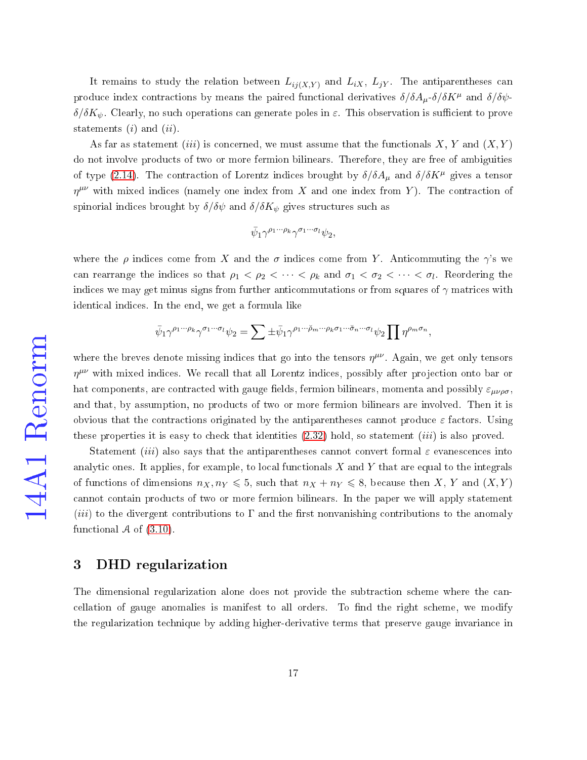It remains to study the relation between $L_{ij(X,Y)}$ and $L_{iX}$, $L_{jY}$. The antiparentheses can produce index contractions by means the paired functional derivatives $\delta/\delta A_\mu$-$\delta/\delta K^\mu$ and $\delta/\delta\psi$-$\delta/\delta K_\psi$. Clearly, no such operations can generate poles in $\varepsilon$. This observation is sufficient to prove statements $(i)$ and $(ii)$.

As far as statement $(iii)$ is concerned, we must assume that the functionals $X$, $Y$ and $(X,Y)$ do not involve products of two or more fermion bilinears. Therefore, they are free of ambiguities of type (2.14). The contraction of Lorentz indices brought by $\delta/\delta A_\mu$ and $\delta/\delta K^\mu$ gives a tensor $\eta^{\mu\nu}$ with mixed indices (namely one index from $X$ and one index from $Y$). The contraction of spinorial indices brought by $\delta/\delta\psi$ and $\delta/\delta K_\psi$ gives structures such as

$$\bar{\psi}_1\gamma^{\rho_1\cdots\rho_k}\gamma^{\sigma_1\cdots\sigma_l}\psi_2,$$

where the $\rho$ indices come from $X$ and the $\sigma$ indices come from $Y$. Anticommuting the $\gamma$'s we can rearrange the indices so that $\rho_1<\rho_2<\cdots<\rho_k$ and $\sigma_1<\sigma_2<\cdots<\sigma_l$. Reordering the indices we may get minus signs from further anticommutations or from squares of $\gamma$ matrices with identical indices. In the end, we get a formula like

$$\bar{\psi}_1\gamma^{\rho_1\cdots\rho_k}\gamma^{\sigma_1\cdots\sigma_l}\psi_2=\sum\pm\bar{\psi}_1\gamma^{\rho_1\cdots\breve{\rho}_m\cdots\rho_k\sigma_1\cdots\breve{\sigma}_n\cdots\sigma_l}\psi_2\prod\eta^{\rho_m\sigma_n},$$

where the breves denote missing indices that go into the tensors $\eta^{\mu\nu}$. Again, we get only tensors $\eta^{\mu\nu}$ with mixed indices. We recall that all Lorentz indices, possibly after projection onto bar or hat components, are contracted with gauge fields, fermion bilinears, momenta and possibly $\varepsilon_{\mu\nu\rho\sigma}$, and that, by assumption, no products of two or more fermion bilinears are involved. Then it is obvious that the contractions originated by the antiparentheses cannot produce $\varepsilon$ factors. Using these properties it is easy to check that identities (2.32) hold, so statement $(iii)$ is also proved.

Statement $(iii)$ also says that the antiparentheses cannot convert formal $\varepsilon$ evanescences into analytic ones. It applies, for example, to local functionals $X$ and $Y$ that are equal to the integrals of functions of dimensions $n_X,n_Y\leqslant 5$, such that $n_X+n_Y\leqslant 8$, because then $X$, $Y$ and $(X,Y)$ cannot contain products of two or more fermion bilinears. In the paper we will apply statement $(iii)$ to the divergent contributions to $\Gamma$ and the first nonvanishing contributions to the anomaly functional $\mathcal{A}$ of (3.10).

## 3 DHD regularization

The dimensional regularization alone does not provide the subtraction scheme where the cancellation of gauge anomalies is manifest to all orders. To find the right scheme, we modify the regularization technique by adding higher-derivative terms that preserve gauge invariance in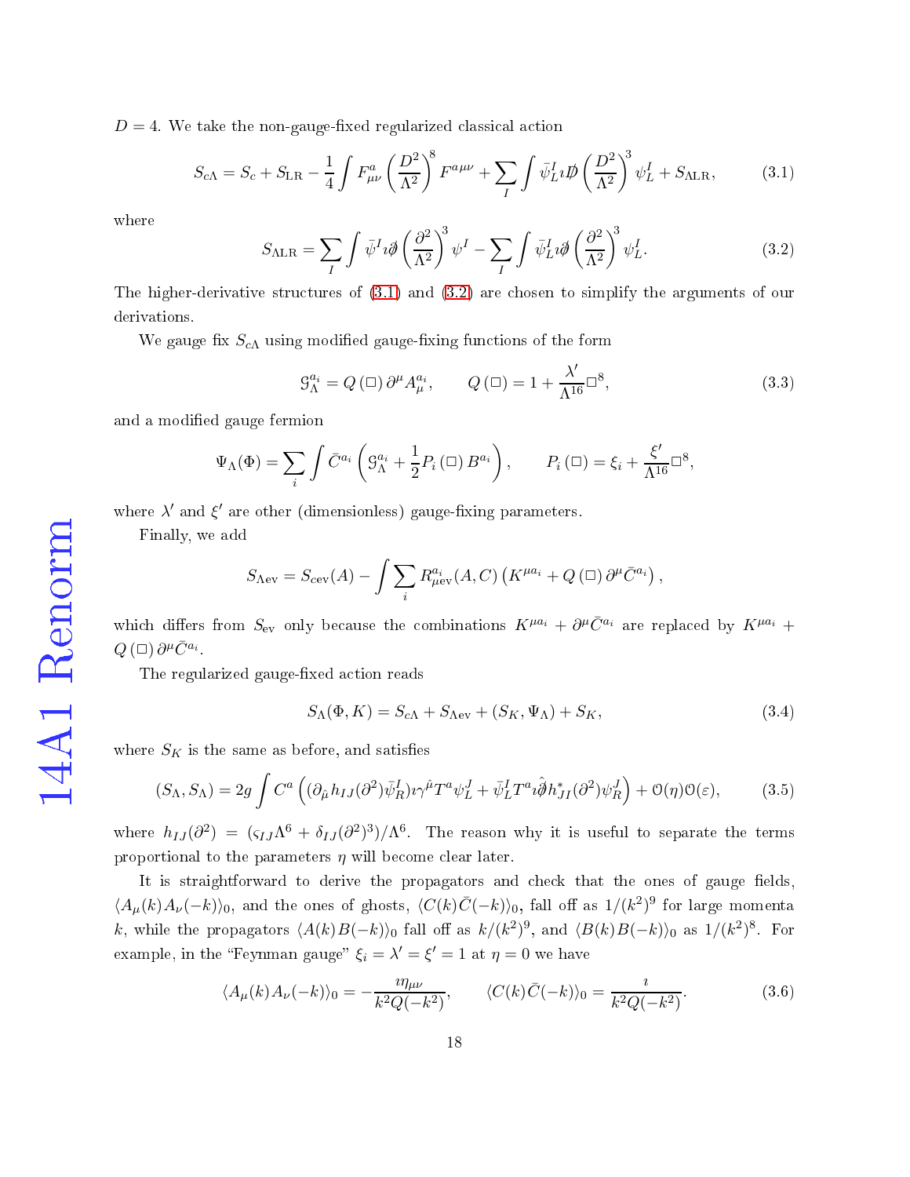$D = 4$. We take the non-gauge-fixed regularized classical action

$$S_{c\Lambda} = S_c + S_{\rm LR} - \frac{1}{4}\int F^a_{\mu\nu}\left(\frac{D^2}{\Lambda^2}\right)^8 F^{a\mu\nu} + \sum_I \int \bar{\psi}^I_L \imath \not{D}\left(\frac{D^2}{\Lambda^2}\right)^3 \psi^I_L + S_{\Lambda{\rm LR}}, \tag{3.1}$$

where

$$S_{\Lambda{\rm LR}} = \sum_I \int \bar{\psi}^I \imath \not{\partial}\left(\frac{\partial^2}{\Lambda^2}\right)^3 \psi^I - \sum_I \int \bar{\psi}^I_L \imath \not{\partial}\left(\frac{\partial^2}{\Lambda^2}\right)^3 \psi^I_L. \tag{3.2}$$

The higher-derivative structures of (3.1) and (3.2) are chosen to simplify the arguments of our derivations.

We gauge fix $S_{c\Lambda}$ using modified gauge-fixing functions of the form

$$\mathcal{G}^{a_i}_\Lambda = Q(\square)\,\partial^\mu A^{a_i}_\mu, \qquad Q(\square) = 1 + \frac{\lambda'}{\Lambda^{16}}\square^8, \tag{3.3}$$

and a modified gauge fermion

$$\Psi_\Lambda(\Phi) = \sum_i \int \bar{C}^{a_i}\left(\mathcal{G}^{a_i}_\Lambda + \frac{1}{2}P_i(\square)\,B^{a_i}\right), \qquad P_i(\square) = \xi_i + \frac{\xi'}{\Lambda^{16}}\square^8,$$

where $\lambda'$ and $\xi'$ are other (dimensionless) gauge-fixing parameters.

Finally, we add

$$S_{\Lambda{\rm ev}} = S_{c{\rm ev}}(A) - \int \sum_i R^{a_i}_{\mu{\rm ev}}(A, C)\left(K^{\mu a_i} + Q(\square)\,\partial^\mu \bar{C}^{a_i}\right),$$

which differs from $S_{\rm ev}$ only because the combinations $K^{\mu a_i} + \partial^\mu \bar{C}^{a_i}$ are replaced by $K^{\mu a_i} + Q(\square)\,\partial^\mu \bar{C}^{a_i}$.

The regularized gauge-fixed action reads

$$S_\Lambda(\Phi, K) = S_{c\Lambda} + S_{\Lambda{\rm ev}} + (S_K, \Psi_\Lambda) + S_K, \tag{3.4}$$

where $S_K$ is the same as before, and satisfies

$$(S_\Lambda, S_\Lambda) = 2g\int C^a\left((\partial_{\hat{\mu}} h_{IJ}(\partial^2)\bar{\psi}^I_R)\imath\gamma^{\hat{\mu}} T^a \psi^J_L + \bar{\psi}^I_L T^a \imath\hat{\not{\partial}} h^*_{JI}(\partial^2)\psi^J_R\right) + \mathcal{O}(\eta)\mathcal{O}(\varepsilon), \tag{3.5}$$

where $h_{IJ}(\partial^2) = (\varsigma_{IJ}\Lambda^6 + \delta_{IJ}(\partial^2)^3)/\Lambda^6$. The reason why it is useful to separate the terms proportional to the parameters $\eta$ will become clear later.

It is straightforward to derive the propagators and check that the ones of gauge fields, $\langle A_\mu(k)A_\nu(-k)\rangle_0$, and the ones of ghosts, $\langle C(k)\bar{C}(-k)\rangle_0$, fall off as $1/(k^2)^9$ for large momenta $k$, while the propagators $\langle A(k)B(-k)\rangle_0$ fall off as $k/(k^2)^9$, and $\langle B(k)B(-k)\rangle_0$ as $1/(k^2)^8$. For example, in the "Feynman gauge" $\xi_i = \lambda' = \xi' = 1$ at $\eta = 0$ we have

$$\langle A_\mu(k)A_\nu(-k)\rangle_0 = -\frac{\imath\eta_{\mu\nu}}{k^2 Q(-k^2)}, \qquad \langle C(k)\bar{C}(-k)\rangle_0 = \frac{\imath}{k^2 Q(-k^2)}. \tag{3.6}$$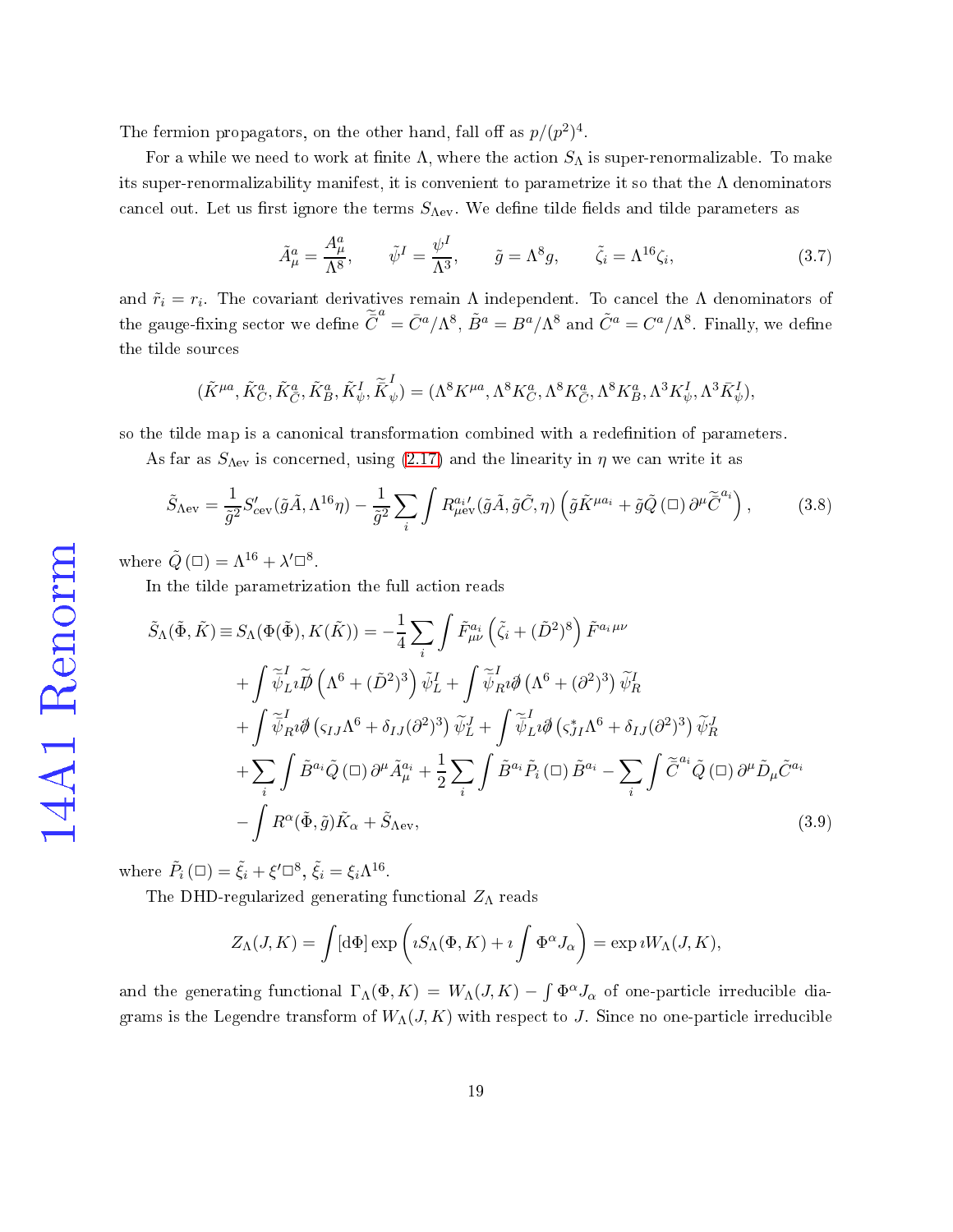The fermion propagators, on the other hand, fall off as $p/(p^2)^4$.

For a while we need to work at finite $\Lambda$, where the action $S_\Lambda$ is super-renormalizable. To make its super-renormalizability manifest, it is convenient to parametrize it so that the $\Lambda$ denominators cancel out. Let us first ignore the terms $S_{\Lambda\text{ev}}$. We define tilde fields and tilde parameters as

$$\tilde{A}_\mu^a = \frac{A_\mu^a}{\Lambda^8}, \qquad \tilde{\psi}^I = \frac{\psi^I}{\Lambda^3}, \qquad \tilde{g} = \Lambda^8 g, \qquad \tilde{\zeta}_i = \Lambda^{16}\zeta_i, \tag{3.7}$$

and $\tilde{r}_i = r_i$. The covariant derivatives remain $\Lambda$ independent. To cancel the $\Lambda$ denominators of the gauge-fixing sector we define $\tilde{\bar{C}}^a = \bar{C}^a/\Lambda^8$, $\tilde{B}^a = B^a/\Lambda^8$ and $\tilde{C}^a = C^a/\Lambda^8$. Finally, we define the tilde sources

$$(\tilde{K}^{\mu a}, \tilde{K}_C^a, \tilde{K}_{\bar{C}}^a, \tilde{K}_B^a, \tilde{K}_\psi^I, \tilde{\bar{K}}_\psi^I) = (\Lambda^8 K^{\mu a}, \Lambda^8 K_C^a, \Lambda^8 K_{\bar{C}}^a, \Lambda^8 K_B^a, \Lambda^3 K_\psi^I, \Lambda^3 \bar{K}_\psi^I),$$

so the tilde map is a canonical transformation combined with a redefinition of parameters.

As far as $S_{\Lambda\text{ev}}$ is concerned, using (2.17) and the linearity in $\eta$ we can write it as

$$\tilde{S}_{\Lambda\text{ev}} = \frac{1}{\tilde{g}^2} S'_{c\text{ev}}(\tilde{g}\tilde{A}, \Lambda^{16}\eta) - \frac{1}{\tilde{g}^2} \sum_i \int R_{\mu\text{ev}}^{a_i\prime}(\tilde{g}\tilde{A}, \tilde{g}\tilde{C}, \eta) \left(\tilde{g}\tilde{K}^{\mu a_i} + \tilde{g}\tilde{Q}(\Box)\,\partial^\mu \tilde{\bar{C}}^{a_i}\right), \tag{3.8}$$

where $\tilde{Q}(\Box) = \Lambda^{16} + \lambda' \Box^8$.

In the tilde parametrization the full action reads

$$\begin{aligned}
\tilde{S}_\Lambda(\tilde{\Phi}, \tilde{K}) \equiv S_\Lambda(\Phi(\tilde{\Phi}), K(\tilde{K})) = &-\frac{1}{4}\sum_i \int \tilde{F}_{\mu\nu}^{a_i}\left(\tilde{\zeta}_i + (\tilde{D}^2)^8\right)\tilde{F}^{a_i\,\mu\nu} \\
&+ \int \tilde{\bar{\psi}}_L^I \imath \tilde{\not{D}}\left(\Lambda^6 + (\tilde{D}^2)^3\right)\tilde{\psi}_L^I + \int \tilde{\bar{\psi}}_R^I \imath \not{\partial}\left(\Lambda^6 + (\partial^2)^3\right)\tilde{\psi}_R^I \\
&+ \int \tilde{\bar{\psi}}_R^I \imath \not{\partial}\left(\varsigma_{IJ}\Lambda^6 + \delta_{IJ}(\partial^2)^3\right)\tilde{\psi}_L^J + \int \tilde{\bar{\psi}}_L^I \imath \not{\partial}\left(\varsigma_{JI}^*\Lambda^6 + \delta_{IJ}(\partial^2)^3\right)\tilde{\psi}_R^J \\
&+ \sum_i \int \tilde{B}^{a_i}\tilde{Q}(\Box)\,\partial^\mu \tilde{A}_\mu^{a_i} + \frac{1}{2}\sum_i \int \tilde{B}^{a_i}\tilde{P}_i(\Box)\,\tilde{B}^{a_i} - \sum_i \int \tilde{\bar{C}}^{a_i}\tilde{Q}(\Box)\,\partial^\mu \tilde{D}_\mu \tilde{C}^{a_i} \\
&- \int R^\alpha(\tilde{\Phi}, \tilde{g})\tilde{K}_\alpha + \tilde{S}_{\Lambda\text{ev}},
\end{aligned} \tag{3.9}$$

where $\tilde{P}_i(\Box) = \tilde{\xi}_i + \xi' \Box^8$, $\tilde{\xi}_i = \xi_i \Lambda^{16}$.

The DHD-regularized generating functional $Z_\Lambda$ reads

$$Z_\Lambda(J, K) = \int [\mathrm{d}\Phi] \exp\left(\imath S_\Lambda(\Phi, K) + \imath \int \Phi^\alpha J_\alpha\right) = \exp \imath W_\Lambda(J, K),$$

and the generating functional $\Gamma_\Lambda(\Phi, K) = W_\Lambda(J, K) - \int \Phi^\alpha J_\alpha$ of one-particle irreducible diagrams is the Legendre transform of $W_\Lambda(J, K)$ with respect to $J$. Since no one-particle irreducible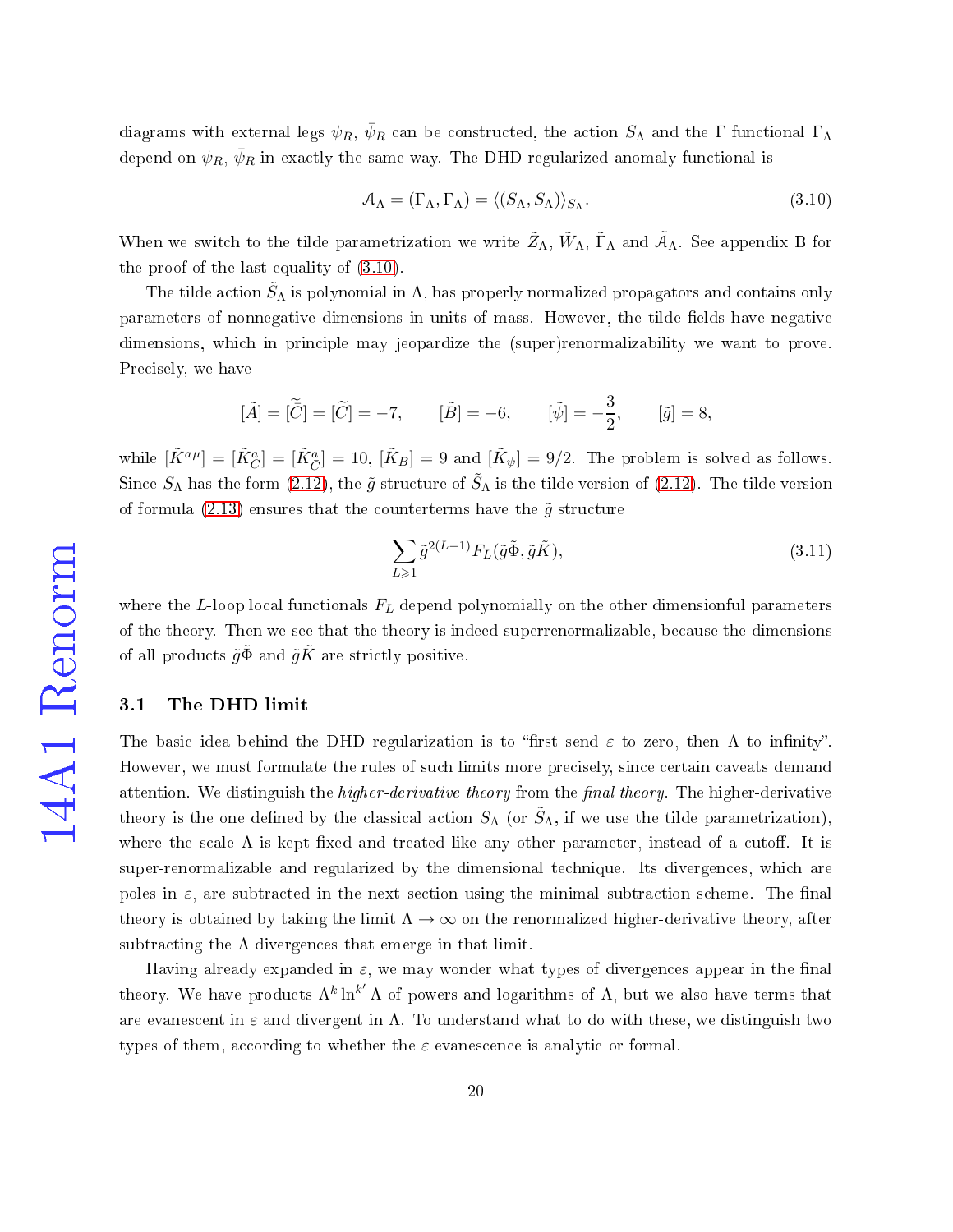diagrams with external legs $\psi_R$, $\bar{\psi}_R$ can be constructed, the action $S_\Lambda$ and the Γ functional $\Gamma_\Lambda$ depend on $\psi_R$, $\bar{\psi}_R$ in exactly the same way. The DHD-regularized anomaly functional is

$$\mathcal{A}_\Lambda = (\Gamma_\Lambda, \Gamma_\Lambda) = \langle (S_\Lambda, S_\Lambda) \rangle_{S_\Lambda}. \tag{3.10}$$

When we switch to the tilde parametrization we write $\tilde{Z}_\Lambda$, $\tilde{W}_\Lambda$, $\tilde{\Gamma}_\Lambda$ and $\tilde{\mathcal{A}}_\Lambda$. See appendix B for the proof of the last equality of (3.10).

The tilde action $\tilde{S}_\Lambda$ is polynomial in Λ, has properly normalized propagators and contains only parameters of nonnegative dimensions in units of mass. However, the tilde fields have negative dimensions, which in principle may jeopardize the (super)renormalizability we want to prove. Precisely, we have

$$[\tilde{A}] = [\tilde{\bar{C}}] = [\tilde{C}] = -7, \qquad [\tilde{B}] = -6, \qquad [\tilde{\psi}] = -\frac{3}{2}, \qquad [\tilde{g}] = 8,$$

while $[\tilde{K}^{a\mu}] = [\tilde{K}^a_C] = [\tilde{K}^a_{\bar{C}}] = 10$, $[\tilde{K}_B] = 9$ and $[\tilde{K}_\psi] = 9/2$. The problem is solved as follows. Since $S_\Lambda$ has the form (2.12), the $\tilde{g}$ structure of $\tilde{S}_\Lambda$ is the tilde version of (2.12). The tilde version of formula (2.13) ensures that the counterterms have the $\tilde{g}$ structure

$$\sum_{L\geqslant 1} \tilde{g}^{2(L-1)} F_L(\tilde{g}\tilde{\Phi}, \tilde{g}\tilde{K}), \tag{3.11}$$

where the $L$-loop local functionals $F_L$ depend polynomially on the other dimensionful parameters of the theory. Then we see that the theory is indeed superrenormalizable, because the dimensions of all products $\tilde{g}\tilde{\Phi}$ and $\tilde{g}\tilde{K}$ are strictly positive.

## 3.1 The DHD limit

The basic idea behind the DHD regularization is to "first send $\varepsilon$ to zero, then Λ to infinity". However, we must formulate the rules of such limits more precisely, since certain caveats demand attention. We distinguish the *higher-derivative theory* from the *final theory*. The higher-derivative theory is the one defined by the classical action $S_\Lambda$ (or $\tilde{S}_\Lambda$, if we use the tilde parametrization), where the scale Λ is kept fixed and treated like any other parameter, instead of a cutoff. It is super-renormalizable and regularized by the dimensional technique. Its divergences, which are poles in $\varepsilon$, are subtracted in the next section using the minimal subtraction scheme. The final theory is obtained by taking the limit $\Lambda \to \infty$ on the renormalized higher-derivative theory, after subtracting the Λ divergences that emerge in that limit.

Having already expanded in $\varepsilon$, we may wonder what types of divergences appear in the final theory. We have products $\Lambda^k \ln^{k'} \Lambda$ of powers and logarithms of Λ, but we also have terms that are evanescent in $\varepsilon$ and divergent in Λ. To understand what to do with these, we distinguish two types of them, according to whether the $\varepsilon$ evanescence is analytic or formal.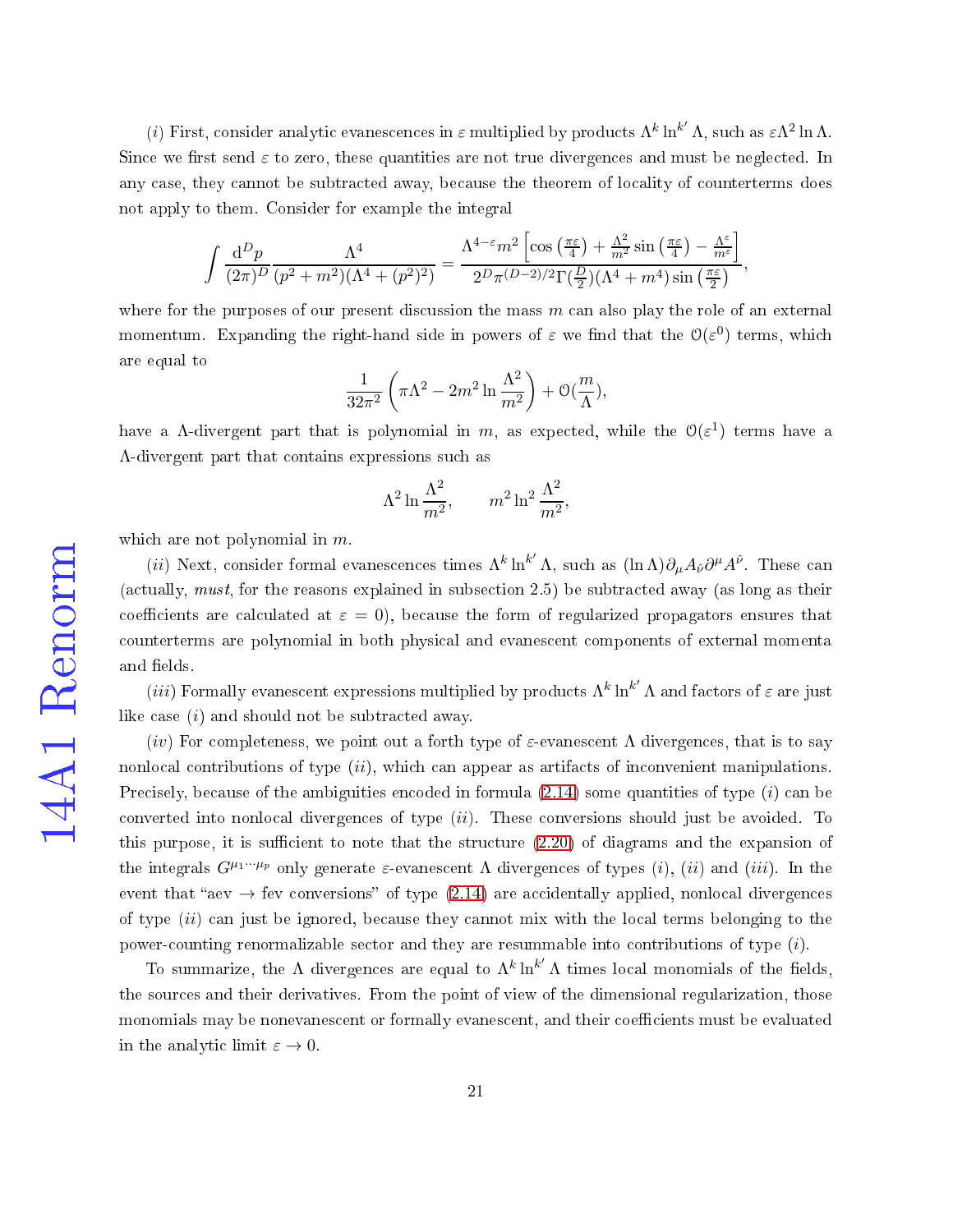$(i)$ First, consider analytic evanescences in $\varepsilon$ multiplied by products $\Lambda^k \ln^{k'} \Lambda$, such as $\varepsilon \Lambda^2 \ln \Lambda$. Since we first send $\varepsilon$ to zero, these quantities are not true divergences and must be neglected. In any case, they cannot be subtracted away, because the theorem of locality of counterterms does not apply to them. Consider for example the integral

$$\int \frac{\mathrm{d}^D p}{(2\pi)^D} \frac{\Lambda^4}{(p^2+m^2)(\Lambda^4+(\bar{p}^2)^2)} = \frac{\Lambda^{4-\varepsilon} m^2 \left[\cos\left(\frac{\pi\varepsilon}{4}\right) + \frac{\Lambda^2}{m^2}\sin\left(\frac{\pi\varepsilon}{4}\right) - \frac{\Lambda^\varepsilon}{m^\varepsilon}\right]}{2^D \pi^{(D-2)/2}\Gamma(\frac{D}{2})(\Lambda^4+m^4)\sin\left(\frac{\pi\varepsilon}{2}\right)},$$

where for the purposes of our present discussion the mass $m$ can also play the role of an external momentum. Expanding the right-hand side in powers of $\varepsilon$ we find that the $\mathcal{O}(\varepsilon^0)$ terms, which are equal to

$$\frac{1}{32\pi^2}\left(\pi\Lambda^2 - 2m^2 \ln\frac{\Lambda^2}{m^2}\right) + \mathcal{O}(\frac{m}{\Lambda}),$$

have a $\Lambda$-divergent part that is polynomial in $m$, as expected, while the $\mathcal{O}(\varepsilon^1)$ terms have a $\Lambda$-divergent part that contains expressions such as

$$\Lambda^2 \ln\frac{\Lambda^2}{m^2}, \qquad m^2 \ln^2\frac{\Lambda^2}{m^2},$$

which are not polynomial in $m$.

$(ii)$ Next, consider formal evanescences times $\Lambda^k \ln^{k'} \Lambda$, such as $(\ln \Lambda)\partial_\mu A_{\hat{\nu}} \partial^\mu A^{\hat{\nu}}$. These can (actually, *must*, for the reasons explained in subsection 2.5) be subtracted away (as long as their coefficients are calculated at $\varepsilon = 0$), because the form of regularized propagators ensures that counterterms are polynomial in both physical and evanescent components of external momenta and fields.

$(iii)$ Formally evanescent expressions multiplied by products $\Lambda^k \ln^{k'} \Lambda$ and factors of $\varepsilon$ are just like case $(i)$ and should not be subtracted away.

$(iv)$ For completeness, we point out a forth type of $\varepsilon$-evanescent $\Lambda$ divergences, that is to say nonlocal contributions of type $(ii)$, which can appear as artifacts of inconvenient manipulations. Precisely, because of the ambiguities encoded in formula (2.14) some quantities of type $(i)$ can be converted into nonlocal divergences of type $(ii)$. These conversions should just be avoided. To this purpose, it is sufficient to note that the structure (2.20) of diagrams and the expansion of the integrals $G^{\mu_1\cdots\mu_p}$ only generate $\varepsilon$-evanescent $\Lambda$ divergences of types $(i)$, $(ii)$ and $(iii)$. In the event that "aev $\rightarrow$ fev conversions" of type (2.14) are accidentally applied, nonlocal divergences of type $(ii)$ can just be ignored, because they cannot mix with the local terms belonging to the power-counting renormalizable sector and they are resummable into contributions of type $(i)$.

To summarize, the $\Lambda$ divergences are equal to $\Lambda^k \ln^{k'} \Lambda$ times local monomials of the fields, the sources and their derivatives. From the point of view of the dimensional regularization, those monomials may be nonevanescent or formally evanescent, and their coefficients must be evaluated in the analytic limit $\varepsilon \rightarrow 0$.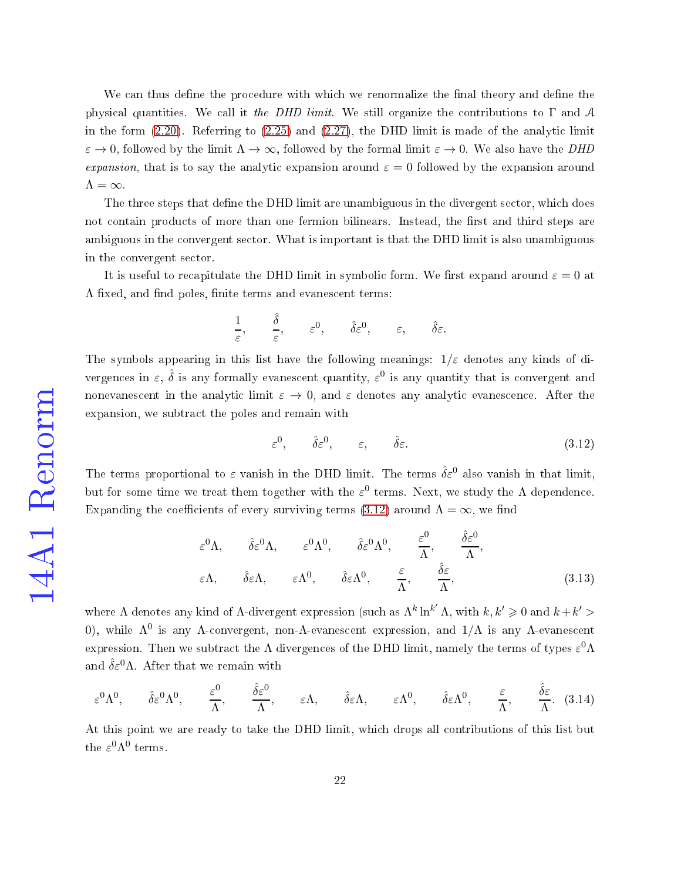We can thus define the procedure with which we renormalize the final theory and define the physical quantities. We call it *the DHD limit*. We still organize the contributions to $\Gamma$ and $\mathcal{A}$ in the form (2.20). Referring to (2.25) and (2.27), the DHD limit is made of the analytic limit $\varepsilon \to 0$, followed by the limit $\Lambda \to \infty$, followed by the formal limit $\varepsilon \to 0$. We also have the *DHD expansion*, that is to say the analytic expansion around $\varepsilon = 0$ followed by the expansion around $\Lambda = \infty$.

The three steps that define the DHD limit are unambiguous in the divergent sector, which does not contain products of more than one fermion bilinears. Instead, the first and third steps are ambiguous in the convergent sector. What is important is that the DHD limit is also unambiguous in the convergent sector.

It is useful to recapitulate the DHD limit in symbolic form. We first expand around $\varepsilon = 0$ at $\Lambda$ fixed, and find poles, finite terms and evanescent terms:

$$\frac{1}{\varepsilon}, \qquad \frac{\hat{\delta}}{\varepsilon}, \qquad \varepsilon^0, \qquad \hat{\delta}\varepsilon^0, \qquad \varepsilon, \qquad \hat{\delta}\varepsilon.$$

The symbols appearing in this list have the following meanings: $1/\varepsilon$ denotes any kinds of divergences in $\varepsilon$, $\hat{\delta}$ is any formally evanescent quantity, $\varepsilon^0$ is any quantity that is convergent and nonevanescent in the analytic limit $\varepsilon \to 0$, and $\varepsilon$ denotes any analytic evanescence. After the expansion, we subtract the poles and remain with

$$\varepsilon^0, \qquad \hat{\delta}\varepsilon^0, \qquad \varepsilon, \qquad \hat{\delta}\varepsilon. \tag{3.12}$$

The terms proportional to $\varepsilon$ vanish in the DHD limit. The terms $\hat{\delta}\varepsilon^0$ also vanish in that limit, but for some time we treat them together with the $\varepsilon^0$ terms. Next, we study the $\Lambda$ dependence. Expanding the coefficients of every surviving terms (3.12) around $\Lambda = \infty$, we find

$$\begin{array}{cccccc} \varepsilon^0\Lambda, & \hat{\delta}\varepsilon^0\Lambda, & \varepsilon^0\Lambda^0, & \hat{\delta}\varepsilon^0\Lambda^0, & \dfrac{\varepsilon^0}{\Lambda}, & \dfrac{\hat{\delta}\varepsilon^0}{\Lambda}, \\ \varepsilon\Lambda, & \hat{\delta}\varepsilon\Lambda, & \varepsilon\Lambda^0, & \hat{\delta}\varepsilon\Lambda^0, & \dfrac{\varepsilon}{\Lambda}, & \dfrac{\hat{\delta}\varepsilon}{\Lambda}, \end{array} \tag{3.13}$$

where $\Lambda$ denotes any kind of $\Lambda$-divergent expression (such as $\Lambda^k \ln^{k'} \Lambda$, with $k, k' \geqslant 0$ and $k + k' > 0$), while $\Lambda^0$ is any $\Lambda$-convergent, non-$\Lambda$-evanescent expression, and $1/\Lambda$ is any $\Lambda$-evanescent expression. Then we subtract the $\Lambda$ divergences of the DHD limit, namely the terms of types $\varepsilon^0\Lambda$ and $\hat{\delta}\varepsilon^0\Lambda$. After that we remain with

$$\varepsilon^0\Lambda^0, \qquad \hat{\delta}\varepsilon^0\Lambda^0, \qquad \frac{\varepsilon^0}{\Lambda}, \qquad \frac{\hat{\delta}\varepsilon^0}{\Lambda}, \qquad \varepsilon\Lambda, \qquad \hat{\delta}\varepsilon\Lambda, \qquad \varepsilon\Lambda^0, \qquad \hat{\delta}\varepsilon\Lambda^0, \qquad \frac{\varepsilon}{\Lambda}, \qquad \frac{\hat{\delta}\varepsilon}{\Lambda}. \tag{3.14}$$

At this point we are ready to take the DHD limit, which drops all contributions of this list but the $\varepsilon^0\Lambda^0$ terms.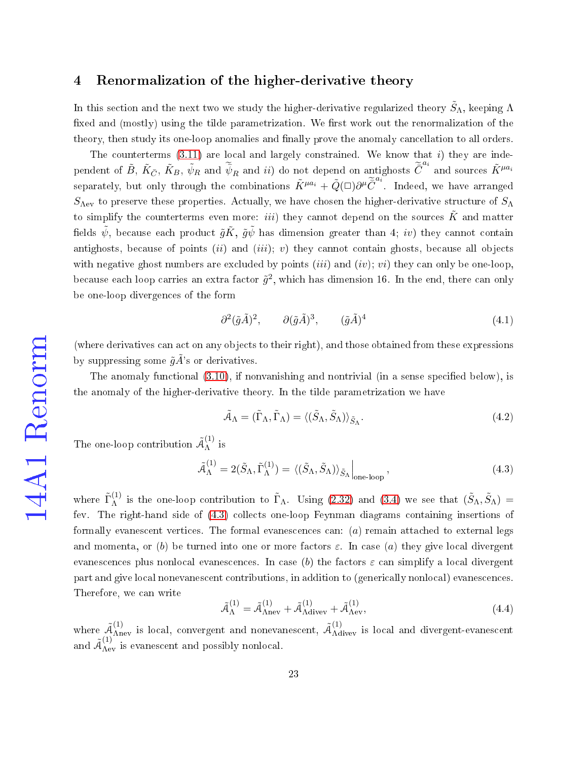## 4 Renormalization of the higher-derivative theory

In this section and the next two we study the higher-derivative regularized theory $\tilde{S}_\Lambda$, keeping $\Lambda$ fixed and (mostly) using the tilde parametrization. We first work out the renormalization of the theory, then study its one-loop anomalies and finally prove the anomaly cancellation to all orders.

The counterterms (3.11) are local and largely constrained. We know that *i*) they are independent of $\tilde{B}$, $\tilde{K}_{\bar{C}}$, $\tilde{K}_B$, $\tilde{\psi}_R$ and $\tilde{\bar{\psi}}_R$ and *ii*) do not depend on antighosts $\tilde{\bar{C}}^{a_i}$ and sources $\tilde{K}^{\mu a_i}$ separately, but only through the combinations $\tilde{K}^{\mu a_i} + \tilde{Q}(\Box)\partial^\mu \tilde{\bar{C}}^{a_i}$. Indeed, we have arranged $S_{\Lambda\text{ev}}$ to preserve these properties. Actually, we have chosen the higher-derivative structure of $S_\Lambda$ to simplify the counterterms even more: *iii*) they cannot depend on the sources $\tilde{K}$ and matter fields $\tilde{\psi}$, because each product $\tilde{g}\tilde{K}$, $\tilde{g}\tilde{\psi}$ has dimension greater than 4; *iv*) they cannot contain antighosts, because of points (*ii*) and (*iii*); *v*) they cannot contain ghosts, because all objects with negative ghost numbers are excluded by points (*iii*) and (*iv*); *vi*) they can only be one-loop, because each loop carries an extra factor $\tilde{g}^2$, which has dimension 16. In the end, there can only be one-loop divergences of the form

$$\partial^2(\tilde{g}\tilde{A})^2, \qquad \partial(\tilde{g}\tilde{A})^3, \qquad (\tilde{g}\tilde{A})^4 \tag{4.1}$$

(where derivatives can act on any objects to their right), and those obtained from these expressions by suppressing some $\tilde{g}\tilde{A}$'s or derivatives.

The anomaly functional (3.10), if nonvanishing and nontrivial (in a sense specified below), is the anomaly of the higher-derivative theory. In the tilde parametrization we have

$$\tilde{\mathcal{A}}_\Lambda = (\tilde{\Gamma}_\Lambda, \tilde{\Gamma}_\Lambda) = \langle(\tilde{S}_\Lambda, \tilde{S}_\Lambda)\rangle_{\tilde{S}_\Lambda}. \tag{4.2}$$

The one-loop contribution $\tilde{\mathcal{A}}_\Lambda^{(1)}$ is

$$\tilde{\mathcal{A}}_\Lambda^{(1)} = 2(\tilde{S}_\Lambda, \tilde{\Gamma}_\Lambda^{(1)}) = \langle(\tilde{S}_\Lambda, \tilde{S}_\Lambda)\rangle_{\tilde{S}_\Lambda}\Big|_{\text{one-loop}}, \tag{4.3}$$

where $\tilde{\Gamma}_\Lambda^{(1)}$ is the one-loop contribution to $\tilde{\Gamma}_\Lambda$. Using (2.32) and (3.4) we see that $(\tilde{S}_\Lambda, \tilde{S}_\Lambda) =$ fev. The right-hand side of (4.3) collects one-loop Feynman diagrams containing insertions of formally evanescent vertices. The formal evanescences can: (*a*) remain attached to external legs and momenta, or (*b*) be turned into one or more factors $\varepsilon$. In case (*a*) they give local divergent evanescences plus nonlocal evanescences. In case (*b*) the factors $\varepsilon$ can simplify a local divergent part and give local nonevanescent contributions, in addition to (generically nonlocal) evanescences. Therefore, we can write

$$\tilde{\mathcal{A}}_\Lambda^{(1)} = \tilde{\mathcal{A}}_{\Lambda\text{nev}}^{(1)} + \tilde{\mathcal{A}}_{\Lambda\text{divev}}^{(1)} + \tilde{\mathcal{A}}_{\Lambda\text{ev}}^{(1)}, \tag{4.4}$$

where $\tilde{\mathcal{A}}_{\Lambda\text{nev}}^{(1)}$ is local, convergent and nonevanescent, $\tilde{\mathcal{A}}_{\Lambda\text{divev}}^{(1)}$ is local and divergent-evanescent and $\tilde{\mathcal{A}}_{\Lambda\text{ev}}^{(1)}$ is evanescent and possibly nonlocal.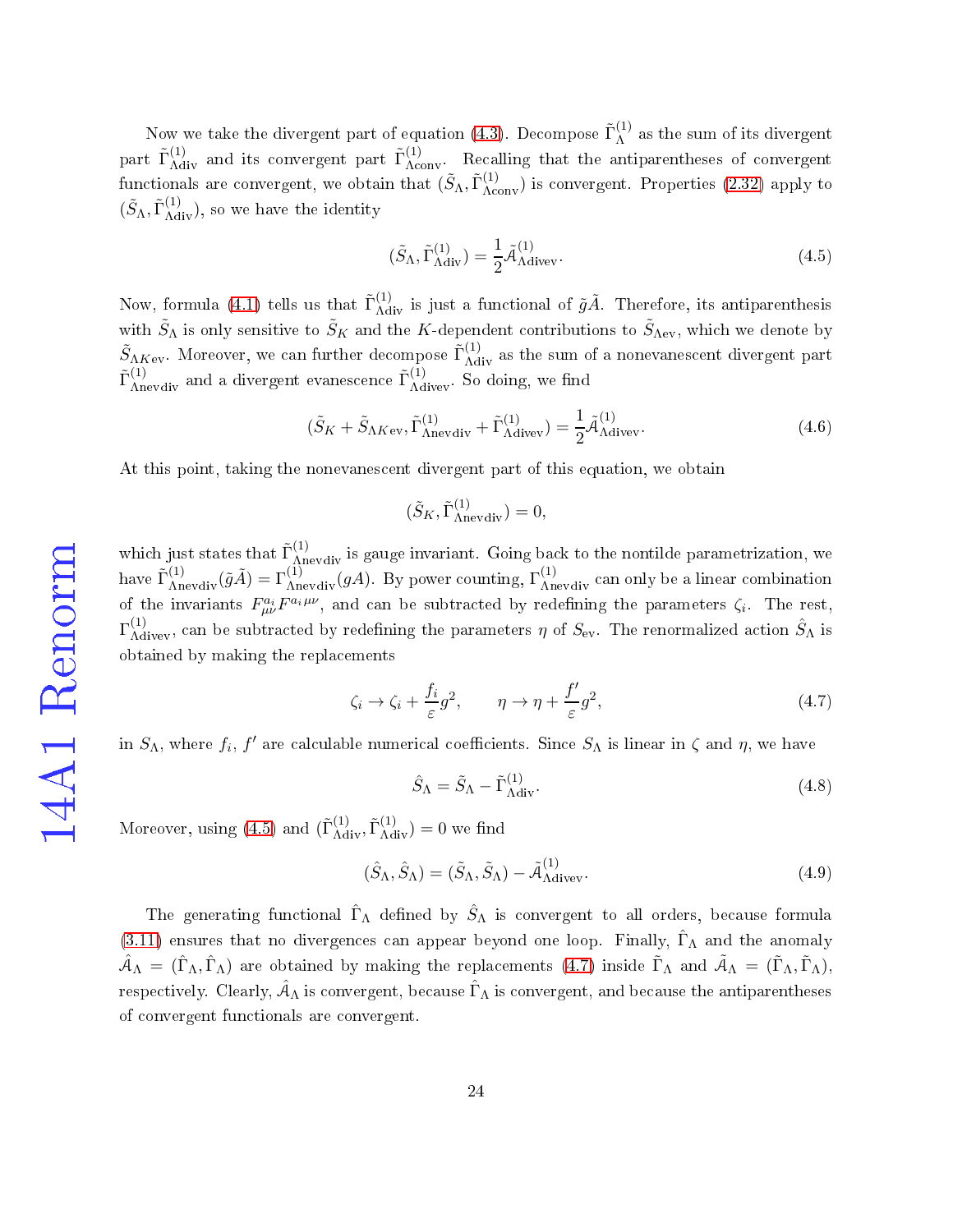Now we take the divergent part of equation (4.3). Decompose $\tilde{\Gamma}_{\Lambda}^{(1)}$ as the sum of its divergent part $\tilde{\Gamma}_{\Lambda\text{div}}^{(1)}$ and its convergent part $\tilde{\Gamma}_{\Lambda\text{conv}}^{(1)}$. Recalling that the antiparentheses of convergent functionals are convergent, we obtain that $(\tilde{S}_{\Lambda}, \tilde{\Gamma}_{\Lambda\text{conv}}^{(1)})$ is convergent. Properties (2.32) apply to $(\tilde{S}_{\Lambda}, \tilde{\Gamma}_{\Lambda\text{div}}^{(1)})$, so we have the identity

$$(\tilde{S}_{\Lambda}, \tilde{\Gamma}_{\Lambda\text{div}}^{(1)}) = \frac{1}{2}\tilde{\mathcal{A}}_{\Lambda\text{divev}}^{(1)}. \tag{4.5}$$

Now, formula (4.1) tells us that $\tilde{\Gamma}_{\Lambda\text{div}}^{(1)}$ is just a functional of $\tilde{g}\tilde{A}$. Therefore, its antiparenthesis with $\tilde{S}_{\Lambda}$ is only sensitive to $\tilde{S}_K$ and the $K$-dependent contributions to $\tilde{S}_{\Lambda\text{ev}}$, which we denote by $\tilde{S}_{\Lambda K\text{ev}}$. Moreover, we can further decompose $\tilde{\Gamma}_{\Lambda\text{div}}^{(1)}$ as the sum of a nonevanescent divergent part $\tilde{\Gamma}_{\Lambda\text{nevdiv}}^{(1)}$ and a divergent evanescence $\tilde{\Gamma}_{\Lambda\text{divev}}^{(1)}$. So doing, we find

$$(\tilde{S}_K + \tilde{S}_{\Lambda K\text{ev}}, \tilde{\Gamma}_{\Lambda\text{nevdiv}}^{(1)} + \tilde{\Gamma}_{\Lambda\text{divev}}^{(1)}) = \frac{1}{2}\tilde{\mathcal{A}}_{\Lambda\text{divev}}^{(1)}. \tag{4.6}$$

At this point, taking the nonevanescent divergent part of this equation, we obtain

$$(\tilde{S}_K, \tilde{\Gamma}_{\Lambda\text{nevdiv}}^{(1)}) = 0,$$

which just states that $\tilde{\Gamma}_{\Lambda\text{nevdiv}}^{(1)}$ is gauge invariant. Going back to the nontilde parametrization, we have $\tilde{\Gamma}_{\Lambda\text{nevdiv}}^{(1)}(\tilde{g}\tilde{A}) = \Gamma_{\Lambda\text{nevdiv}}^{(1)}(gA)$. By power counting, $\Gamma_{\Lambda\text{nevdiv}}^{(1)}$ can only be a linear combination of the invariants $F_{\mu\nu}^{a_i}F^{a_i\mu\nu}$, and can be subtracted by redefining the parameters $\zeta_i$. The rest, $\Gamma_{\Lambda\text{divev}}^{(1)}$, can be subtracted by redefining the parameters $\eta$ of $S_{\text{ev}}$. The renormalized action $\hat{S}_{\Lambda}$ is obtained by making the replacements

$$\zeta_i \rightarrow \zeta_i + \frac{f_i}{\varepsilon}g^2, \qquad \eta \rightarrow \eta + \frac{f'}{\varepsilon}g^2, \tag{4.7}$$

in $S_{\Lambda}$, where $f_i$, $f'$ are calculable numerical coefficients. Since $S_{\Lambda}$ is linear in $\zeta$ and $\eta$, we have

$$\hat{S}_{\Lambda} = \tilde{S}_{\Lambda} - \tilde{\Gamma}_{\Lambda\text{div}}^{(1)}. \tag{4.8}$$

Moreover, using (4.5) and $(\tilde{\Gamma}_{\Lambda\text{div}}^{(1)}, \tilde{\Gamma}_{\Lambda\text{div}}^{(1)}) = 0$ we find

$$(\hat{S}_{\Lambda}, \hat{S}_{\Lambda}) = (\tilde{S}_{\Lambda}, \tilde{S}_{\Lambda}) - \tilde{\mathcal{A}}_{\Lambda\text{divev}}^{(1)}. \tag{4.9}$$

The generating functional $\hat{\Gamma}_{\Lambda}$ defined by $\hat{S}_{\Lambda}$ is convergent to all orders, because formula (3.11) ensures that no divergences can appear beyond one loop. Finally, $\hat{\Gamma}_{\Lambda}$ and the anomaly $\hat{\mathcal{A}}_{\Lambda} = (\hat{\Gamma}_{\Lambda}, \hat{\Gamma}_{\Lambda})$ are obtained by making the replacements (4.7) inside $\tilde{\Gamma}_{\Lambda}$ and $\tilde{\mathcal{A}}_{\Lambda} = (\tilde{\Gamma}_{\Lambda}, \tilde{\Gamma}_{\Lambda})$, respectively. Clearly, $\hat{\mathcal{A}}_{\Lambda}$ is convergent, because $\hat{\Gamma}_{\Lambda}$ is convergent, and because the antiparentheses of convergent functionals are convergent.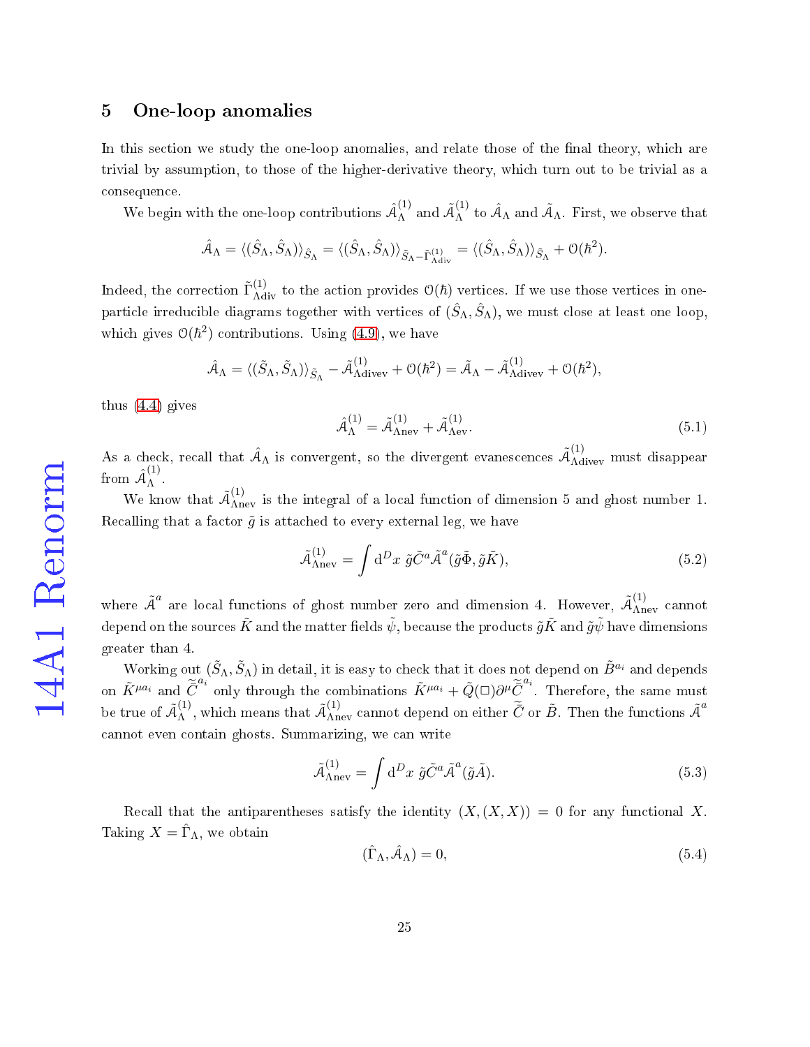## 5 One-loop anomalies

In this section we study the one-loop anomalies, and relate those of the final theory, which are trivial by assumption, to those of the higher-derivative theory, which turn out to be trivial as a consequence.

We begin with the one-loop contributions $\hat{\mathcal{A}}_\Lambda^{(1)}$ and $\tilde{\mathcal{A}}_\Lambda^{(1)}$ to $\hat{\mathcal{A}}_\Lambda$ and $\tilde{\mathcal{A}}_\Lambda$. First, we observe that

$$\hat{\mathcal{A}}_\Lambda = \langle(\hat{S}_\Lambda, \hat{S}_\Lambda)\rangle_{\hat{S}_\Lambda} = \langle(\hat{S}_\Lambda, \hat{S}_\Lambda)\rangle_{\tilde{S}_\Lambda - \tilde{\Gamma}^{(1)}_{\Lambda\mathrm{div}}} = \langle(\hat{S}_\Lambda, \hat{S}_\Lambda)\rangle_{\tilde{S}_\Lambda} + \mathcal{O}(\hbar^2).$$

Indeed, the correction $\tilde{\Gamma}^{(1)}_{\Lambda\mathrm{div}}$ to the action provides $\mathcal{O}(\hbar)$ vertices. If we use those vertices in one-particle irreducible diagrams together with vertices of $(\hat{S}_\Lambda, \hat{S}_\Lambda)$, we must close at least one loop, which gives $\mathcal{O}(\hbar^2)$ contributions. Using (4.9), we have

$$\hat{\mathcal{A}}_\Lambda = \langle(\tilde{S}_\Lambda, \tilde{S}_\Lambda)\rangle_{\tilde{S}_\Lambda} - \tilde{\mathcal{A}}^{(1)}_{\Lambda\mathrm{divev}} + \mathcal{O}(\hbar^2) = \tilde{\mathcal{A}}_\Lambda - \tilde{\mathcal{A}}^{(1)}_{\Lambda\mathrm{divev}} + \mathcal{O}(\hbar^2),$$

thus (4.4) gives

$$\hat{\mathcal{A}}_\Lambda^{(1)} = \tilde{\mathcal{A}}^{(1)}_{\Lambda\mathrm{nev}} + \tilde{\mathcal{A}}^{(1)}_{\Lambda\mathrm{ev}}. \tag{5.1}$$

As a check, recall that $\hat{\mathcal{A}}_\Lambda$ is convergent, so the divergent evanescences $\tilde{\mathcal{A}}^{(1)}_{\Lambda\mathrm{divev}}$ must disappear from $\hat{\mathcal{A}}_\Lambda^{(1)}$.

We know that $\tilde{\mathcal{A}}^{(1)}_{\Lambda\mathrm{nev}}$ is the integral of a local function of dimension 5 and ghost number 1. Recalling that a factor $\tilde{g}$ is attached to every external leg, we have

$$\tilde{\mathcal{A}}^{(1)}_{\Lambda\mathrm{nev}} = \int \mathrm{d}^D x \ \tilde{g}\tilde{C}^a \tilde{\mathcal{A}}^a(\tilde{g}\tilde{\Phi}, \tilde{g}\tilde{K}), \tag{5.2}$$

where $\tilde{\mathcal{A}}^a$ are local functions of ghost number zero and dimension 4. However, $\tilde{\mathcal{A}}^{(1)}_{\Lambda\mathrm{nev}}$ cannot depend on the sources $\tilde{K}$ and the matter fields $\tilde{\psi}$, because the products $\tilde{g}\tilde{K}$ and $\tilde{g}\tilde{\psi}$ have dimensions greater than 4.

Working out $(\tilde{S}_\Lambda, \tilde{S}_\Lambda)$ in detail, it is easy to check that it does not depend on $\tilde{B}^{a_i}$ and depends on $\tilde{K}^{\mu a_i}$ and $\tilde{\bar{C}}^{a_i}$ only through the combinations $\tilde{K}^{\mu a_i} + \tilde{Q}(\Box)\partial^\mu \tilde{\bar{C}}^{a_i}$. Therefore, the same must be true of $\tilde{\mathcal{A}}_\Lambda^{(1)}$, which means that $\tilde{\mathcal{A}}^{(1)}_{\Lambda\mathrm{nev}}$ cannot depend on either $\tilde{\bar{C}}$ or $\tilde{B}$. Then the functions $\tilde{\mathcal{A}}^a$ cannot even contain ghosts. Summarizing, we can write

$$\tilde{\mathcal{A}}^{(1)}_{\Lambda\mathrm{nev}} = \int \mathrm{d}^D x \ \tilde{g}\tilde{C}^a \tilde{\mathcal{A}}^a(\tilde{g}\tilde{A}). \tag{5.3}$$

Recall that the antiparentheses satisfy the identity $(X, (X, X)) = 0$ for any functional $X$. Taking $X = \hat{\Gamma}_\Lambda$, we obtain

$$(\hat{\Gamma}_\Lambda, \hat{\mathcal{A}}_\Lambda) = 0, \tag{5.4}$$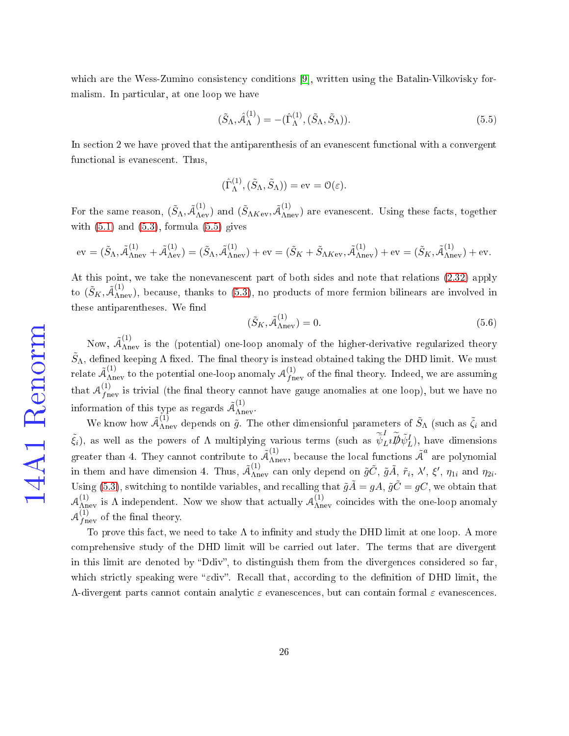which are the Wess-Zumino consistency conditions [9], written using the Batalin-Vilkovisky formalism. In particular, at one loop we have

$$(\tilde{S}_\Lambda, \hat{\mathcal{A}}_\Lambda^{(1)}) = -(\hat{\Gamma}_\Lambda^{(1)}, (\tilde{S}_\Lambda, \tilde{S}_\Lambda)). \tag{5.5}$$

In section 2 we have proved that the antiparenthesis of an evanescent functional with a convergent functional is evanescent. Thus,

$$(\hat{\Gamma}_\Lambda^{(1)}, (\tilde{S}_\Lambda, \tilde{S}_\Lambda)) = \text{ev} = \mathcal{O}(\varepsilon).$$

For the same reason, $(\tilde{S}_\Lambda, \tilde{\mathcal{A}}_{\Lambda\text{ev}}^{(1)})$ and $(\tilde{S}_{\Lambda K\text{ev}}, \tilde{\mathcal{A}}_{\Lambda\text{nev}}^{(1)})$ are evanescent. Using these facts, together with (5.1) and (5.3), formula (5.5) gives

$$\text{ev} = (\tilde{S}_\Lambda, \tilde{\mathcal{A}}_{\Lambda\text{nev}}^{(1)} + \tilde{\mathcal{A}}_{\Lambda\text{ev}}^{(1)}) = (\tilde{S}_\Lambda, \tilde{\mathcal{A}}_{\Lambda\text{nev}}^{(1)}) + \text{ev} = (\tilde{S}_K + \tilde{S}_{\Lambda K\text{ev}}, \tilde{\mathcal{A}}_{\Lambda\text{nev}}^{(1)}) + \text{ev} = (\tilde{S}_K, \tilde{\mathcal{A}}_{\Lambda\text{nev}}^{(1)}) + \text{ev}.$$

At this point, we take the nonevanescent part of both sides and note that relations (2.32) apply to $(\tilde{S}_K, \tilde{\mathcal{A}}_{\Lambda\text{nev}}^{(1)})$, because, thanks to (5.3), no products of more fermion bilinears are involved in these antiparentheses. We find

$$(\tilde{S}_K, \tilde{\mathcal{A}}_{\Lambda\text{nev}}^{(1)}) = 0. \tag{5.6}$$

Now, $\tilde{\mathcal{A}}_{\Lambda\text{nev}}^{(1)}$ is the (potential) one-loop anomaly of the higher-derivative regularized theory $\tilde{S}_\Lambda$, defined keeping $\Lambda$ fixed. The final theory is instead obtained taking the DHD limit. We must relate $\tilde{\mathcal{A}}_{\Lambda\text{nev}}^{(1)}$ to the potential one-loop anomaly $\mathcal{A}_{f\text{nev}}^{(1)}$ of the final theory. Indeed, we are assuming that $\mathcal{A}_{f\text{nev}}^{(1)}$ is trivial (the final theory cannot have gauge anomalies at one loop), but we have no information of this type as regards $\tilde{\mathcal{A}}_{\Lambda\text{nev}}^{(1)}$.

We know how $\tilde{\mathcal{A}}_{\Lambda\text{nev}}^{(1)}$ depends on $\tilde{g}$. The other dimensionful parameters of $\tilde{S}_\Lambda$ (such as $\tilde{\zeta}_i$ and $\tilde{\xi}_i$), as well as the powers of $\Lambda$ multiplying various terms (such as $\bar{\tilde{\psi}}_L^I i\tilde{\bar{\partial\!\!\!/}}\tilde{\psi}_L^I$), have dimensions greater than 4. They cannot contribute to $\tilde{\mathcal{A}}_{\Lambda\text{nev}}^{(1)}$, because the local functions $\tilde{\mathcal{A}}^a$ are polynomial in them and have dimension 4. Thus, $\tilde{\mathcal{A}}_{\Lambda\text{nev}}^{(1)}$ can only depend on $\tilde{g}\tilde{C}$, $\tilde{g}\tilde{A}$, $\tilde{r}_i$, $\lambda'$, $\xi'$, $\eta_{1i}$ and $\eta_{2i}$. Using (5.3), switching to nontilde variables, and recalling that $\tilde{g}\tilde{A} = gA$, $\tilde{g}\tilde{C} = gC$, we obtain that $\mathcal{A}_{\Lambda\text{nev}}^{(1)}$ is $\Lambda$ independent. Now we show that actually $\mathcal{A}_{\Lambda\text{nev}}^{(1)}$ coincides with the one-loop anomaly $\mathcal{A}_{f\text{nev}}^{(1)}$ of the final theory.

To prove this fact, we need to take $\Lambda$ to infinity and study the DHD limit at one loop. A more comprehensive study of the DHD limit will be carried out later. The terms that are divergent in this limit are denoted by "Ddiv", to distinguish them from the divergences considered so far, which strictly speaking were "$\varepsilon$div". Recall that, according to the definition of DHD limit, the $\Lambda$-divergent parts cannot contain analytic $\varepsilon$ evanescences, but can contain formal $\varepsilon$ evanescences.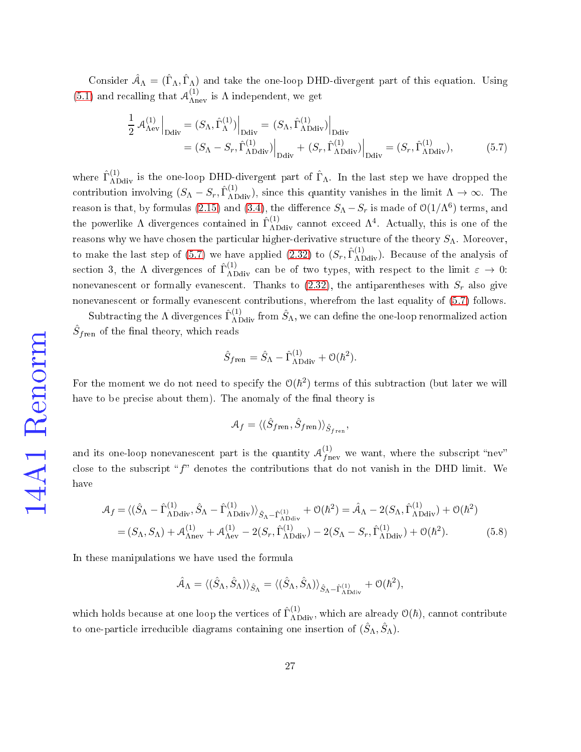Consider $\hat{\mathcal{A}}_\Lambda = (\hat{\Gamma}_\Lambda, \hat{\Gamma}_\Lambda)$ and take the one-loop DHD-divergent part of this equation. Using (5.1) and recalling that $\mathcal{A}^{(1)}_{\Lambda\text{nev}}$ is $\Lambda$ independent, we get

$$\frac{1}{2}\left.\mathcal{A}^{(1)}_{\Lambda\text{ev}}\right|_{\text{Ddiv}} = \left.(S_\Lambda, \hat{\Gamma}^{(1)}_\Lambda)\right|_{\text{Ddiv}} = \left.(S_\Lambda, \hat{\Gamma}^{(1)}_{\Lambda\text{Ddiv}})\right|_{\text{Ddiv}}$$
$$= \left.(S_\Lambda - S_r, \hat{\Gamma}^{(1)}_{\Lambda\text{Ddiv}})\right|_{\text{Ddiv}} + \left.(S_r, \hat{\Gamma}^{(1)}_{\Lambda\text{Ddiv}})\right|_{\text{Ddiv}} = (S_r, \hat{\Gamma}^{(1)}_{\Lambda\text{Ddiv}}), \qquad (5.7)$$

where $\hat{\Gamma}^{(1)}_{\Lambda\text{Ddiv}}$ is the one-loop DHD-divergent part of $\hat{\Gamma}_\Lambda$. In the last step we have dropped the contribution involving $(S_\Lambda - S_r, \hat{\Gamma}^{(1)}_{\Lambda\text{Ddiv}})$, since this quantity vanishes in the limit $\Lambda \to \infty$. The reason is that, by formulas (2.15) and (3.4), the difference $S_\Lambda - S_r$ is made of $\mathcal{O}(1/\Lambda^6)$ terms, and the powerlike $\Lambda$ divergences contained in $\hat{\Gamma}^{(1)}_{\Lambda\text{Ddiv}}$ cannot exceed $\Lambda^4$. Actually, this is one of the reasons why we have chosen the particular higher-derivative structure of the theory $S_\Lambda$. Moreover, to make the last step of (5.7) we have applied (2.32) to $(S_r, \hat{\Gamma}^{(1)}_{\Lambda\text{Ddiv}})$. Because of the analysis of section 3, the $\Lambda$ divergences of $\hat{\Gamma}^{(1)}_{\Lambda\text{Ddiv}}$ can be of two types, with respect to the limit $\varepsilon \to 0$: nonevanescent or formally evanescent. Thanks to (2.32), the antiparentheses with $S_r$ also give nonevanescent or formally evanescent contributions, wherefrom the last equality of (5.7) follows.

Subtracting the $\Lambda$ divergences $\hat{\Gamma}^{(1)}_{\Lambda\text{Ddiv}}$ from $\hat{S}_\Lambda$, we can define the one-loop renormalized action $\hat{S}_{f\text{ren}}$ of the final theory, which reads

$$\hat{S}_{f\text{ren}} = \hat{S}_\Lambda - \hat{\Gamma}^{(1)}_{\Lambda\text{Ddiv}} + \mathcal{O}(\hbar^2).$$

For the moment we do not need to specify the $\mathcal{O}(\hbar^2)$ terms of this subtraction (but later we will have to be precise about them). The anomaly of the final theory is

$$\mathcal{A}_f = \langle (\hat{S}_{f\text{ren}}, \hat{S}_{f\text{ren}}) \rangle_{\hat{S}_{f\text{ren}}},$$

and its one-loop nonevanescent part is the quantity $\mathcal{A}^{(1)}_{f\text{nev}}$ we want, where the subscript "nev" close to the subscript "$f$" denotes the contributions that do not vanish in the DHD limit. We have

$$\mathcal{A}_f = \langle (\hat{S}_\Lambda - \hat{\Gamma}^{(1)}_{\Lambda\text{Ddiv}}, \hat{S}_\Lambda - \hat{\Gamma}^{(1)}_{\Lambda\text{Ddiv}}) \rangle_{\hat{S}_\Lambda - \hat{\Gamma}^{(1)}_{\Lambda\text{Ddiv}}} + \mathcal{O}(\hbar^2) = \hat{\mathcal{A}}_\Lambda - 2(S_\Lambda, \hat{\Gamma}^{(1)}_{\Lambda\text{Ddiv}}) + \mathcal{O}(\hbar^2)$$
$$= (S_\Lambda, S_\Lambda) + \mathcal{A}^{(1)}_{\Lambda\text{nev}} + \mathcal{A}^{(1)}_{\Lambda\text{ev}} - 2(S_r, \hat{\Gamma}^{(1)}_{\Lambda\text{Ddiv}}) - 2(S_\Lambda - S_r, \hat{\Gamma}^{(1)}_{\Lambda\text{Ddiv}}) + \mathcal{O}(\hbar^2). \qquad (5.8)$$

In these manipulations we have used the formula

$$\hat{\mathcal{A}}_\Lambda = \langle (\hat{S}_\Lambda, \hat{S}_\Lambda) \rangle_{\hat{S}_\Lambda} = \langle (\hat{S}_\Lambda, \hat{S}_\Lambda) \rangle_{\hat{S}_\Lambda - \hat{\Gamma}^{(1)}_{\Lambda\text{Ddiv}}} + \mathcal{O}(\hbar^2),$$

which holds because at one loop the vertices of $\hat{\Gamma}^{(1)}_{\Lambda\text{Ddiv}}$, which are already $\mathcal{O}(\hbar)$, cannot contribute to one-particle irreducible diagrams containing one insertion of $(\hat{S}_\Lambda, \hat{S}_\Lambda)$.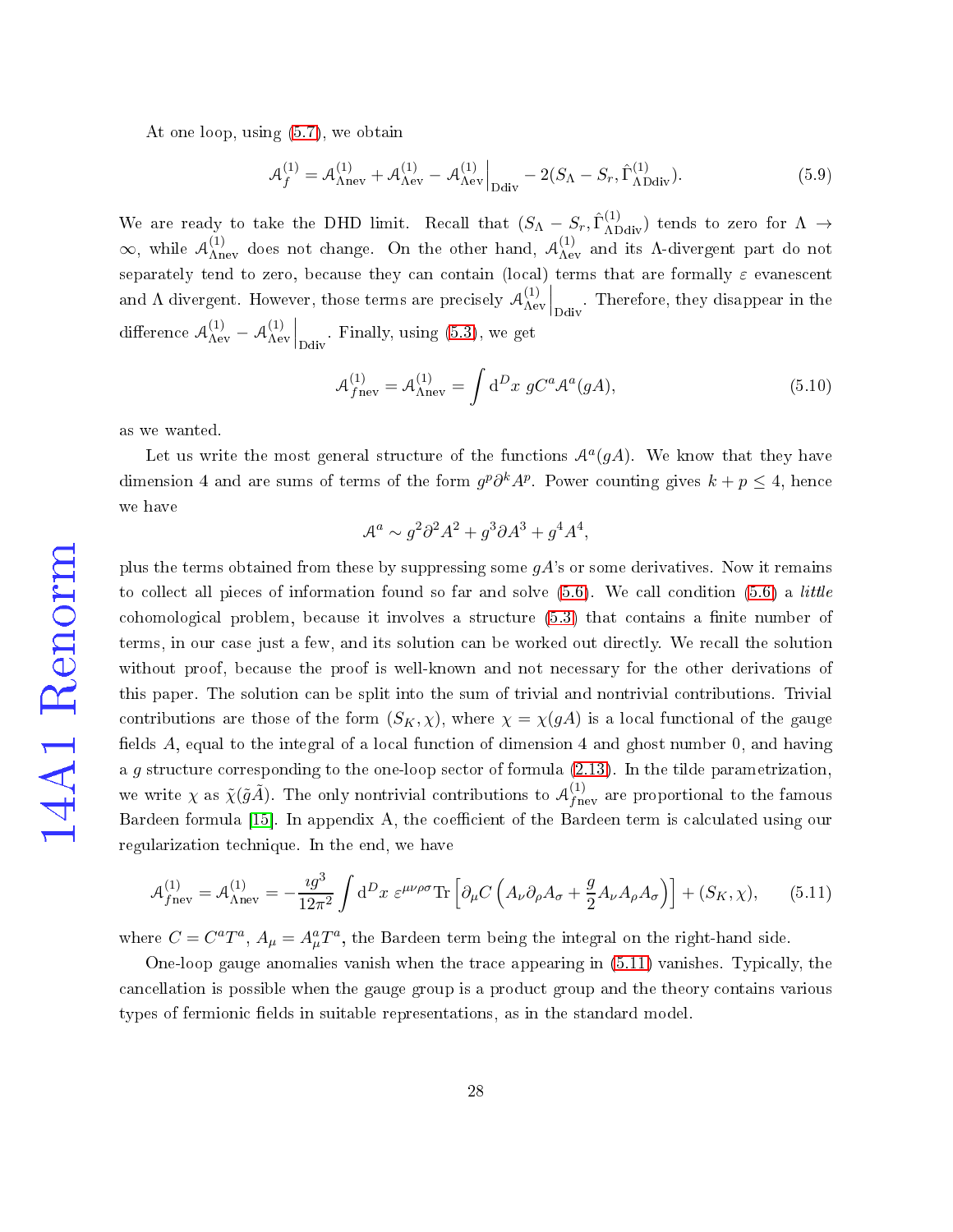At one loop, using (5.7), we obtain

$$\mathcal{A}_f^{(1)} = \mathcal{A}_{\Lambda\text{nev}}^{(1)} + \mathcal{A}_{\Lambda\text{ev}}^{(1)} - \mathcal{A}_{\Lambda\text{ev}}^{(1)}\Big|_{\text{Ddiv}} - 2(S_\Lambda - S_r, \hat{\Gamma}_{\Lambda\text{Ddiv}}^{(1)}). \tag{5.9}$$

We are ready to take the DHD limit. Recall that $(S_\Lambda - S_r, \hat{\Gamma}_{\Lambda\text{Ddiv}}^{(1)})$ tends to zero for $\Lambda \to \infty$, while $\mathcal{A}_{\Lambda\text{nev}}^{(1)}$ does not change. On the other hand, $\mathcal{A}_{\Lambda\text{ev}}^{(1)}$ and its $\Lambda$-divergent part do not separately tend to zero, because they can contain (local) terms that are formally $\varepsilon$ evanescent and $\Lambda$ divergent. However, those terms are precisely $\mathcal{A}_{\Lambda\text{ev}}^{(1)}\Big|_{\text{Ddiv}}$. Therefore, they disappear in the difference $\mathcal{A}_{\Lambda\text{ev}}^{(1)} - \mathcal{A}_{\Lambda\text{ev}}^{(1)}\Big|_{\text{Ddiv}}$. Finally, using (5.3), we get

$$\mathcal{A}_{f\text{nev}}^{(1)} = \mathcal{A}_{\Lambda\text{nev}}^{(1)} = \int \mathrm{d}^D x \; gC^a \mathcal{A}^a(gA), \tag{5.10}$$

as we wanted.

Let us write the most general structure of the functions $\mathcal{A}^a(gA)$. We know that they have dimension 4 and are sums of terms of the form $g^p \partial^k A^p$. Power counting gives $k + p \leq 4$, hence we have

$$\mathcal{A}^a \sim g^2\partial^2 A^2 + g^3 \partial A^3 + g^4 A^4,$$

plus the terms obtained from these by suppressing some $gA$'s or some derivatives. Now it remains to collect all pieces of information found so far and solve (5.6). We call condition (5.6) a *little* cohomological problem, because it involves a structure (5.3) that contains a finite number of terms, in our case just a few, and its solution can be worked out directly. We recall the solution without proof, because the proof is well-known and not necessary for the other derivations of this paper. The solution can be split into the sum of trivial and nontrivial contributions. Trivial contributions are those of the form $(S_K, \chi)$, where $\chi = \chi(gA)$ is a local functional of the gauge fields $A$, equal to the integral of a local function of dimension 4 and ghost number 0, and having a $g$ structure corresponding to the one-loop sector of formula (2.13). In the tilde parametrization, we write $\chi$ as $\tilde{\chi}(\tilde{g}\tilde{A})$. The only nontrivial contributions to $\mathcal{A}_{f\text{nev}}^{(1)}$ are proportional to the famous Bardeen formula [15]. In appendix A, the coefficient of the Bardeen term is calculated using our regularization technique. In the end, we have

$$\mathcal{A}_{f\text{nev}}^{(1)} = \mathcal{A}_{\Lambda\text{nev}}^{(1)} = -\frac{\imath g^3}{12\pi^2}\int \mathrm{d}^D x \; \varepsilon^{\mu\nu\rho\sigma}\text{Tr}\left[\partial_\mu C\left(A_\nu \partial_\rho A_\sigma + \frac{g}{2}A_\nu A_\rho A_\sigma\right)\right] + (S_K, \chi), \tag{5.11}$$

where $C = C^a T^a$, $A_\mu = A_\mu^a T^a$, the Bardeen term being the integral on the right-hand side.

One-loop gauge anomalies vanish when the trace appearing in (5.11) vanishes. Typically, the cancellation is possible when the gauge group is a product group and the theory contains various types of fermionic fields in suitable representations, as in the standard model.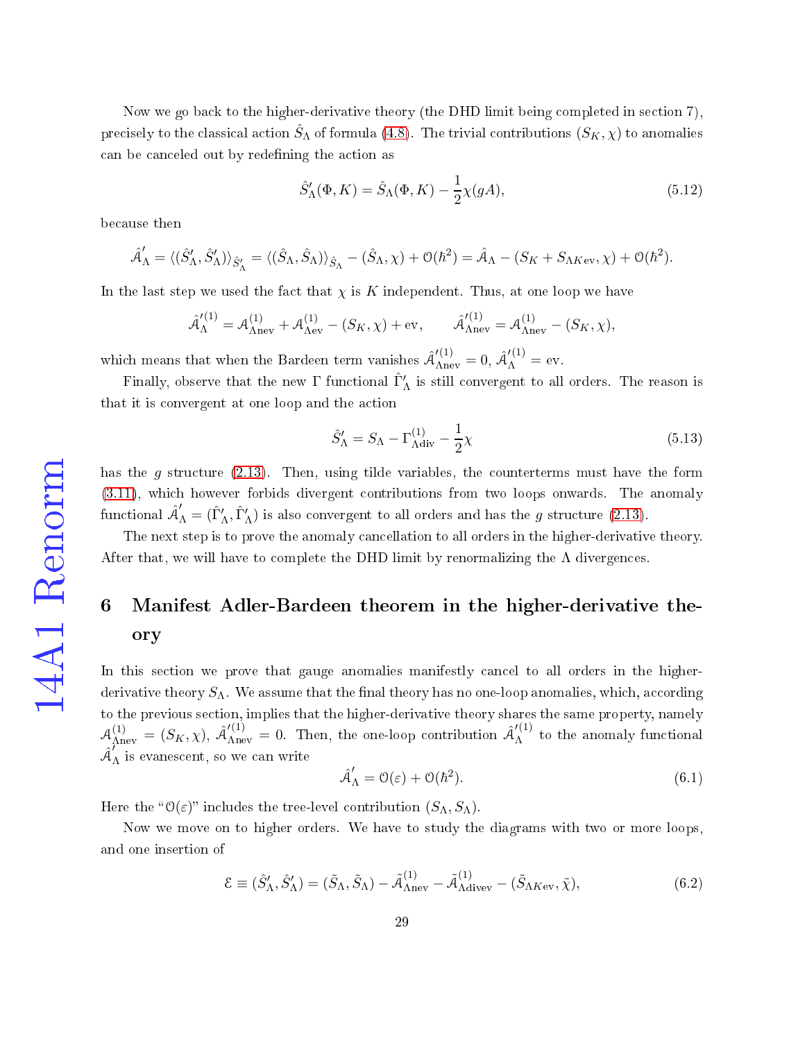Now we go back to the higher-derivative theory (the DHD limit being completed in section 7), precisely to the classical action $\hat{S}_\Lambda$ of formula (4.8). The trivial contributions $(S_K, \chi)$ to anomalies can be canceled out by redefining the action as

$$\hat{S}'_\Lambda(\Phi, K) = \hat{S}_\Lambda(\Phi, K) - \frac{1}{2}\chi(gA), \tag{5.12}$$

because then

$$\hat{\mathcal{A}}'_\Lambda = \langle(\hat{S}'_\Lambda, \hat{S}'_\Lambda)\rangle_{\hat{S}'_\Lambda} = \langle(\hat{S}_\Lambda, \hat{S}_\Lambda)\rangle_{\hat{S}_\Lambda} - (\hat{S}_\Lambda, \chi) + \mathcal{O}(\hbar^2) = \hat{\mathcal{A}}_\Lambda - (S_K + S_{\Lambda K \mathrm{ev}}, \chi) + \mathcal{O}(\hbar^2).$$

In the last step we used the fact that $\chi$ is $K$ independent. Thus, at one loop we have

$$\hat{\mathcal{A}}'^{(1)}_\Lambda = \mathcal{A}^{(1)}_{\Lambda\mathrm{nev}} + \mathcal{A}^{(1)}_{\Lambda\mathrm{ev}} - (S_K, \chi) + \mathrm{ev}, \qquad \hat{\mathcal{A}}'^{(1)}_{\Lambda\mathrm{nev}} = \mathcal{A}^{(1)}_{\Lambda\mathrm{nev}} - (S_K, \chi),$$

which means that when the Bardeen term vanishes $\hat{\mathcal{A}}'^{(1)}_{\Lambda\mathrm{nev}} = 0$, $\hat{\mathcal{A}}'^{(1)}_\Lambda = \mathrm{ev}$.

Finally, observe that the new $\Gamma$ functional $\hat{\Gamma}'_\Lambda$ is still convergent to all orders. The reason is that it is convergent at one loop and the action

$$\hat{S}'_\Lambda = S_\Lambda - \Gamma^{(1)}_{\Lambda\mathrm{div}} - \frac{1}{2}\chi \tag{5.13}$$

has the $g$ structure (2.13). Then, using tilde variables, the counterterms must have the form (3.11), which however forbids divergent contributions from two loops onwards. The anomaly functional $\hat{\mathcal{A}}'_\Lambda = (\hat{\Gamma}'_\Lambda, \hat{\Gamma}'_\Lambda)$ is also convergent to all orders and has the $g$ structure (2.13).

The next step is to prove the anomaly cancellation to all orders in the higher-derivative theory. After that, we will have to complete the DHD limit by renormalizing the $\Lambda$ divergences.

# 6 Manifest Adler-Bardeen theorem in the higher-derivative theory

In this section we prove that gauge anomalies manifestly cancel to all orders in the higher-derivative theory $S_\Lambda$. We assume that the final theory has no one-loop anomalies, which, according to the previous section, implies that the higher-derivative theory shares the same property, namely $\mathcal{A}^{(1)}_{\Lambda\mathrm{nev}} = (S_K, \chi)$, $\hat{\mathcal{A}}'^{(1)}_{\Lambda\mathrm{nev}} = 0$. Then, the one-loop contribution $\hat{\mathcal{A}}'^{(1)}_\Lambda$ to the anomaly functional $\hat{\mathcal{A}}'_\Lambda$ is evanescent, so we can write

$$\hat{\mathcal{A}}'_\Lambda = \mathcal{O}(\varepsilon) + \mathcal{O}(\hbar^2). \tag{6.1}$$

Here the "$\mathcal{O}(\varepsilon)$" includes the tree-level contribution $(S_\Lambda, S_\Lambda)$.

Now we move on to higher orders. We have to study the diagrams with two or more loops, and one insertion of

$$\mathcal{E} \equiv (\hat{S}'_\Lambda, \hat{S}'_\Lambda) = (\tilde{S}_\Lambda, \tilde{S}_\Lambda) - \tilde{\mathcal{A}}^{(1)}_{\Lambda\mathrm{nev}} - \tilde{\mathcal{A}}^{(1)}_{\Lambda\mathrm{divev}} - (\tilde{S}_{\Lambda K\mathrm{ev}}, \tilde{\chi}), \tag{6.2}$$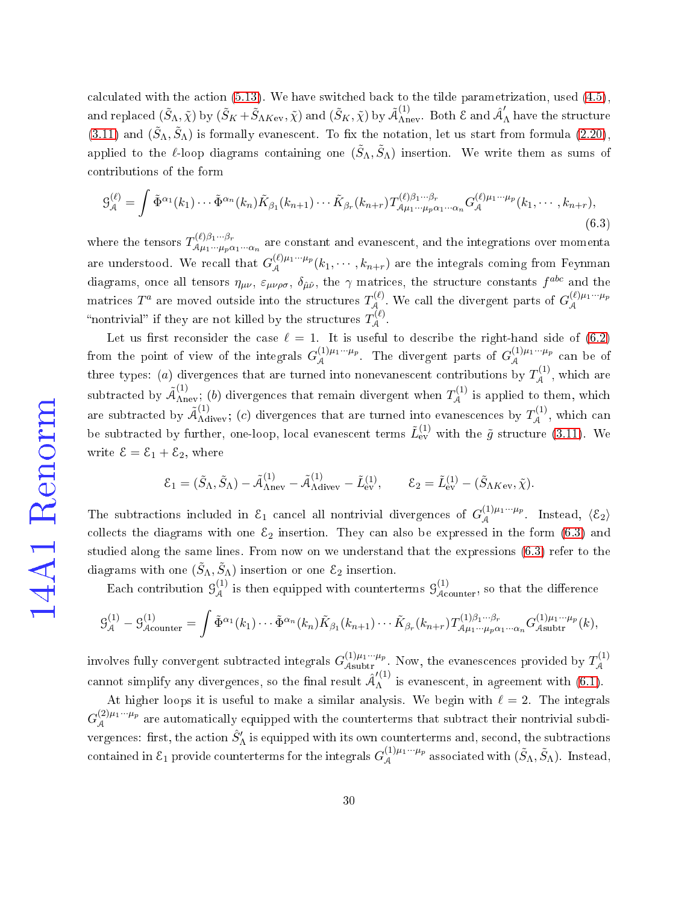calculated with the action (5.13). We have switched back to the tilde parametrization, used (4.5), and replaced $(\tilde{S}_\Lambda, \tilde{\chi})$ by $(\tilde{S}_K + \tilde{S}_{\Lambda K \text{ev}}, \tilde{\chi})$ and $(\tilde{S}_K, \tilde{\chi})$ by $\tilde{\mathcal{A}}^{(1)}_{\Lambda\text{nev}}$. Both $\mathcal{E}$ and $\hat{\mathcal{A}}'_\Lambda$ have the structure (3.11) and $(\tilde{S}_\Lambda, \tilde{S}_\Lambda)$ is formally evanescent. To fix the notation, let us start from formula (2.20), applied to the $\ell$-loop diagrams containing one $(\tilde{S}_\Lambda, \tilde{S}_\Lambda)$ insertion. We write them as sums of contributions of the form

$$\mathcal{G}^{(\ell)}_{\mathcal{A}} = \int \tilde{\Phi}^{\alpha_1}(k_1) \cdots \tilde{\Phi}^{\alpha_n}(k_n) \tilde{K}_{\beta_1}(k_{n+1}) \cdots \tilde{K}_{\beta_r}(k_{n+r}) T^{(\ell)\beta_1 \cdots \beta_r}_{\mathcal{A}\mu_1 \cdots \mu_p \alpha_1 \cdots \alpha_n} G^{(\ell)\mu_1 \cdots \mu_p}_{\mathcal{A}}(k_1, \cdots, k_{n+r}), \tag{6.3}$$

where the tensors $T^{(\ell)\beta_1 \cdots \beta_r}_{\mathcal{A}\mu_1 \cdots \mu_p \alpha_1 \cdots \alpha_n}$ are constant and evanescent, and the integrations over momenta are understood. We recall that $G^{(\ell)\mu_1 \cdots \mu_p}_{\mathcal{A}}(k_1, \cdots, k_{n+r})$ are the integrals coming from Feynman diagrams, once all tensors $\eta_{\mu\nu}$, $\varepsilon_{\mu\nu\rho\sigma}$, $\delta_{\hat{\mu}\hat{\nu}}$, the $\gamma$ matrices, the structure constants $f^{abc}$ and the matrices $T^a$ are moved outside into the structures $T^{(\ell)}_{\mathcal{A}}$. We call the divergent parts of $G^{(\ell)\mu_1 \cdots \mu_p}_{\mathcal{A}}$ "nontrivial" if they are not killed by the structures $T^{(\ell)}_{\mathcal{A}}$.

Let us first reconsider the case $\ell = 1$. It is useful to describe the right-hand side of (6.2) from the point of view of the integrals $G^{(1)\mu_1 \cdots \mu_p}_{\mathcal{A}}$. The divergent parts of $G^{(1)\mu_1 \cdots \mu_p}_{\mathcal{A}}$ can be of three types: $(a)$ divergences that are turned into nonevanescent contributions by $T^{(1)}_{\mathcal{A}}$, which are subtracted by $\tilde{\mathcal{A}}^{(1)}_{\Lambda\text{nev}}$; $(b)$ divergences that remain divergent when $T^{(1)}_{\mathcal{A}}$ is applied to them, which are subtracted by $\tilde{\mathcal{A}}^{(1)}_{\Lambda\text{divev}}$; $(c)$ divergences that are turned into evanescences by $T^{(1)}_{\mathcal{A}}$, which can be subtracted by further, one-loop, local evanescent terms $\tilde{L}^{(1)}_{\text{ev}}$ with the $\tilde{g}$ structure (3.11). We write $\mathcal{E} = \mathcal{E}_1 + \mathcal{E}_2$, where

$$\mathcal{E}_1 = (\tilde{S}_\Lambda, \tilde{S}_\Lambda) - \tilde{\mathcal{A}}^{(1)}_{\Lambda\text{nev}} - \tilde{\mathcal{A}}^{(1)}_{\Lambda\text{divev}} - \tilde{L}^{(1)}_{\text{ev}}, \qquad \mathcal{E}_2 = \tilde{L}^{(1)}_{\text{ev}} - (\tilde{S}_{\Lambda K \text{ev}}, \tilde{\chi}).$$

The subtractions included in $\mathcal{E}_1$ cancel all nontrivial divergences of $G^{(1)\mu_1 \cdots \mu_p}_{\mathcal{A}}$. Instead, $\langle \mathcal{E}_2 \rangle$ collects the diagrams with one $\mathcal{E}_2$ insertion. They can also be expressed in the form (6.3) and studied along the same lines. From now on we understand that the expressions (6.3) refer to the diagrams with one $(\tilde{S}_\Lambda, \tilde{S}_\Lambda)$ insertion or one $\mathcal{E}_2$ insertion.

Each contribution $\mathcal{G}^{(1)}_{\mathcal{A}}$ is then equipped with counterterms $\mathcal{G}^{(1)}_{\mathcal{A}\text{counter}}$, so that the difference

$$\mathcal{G}^{(1)}_{\mathcal{A}} - \mathcal{G}^{(1)}_{\mathcal{A}\text{counter}} = \int \tilde{\Phi}^{\alpha_1}(k_1) \cdots \tilde{\Phi}^{\alpha_n}(k_n) \tilde{K}_{\beta_1}(k_{n+1}) \cdots \tilde{K}_{\beta_r}(k_{n+r}) T^{(1)\beta_1 \cdots \beta_r}_{\mathcal{A}\mu_1 \cdots \mu_p \alpha_1 \cdots \alpha_n} G^{(1)\mu_1 \cdots \mu_p}_{\mathcal{A}\text{subtr}}(k),$$

involves fully convergent subtracted integrals $G^{(1)\mu_1 \cdots \mu_p}_{\mathcal{A}\text{subtr}}$. Now, the evanescences provided by $T^{(1)}_{\mathcal{A}}$ cannot simplify any divergences, so the final result $\hat{\mathcal{A}}'^{(1)}_\Lambda$ is evanescent, in agreement with (6.1).

At higher loops it is useful to make a similar analysis. We begin with $\ell = 2$. The integrals $G^{(2)\mu_1 \cdots \mu_p}_{\mathcal{A}}$ are automatically equipped with the counterterms that subtract their nontrivial subdivergences: first, the action $\hat{S}'_\Lambda$ is equipped with its own counterterms and, second, the subtractions contained in $\mathcal{E}_1$ provide counterterms for the integrals $G^{(1)\mu_1 \cdots \mu_p}_{\mathcal{A}}$ associated with $(\tilde{S}_\Lambda, \tilde{S}_\Lambda)$. Instead,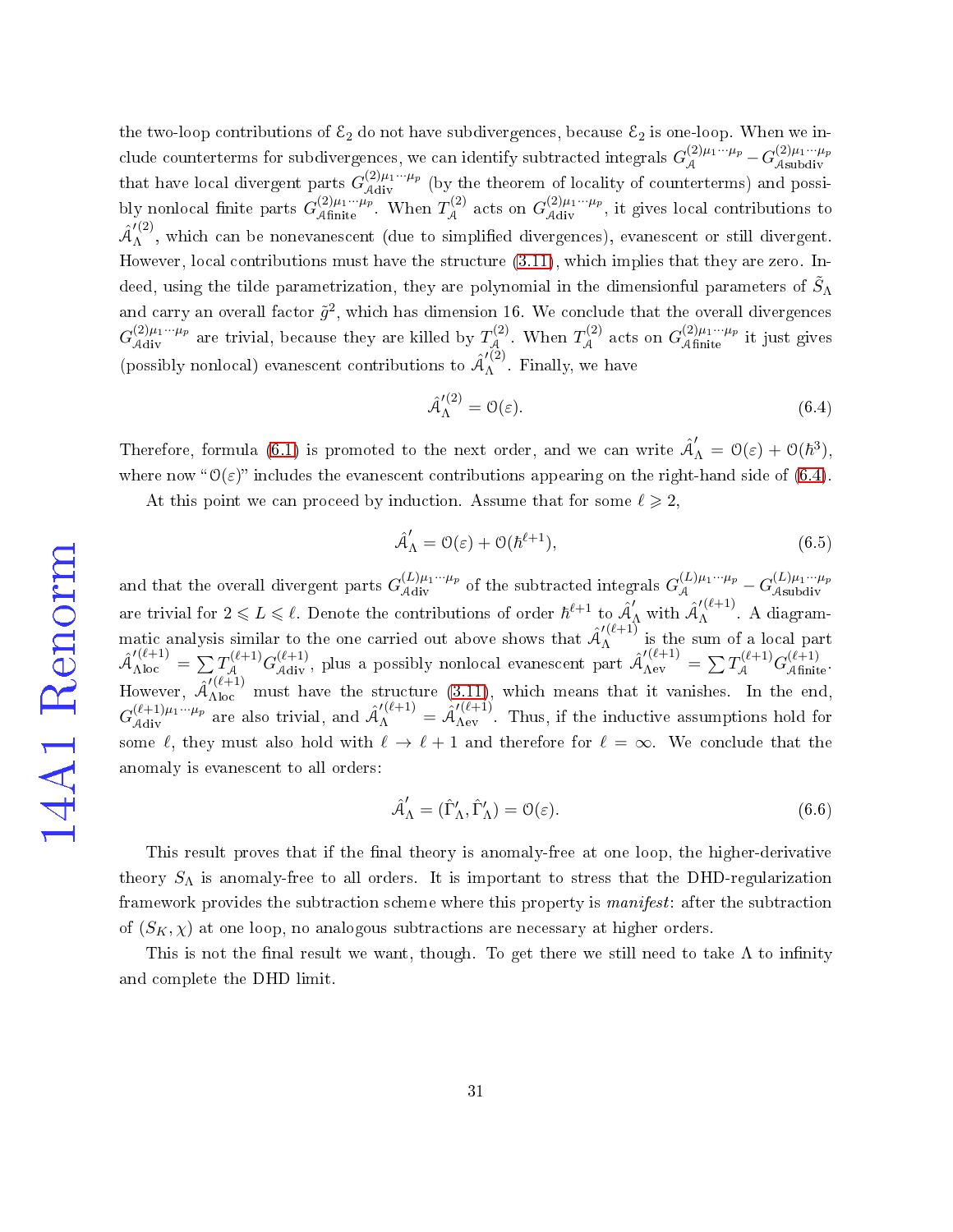the two-loop contributions of $\mathcal{E}_2$ do not have subdivergences, because $\mathcal{E}_2$ is one-loop. When we include counterterms for subdivergences, we can identify subtracted integrals $G_{\mathcal{A}}^{(2)\mu_1\cdots\mu_p} - G_{\mathcal{A}\text{subdiv}}^{(2)\mu_1\cdots\mu_p}$ that have local divergent parts $G_{\mathcal{A}\text{div}}^{(2)\mu_1\cdots\mu_p}$ (by the theorem of locality of counterterms) and possibly nonlocal finite parts $G_{\mathcal{A}\text{finite}}^{(2)\mu_1\cdots\mu_p}$. When $T_{\mathcal{A}}^{(2)}$ acts on $G_{\mathcal{A}\text{div}}^{(2)\mu_1\cdots\mu_p}$, it gives local contributions to $\hat{\mathcal{A}}_{\Lambda}^{\prime(2)}$, which can be nonevanescent (due to simplified divergences), evanescent or still divergent. However, local contributions must have the structure (3.11), which implies that they are zero. Indeed, using the tilde parametrization, they are polynomial in the dimensionful parameters of $\tilde{S}_{\Lambda}$ and carry an overall factor $\tilde{g}^2$, which has dimension 16. We conclude that the overall divergences $G_{\mathcal{A}\text{div}}^{(2)\mu_1\cdots\mu_p}$ are trivial, because they are killed by $T_{\mathcal{A}}^{(2)}$. When $T_{\mathcal{A}}^{(2)}$ acts on $G_{\mathcal{A}\text{finite}}^{(2)\mu_1\cdots\mu_p}$ it just gives (possibly nonlocal) evanescent contributions to $\hat{\mathcal{A}}_{\Lambda}^{\prime(2)}$. Finally, we have

$$\hat{\mathcal{A}}_{\Lambda}^{\prime(2)} = \mathcal{O}(\varepsilon). \tag{6.4}$$

Therefore, formula (6.1) is promoted to the next order, and we can write $\hat{\mathcal{A}}_{\Lambda}^{\prime} = \mathcal{O}(\varepsilon) + \mathcal{O}(\hbar^3)$, where now "$\mathcal{O}(\varepsilon)$" includes the evanescent contributions appearing on the right-hand side of (6.4).

At this point we can proceed by induction. Assume that for some $\ell \geqslant 2$,

$$\hat{\mathcal{A}}_{\Lambda}^{\prime} = \mathcal{O}(\varepsilon) + \mathcal{O}(\hbar^{\ell+1}), \tag{6.5}$$

and that the overall divergent parts $G_{\mathcal{A}\text{div}}^{(L)\mu_1\cdots\mu_p}$ of the subtracted integrals $G_{\mathcal{A}}^{(L)\mu_1\cdots\mu_p} - G_{\mathcal{A}\text{subdiv}}^{(L)\mu_1\cdots\mu_p}$ are trivial for $2 \leqslant L \leqslant \ell$. Denote the contributions of order $\hbar^{\ell+1}$ to $\hat{\mathcal{A}}_{\Lambda}^{\prime}$ with $\hat{\mathcal{A}}_{\Lambda}^{\prime(\ell+1)}$. A diagrammatic analysis similar to the one carried out above shows that $\hat{\mathcal{A}}_{\Lambda}^{\prime(\ell+1)}$ is the sum of a local part $\hat{\mathcal{A}}_{\Lambda\text{loc}}^{\prime(\ell+1)} = \sum T_{\mathcal{A}}^{(\ell+1)} G_{\mathcal{A}\text{div}}^{(\ell+1)}$, plus a possibly nonlocal evanescent part $\hat{\mathcal{A}}_{\Lambda\text{ev}}^{\prime(\ell+1)} = \sum T_{\mathcal{A}}^{(\ell+1)} G_{\mathcal{A}\text{finite}}^{(\ell+1)}$. However, $\hat{\mathcal{A}}_{\Lambda\text{loc}}^{\prime(\ell+1)}$ must have the structure (3.11), which means that it vanishes. In the end, $G_{\mathcal{A}\text{div}}^{(\ell+1)\mu_1\cdots\mu_p}$ are also trivial, and $\hat{\mathcal{A}}_{\Lambda}^{\prime(\ell+1)} = \hat{\mathcal{A}}_{\Lambda\text{ev}}^{\prime(\ell+1)}$. Thus, if the inductive assumptions hold for some $\ell$, they must also hold with $\ell \to \ell+1$ and therefore for $\ell = \infty$. We conclude that the anomaly is evanescent to all orders:

$$\hat{\mathcal{A}}_{\Lambda}^{\prime} = (\hat{\Gamma}_{\Lambda}^{\prime}, \hat{\Gamma}_{\Lambda}^{\prime}) = \mathcal{O}(\varepsilon). \tag{6.6}$$

This result proves that if the final theory is anomaly-free at one loop, the higher-derivative theory $S_{\Lambda}$ is anomaly-free to all orders. It is important to stress that the DHD-regularization framework provides the subtraction scheme where this property is *manifest*: after the subtraction of $(S_K, \chi)$ at one loop, no analogous subtractions are necessary at higher orders.

This is not the final result we want, though. To get there we still need to take $\Lambda$ to infinity and complete the DHD limit.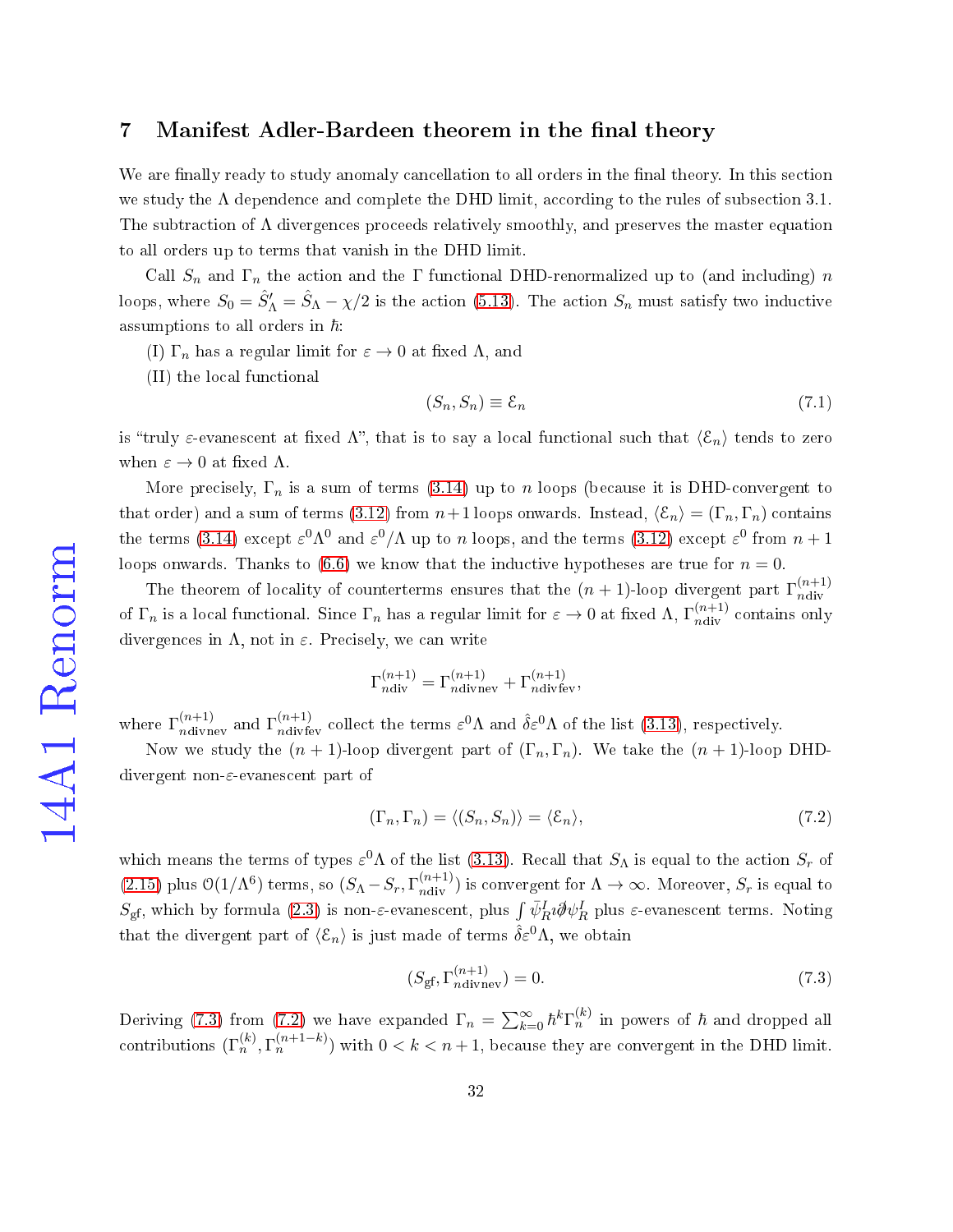## 7 Manifest Adler-Bardeen theorem in the final theory

We are finally ready to study anomaly cancellation to all orders in the final theory. In this section we study the $\Lambda$ dependence and complete the DHD limit, according to the rules of subsection 3.1. The subtraction of $\Lambda$ divergences proceeds relatively smoothly, and preserves the master equation to all orders up to terms that vanish in the DHD limit.

Call $S_n$ and $\Gamma_n$ the action and the $\Gamma$ functional DHD-renormalized up to (and including) $n$ loops, where $S_0 = \hat{S}'_\Lambda = \hat{S}_\Lambda - \chi/2$ is the action (5.13). The action $S_n$ must satisfy two inductive assumptions to all orders in $\hbar$:

(I) $\Gamma_n$ has a regular limit for $\varepsilon \to 0$ at fixed $\Lambda$, and

(II) the local functional

$$(S_n, S_n) \equiv \mathcal{E}_n \tag{7.1}$$

is "truly $\varepsilon$-evanescent at fixed $\Lambda$", that is to say a local functional such that $\langle \mathcal{E}_n \rangle$ tends to zero when $\varepsilon \to 0$ at fixed $\Lambda$.

More precisely, $\Gamma_n$ is a sum of terms (3.14) up to $n$ loops (because it is DHD-convergent to that order) and a sum of terms (3.12) from $n+1$ loops onwards. Instead, $\langle \mathcal{E}_n \rangle = (\Gamma_n, \Gamma_n)$ contains the terms (3.14) except $\varepsilon^0 \Lambda^0$ and $\varepsilon^0/\Lambda$ up to $n$ loops, and the terms (3.12) except $\varepsilon^0$ from $n+1$ loops onwards. Thanks to (6.6) we know that the inductive hypotheses are true for $n = 0$.

The theorem of locality of counterterms ensures that the $(n+1)$-loop divergent part $\Gamma_{n\text{div}}^{(n+1)}$ of $\Gamma_n$ is a local functional. Since $\Gamma_n$ has a regular limit for $\varepsilon \to 0$ at fixed $\Lambda$, $\Gamma_{n\text{div}}^{(n+1)}$ contains only divergences in $\Lambda$, not in $\varepsilon$. Precisely, we can write

$$\Gamma_{n\text{div}}^{(n+1)} = \Gamma_{n\text{divnev}}^{(n+1)} + \Gamma_{n\text{divfev}}^{(n+1)},$$

where $\Gamma_{n\text{divnev}}^{(n+1)}$ and $\Gamma_{n\text{divfev}}^{(n+1)}$ collect the terms $\varepsilon^0 \Lambda$ and $\hat{\delta}\varepsilon^0 \Lambda$ of the list (3.13), respectively.

Now we study the $(n+1)$-loop divergent part of $(\Gamma_n, \Gamma_n)$. We take the $(n+1)$-loop DHD-divergent non-$\varepsilon$-evanescent part of

$$(\Gamma_n, \Gamma_n) = \langle (S_n, S_n) \rangle = \langle \mathcal{E}_n \rangle, \tag{7.2}$$

which means the terms of types $\varepsilon^0 \Lambda$ of the list (3.13). Recall that $S_\Lambda$ is equal to the action $S_r$ of (2.15) plus $\mathcal{O}(1/\Lambda^6)$ terms, so $(S_\Lambda - S_r, \Gamma_{n\text{div}}^{(n+1)})$ is convergent for $\Lambda \to \infty$. Moreover, $S_r$ is equal to $S_{\text{gf}}$, which by formula (2.3) is non-$\varepsilon$-evanescent, plus $\int \bar{\psi}_R^I i\bar{\partial}\psi_R^I$ plus $\varepsilon$-evanescent terms. Noting that the divergent part of $\langle \mathcal{E}_n \rangle$ is just made of terms $\hat{\delta}\varepsilon^0 \Lambda$, we obtain

$$(S_{\text{gf}}, \Gamma_{n\text{divnev}}^{(n+1)}) = 0. \tag{7.3}$$

Deriving (7.3) from (7.2) we have expanded $\Gamma_n = \sum_{k=0}^{\infty} \hbar^k \Gamma_n^{(k)}$ in powers of $\hbar$ and dropped all contributions $(\Gamma_n^{(k)}, \Gamma_n^{(n+1-k)})$ with $0 < k < n+1$, because they are convergent in the DHD limit.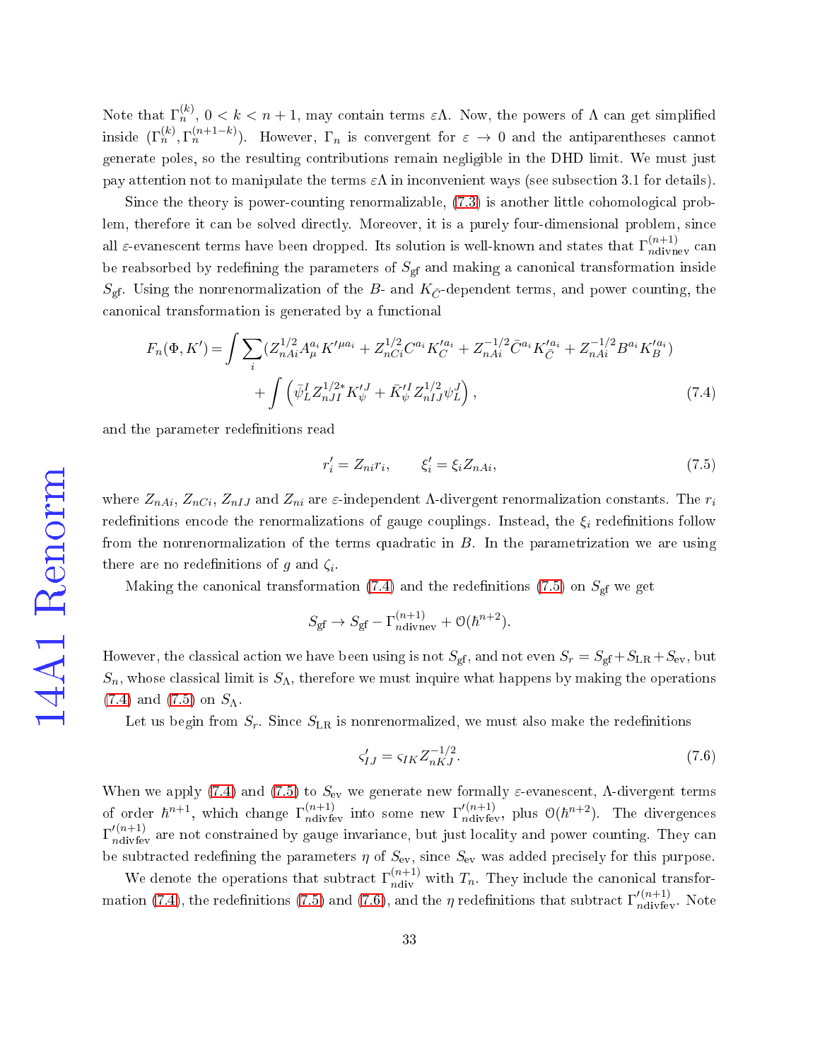Note that $\Gamma_n^{(k)}$, $0 < k < n+1$, may contain terms $\varepsilon\Lambda$. Now, the powers of $\Lambda$ can get simplified inside $(\Gamma_n^{(k)}, \Gamma_n^{(n+1-k)})$. However, $\Gamma_n$ is convergent for $\varepsilon \to 0$ and the antiparentheses cannot generate poles, so the resulting contributions remain negligible in the DHD limit. We must just pay attention not to manipulate the terms $\varepsilon\Lambda$ in inconvenient ways (see subsection 3.1 for details).

Since the theory is power-counting renormalizable, (7.3) is another little cohomological problem, therefore it can be solved directly. Moreover, it is a purely four-dimensional problem, since all $\varepsilon$-evanescent terms have been dropped. Its solution is well-known and states that $\Gamma_{n\mathrm{divnev}}^{(n+1)}$ can be reabsorbed by redefining the parameters of $S_{\mathrm{gf}}$ and making a canonical transformation inside $S_{\mathrm{gf}}$. Using the nonrenormalization of the $B$- and $K_{\bar{C}}$-dependent terms, and power counting, the canonical transformation is generated by a functional

$$
\begin{aligned}
F_n(\Phi, K') = \int \sum_i (Z_{nAi}^{1/2} A_\mu^{a_i} K'^{\mu a_i} + Z_{nCi}^{1/2} C^{a_i} K_C'^{a_i} + Z_{nAi}^{-1/2} \bar{C}^{a_i} K_{\bar{C}}'^{a_i} + Z_{nAi}^{-1/2} B^{a_i} K_B'^{a_i}) \\
+ \int \left( \bar{\psi}_L^I Z_{nJI}^{1/2*} K_\psi'^J + \bar{K}_\psi'^I Z_{nIJ}^{1/2} \psi_L^J \right),
\end{aligned} \tag{7.4}
$$

and the parameter redefinitions read

$$
r_i' = Z_{ni} r_i, \qquad \xi_i' = \xi_i Z_{nAi}, \tag{7.5}
$$

where $Z_{nAi}$, $Z_{nCi}$, $Z_{nIJ}$ and $Z_{ni}$ are $\varepsilon$-independent $\Lambda$-divergent renormalization constants. The $r_i$ redefinitions encode the renormalizations of gauge couplings. Instead, the $\xi_i$ redefinitions follow from the nonrenormalization of the terms quadratic in $B$. In the parametrization we are using there are no redefinitions of $g$ and $\zeta_i$.

Making the canonical transformation (7.4) and the redefinitions (7.5) on $S_{\mathrm{gf}}$ we get

$$
S_{\mathrm{gf}} \to S_{\mathrm{gf}} - \Gamma_{n\mathrm{divnev}}^{(n+1)} + \mathcal{O}(\hbar^{n+2}).
$$

However, the classical action we have been using is not $S_{\mathrm{gf}}$, and not even $S_r = S_{\mathrm{gf}} + S_{\mathrm{LR}} + S_{\mathrm{ev}}$, but $S_n$, whose classical limit is $S_\Lambda$, therefore we must inquire what happens by making the operations (7.4) and (7.5) on $S_\Lambda$.

Let us begin from $S_r$. Since $S_{\mathrm{LR}}$ is nonrenormalized, we must also make the redefinitions

$$
\varsigma_{IJ}' = \varsigma_{IK} Z_{nKJ}^{-1/2}. \tag{7.6}
$$

When we apply (7.4) and (7.5) to $S_{\mathrm{ev}}$ we generate new formally $\varepsilon$-evanescent, $\Lambda$-divergent terms of order $\hbar^{n+1}$, which change $\Gamma_{n\mathrm{divfev}}^{(n+1)}$ into some new $\Gamma_{n\mathrm{divfev}}'^{(n+1)}$, plus $\mathcal{O}(\hbar^{n+2})$. The divergences $\Gamma_{n\mathrm{divfev}}'^{(n+1)}$ are not constrained by gauge invariance, but just locality and power counting. They can be subtracted redefining the parameters $\eta$ of $S_{\mathrm{ev}}$, since $S_{\mathrm{ev}}$ was added precisely for this purpose.

We denote the operations that subtract $\Gamma_{n\mathrm{div}}^{(n+1)}$ with $T_n$. They include the canonical transformation (7.4), the redefinitions (7.5) and (7.6), and the $\eta$ redefinitions that subtract $\Gamma_{n\mathrm{divfev}}'^{(n+1)}$. Note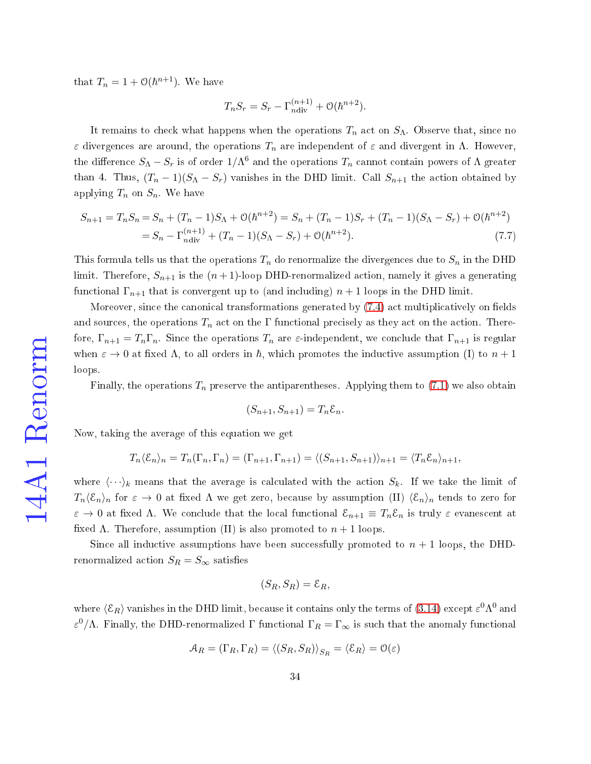that $T_n = 1 + \mathcal{O}(\hbar^{n+1})$. We have

$$T_n S_r = S_r - \Gamma^{(n+1)}_{n\text{div}} + \mathcal{O}(\hbar^{n+2}).$$

It remains to check what happens when the operations $T_n$ act on $S_\Lambda$. Observe that, since no $\varepsilon$ divergences are around, the operations $T_n$ are independent of $\varepsilon$ and divergent in $\Lambda$. However, the difference $S_\Lambda - S_r$ is of order $1/\Lambda^6$ and the operations $T_n$ cannot contain powers of $\Lambda$ greater than 4. Thus, $(T_n - 1)(S_\Lambda - S_r)$ vanishes in the DHD limit. Call $S_{n+1}$ the action obtained by applying $T_n$ on $S_n$. We have

$$\begin{aligned} S_{n+1} = T_n S_n &= S_n + (T_n - 1)S_\Lambda + \mathcal{O}(\hbar^{n+2}) = S_n + (T_n - 1)S_r + (T_n - 1)(S_\Lambda - S_r) + \mathcal{O}(\hbar^{n+2}) \\ &= S_n - \Gamma^{(n+1)}_{n\text{div}} + (T_n - 1)(S_\Lambda - S_r) + \mathcal{O}(\hbar^{n+2}). \end{aligned} \tag{7.7}$$

This formula tells us that the operations $T_n$ do renormalize the divergences due to $S_n$ in the DHD limit. Therefore, $S_{n+1}$ is the $(n+1)$-loop DHD-renormalized action, namely it gives a generating functional $\Gamma_{n+1}$ that is convergent up to (and including) $n+1$ loops in the DHD limit.

Moreover, since the canonical transformations generated by (7.4) act multiplicatively on fields and sources, the operations $T_n$ act on the $\Gamma$ functional precisely as they act on the action. Therefore, $\Gamma_{n+1} = T_n \Gamma_n$. Since the operations $T_n$ are $\varepsilon$-independent, we conclude that $\Gamma_{n+1}$ is regular when $\varepsilon \to 0$ at fixed $\Lambda$, to all orders in $\hbar$, which promotes the inductive assumption (I) to $n+1$ loops.

Finally, the operations $T_n$ preserve the antiparentheses. Applying them to (7.1) we also obtain

$$(S_{n+1}, S_{n+1}) = T_n \mathcal{E}_n.$$

Now, taking the average of this equation we get

$$T_n \langle \mathcal{E}_n \rangle_n = T_n(\Gamma_n, \Gamma_n) = (\Gamma_{n+1}, \Gamma_{n+1}) = \langle (S_{n+1}, S_{n+1}) \rangle_{n+1} = \langle T_n \mathcal{E}_n \rangle_{n+1},$$

where $\langle \cdots \rangle_k$ means that the average is calculated with the action $S_k$. If we take the limit of $T_n \langle \mathcal{E}_n \rangle_n$ for $\varepsilon \to 0$ at fixed $\Lambda$ we get zero, because by assumption (II) $\langle \mathcal{E}_n \rangle_n$ tends to zero for $\varepsilon \to 0$ at fixed $\Lambda$. We conclude that the local functional $\mathcal{E}_{n+1} \equiv T_n \mathcal{E}_n$ is truly $\varepsilon$ evanescent at fixed $\Lambda$. Therefore, assumption (II) is also promoted to $n+1$ loops.

Since all inductive assumptions have been successfully promoted to $n+1$ loops, the DHD-renormalized action $S_R = S_\infty$ satisfies

$$(S_R, S_R) = \mathcal{E}_R,$$

where $\langle \mathcal{E}_R \rangle$ vanishes in the DHD limit, because it contains only the terms of (3.14) except $\varepsilon^0 \Lambda^0$ and $\varepsilon^0/\Lambda$. Finally, the DHD-renormalized $\Gamma$ functional $\Gamma_R = \Gamma_\infty$ is such that the anomaly functional

$$\mathcal{A}_R = (\Gamma_R, \Gamma_R) = \langle (S_R, S_R) \rangle_{S_R} = \langle \mathcal{E}_R \rangle = \mathcal{O}(\varepsilon)$$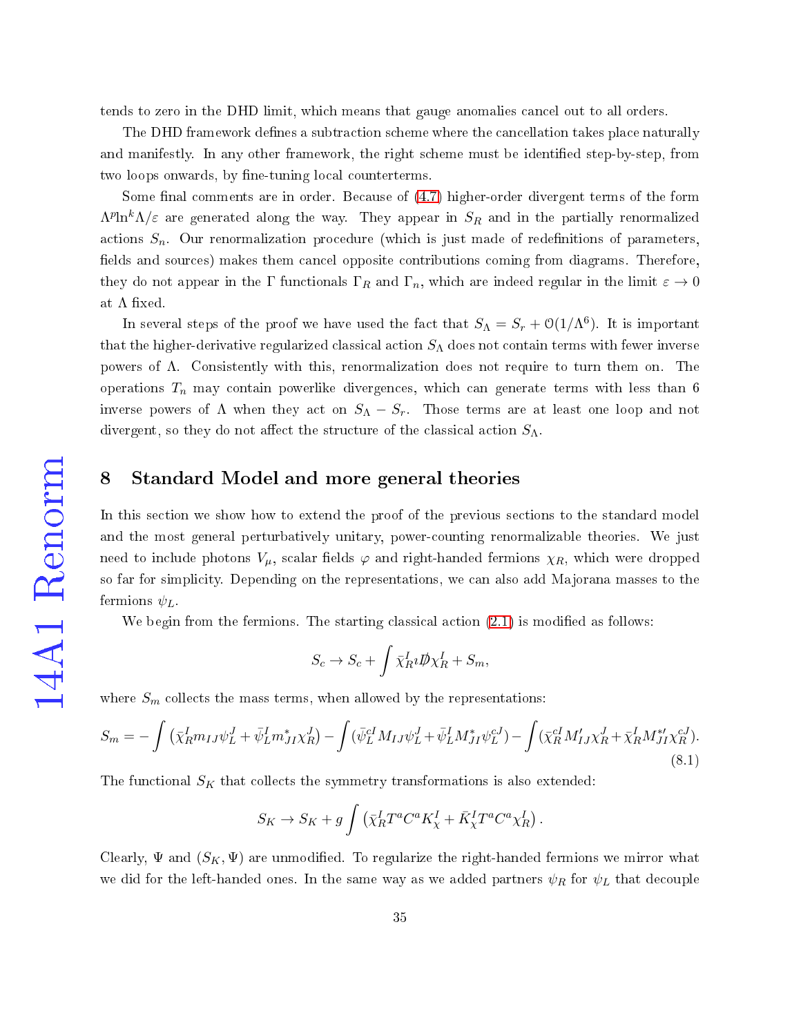tends to zero in the DHD limit, which means that gauge anomalies cancel out to all orders.

The DHD framework defines a subtraction scheme where the cancellation takes place naturally and manifestly. In any other framework, the right scheme must be identified step-by-step, from two loops onwards, by fine-tuning local counterterms.

Some final comments are in order. Because of (4.7) higher-order divergent terms of the form $\Lambda^p \ln^k \Lambda/\varepsilon$ are generated along the way. They appear in $S_R$ and in the partially renormalized actions $S_n$. Our renormalization procedure (which is just made of redefinitions of parameters, fields and sources) makes them cancel opposite contributions coming from diagrams. Therefore, they do not appear in the $\Gamma$ functionals $\Gamma_R$ and $\Gamma_n$, which are indeed regular in the limit $\varepsilon \to 0$ at $\Lambda$ fixed.

In several steps of the proof we have used the fact that $S_\Lambda = S_r + \mathcal{O}(1/\Lambda^6)$. It is important that the higher-derivative regularized classical action $S_\Lambda$ does not contain terms with fewer inverse powers of $\Lambda$. Consistently with this, renormalization does not require to turn them on. The operations $T_n$ may contain powerlike divergences, which can generate terms with less than 6 inverse powers of $\Lambda$ when they act on $S_\Lambda - S_r$. Those terms are at least one loop and not divergent, so they do not affect the structure of the classical action $S_\Lambda$.

## 8 Standard Model and more general theories

In this section we show how to extend the proof of the previous sections to the standard model and the most general perturbatively unitary, power-counting renormalizable theories. We just need to include photons $V_\mu$, scalar fields $\varphi$ and right-handed fermions $\chi_R$, which were dropped so far for simplicity. Depending on the representations, we can also add Majorana masses to the fermions $\psi_L$.

We begin from the fermions. The starting classical action (2.1) is modified as follows:

$$S_c \to S_c + \int \bar{\chi}_R^I i \not{D} \chi_R^I + S_m,$$

where $S_m$ collects the mass terms, when allowed by the representations:

$$S_m = -\int (\bar{\chi}_R^I m_{IJ} \psi_L^J + \bar{\psi}_L^I m_{JI}^* \chi_R^J) - \int (\bar{\psi}_L^{cI} M_{IJ} \psi_L^J + \bar{\psi}_L^I M_{JI}^* \psi_L^{cJ}) - \int (\bar{\chi}_R^{cI} M'_{IJ} \chi_R^J + \bar{\chi}_R^I M_{JI}^{*\prime} \chi_R^{cJ}). \tag{8.1}$$

The functional $S_K$ that collects the symmetry transformations is also extended:

$$S_K \to S_K + g \int \left( \bar{\chi}_R^I T^a C^a K_\chi^I + \bar{K}_\chi^I T^a C^a \chi_R^I \right).$$

Clearly, $\Psi$ and $(S_K, \Psi)$ are unmodified. To regularize the right-handed fermions we mirror what we did for the left-handed ones. In the same way as we added partners $\psi_R$ for $\psi_L$ that decouple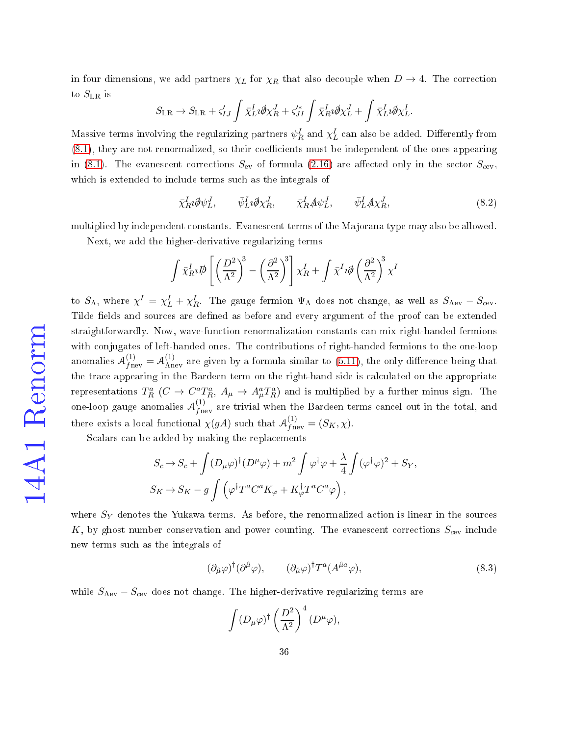in four dimensions, we add partners $\chi_L$ for $\chi_R$ that also decouple when $D \to 4$. The correction to $S_{\rm LR}$ is

$$S_{\rm LR} \to S_{\rm LR} + \varsigma'_{IJ} \int \bar{\chi}_L^I \imath \hat{\partial} \chi_R^J + \varsigma'^*_{JI} \int \bar{\chi}_R^I \imath \hat{\partial} \chi_L^J + \int \bar{\chi}_L^I \imath \bar{\partial} \chi_L^I.$$

Massive terms involving the regularizing partners $\psi_R^I$ and $\chi_L^I$ can also be added. Differently from (8.1), they are not renormalized, so their coefficients must be independent of the ones appearing in (8.1). The evanescent corrections $S_{\rm ev}$ of formula (2.16) are affected only in the sector $S_{\rm cev}$, which is extended to include terms such as the integrals of

$$\bar{\chi}_R^I \imath \hat{\partial} \psi_L^J, \qquad \bar{\psi}_L^I \imath \hat{\partial} \chi_R^J, \qquad \bar{\chi}_R^I \hat{A} \psi_L^J, \qquad \bar{\psi}_L^I \hat{A} \chi_R^J, \tag{8.2}$$

multiplied by independent constants. Evanescent terms of the Majorana type may also be allowed.

Next, we add the higher-derivative regularizing terms

$$\int \bar{\chi}_R^I \imath \bar{D\!\!\!/} \left[ \left( \frac{D^2}{\Lambda^2} \right)^3 - \left( \frac{\partial^2}{\Lambda^2} \right)^3 \right] \chi_R^I + \int \bar{\chi}^I \imath \partial\!\!\!/ \left( \frac{\partial^2}{\Lambda^2} \right)^3 \chi^I$$

to $S_\Lambda$, where $\chi^I = \chi_L^I + \chi_R^I$. The gauge fermion $\Psi_\Lambda$ does not change, as well as $S_{\Lambda\rm ev} - S_{\rm cev}$. Tilde fields and sources are defined as before and every argument of the proof can be extended straightforwardly. Now, wave-function renormalization constants can mix right-handed fermions with conjugates of left-handed ones. The contributions of right-handed fermions to the one-loop anomalies $\mathcal{A}_{f\rm nev}^{(1)} = \mathcal{A}_{\Lambda\rm nev}^{(1)}$ are given by a formula similar to (5.11), the only difference being that the trace appearing in the Bardeen term on the right-hand side is calculated on the appropriate representations $T_R^a$ ($C \to C^a T_R^a$, $A_\mu \to A_\mu^a T_R^a$) and is multiplied by a further minus sign. The one-loop gauge anomalies $\mathcal{A}_{f\rm nev}^{(1)}$ are trivial when the Bardeen terms cancel out in the total, and there exists a local functional $\chi(gA)$ such that $\mathcal{A}_{f\rm nev}^{(1)} = (S_K, \chi)$.

Scalars can be added by making the replacements

$$S_c \to S_c + \int (D_\mu \varphi)^\dagger (D^\mu \varphi) + m^2 \int \varphi^\dagger \varphi + \frac{\lambda}{4} \int (\varphi^\dagger \varphi)^2 + S_Y,$$
$$S_K \to S_K - g \int \left( \varphi^\dagger T^a C^a K_\varphi + K_\varphi^\dagger T^a C^a \varphi \right),$$

where $S_Y$ denotes the Yukawa terms. As before, the renormalized action is linear in the sources $K$, by ghost number conservation and power counting. The evanescent corrections $S_{\rm cev}$ include new terms such as the integrals of

$$(\partial_{\hat{\mu}} \varphi)^\dagger (\partial^{\hat{\mu}} \varphi), \qquad (\partial_{\hat{\mu}} \varphi)^\dagger T^a (A^{\hat{\mu} a} \varphi), \tag{8.3}$$

while $S_{\Lambda\rm ev} - S_{\rm cev}$ does not change. The higher-derivative regularizing terms are

$$\int (D_\mu \varphi)^\dagger \left( \frac{D^2}{\Lambda^2} \right)^4 (D^\mu \varphi),$$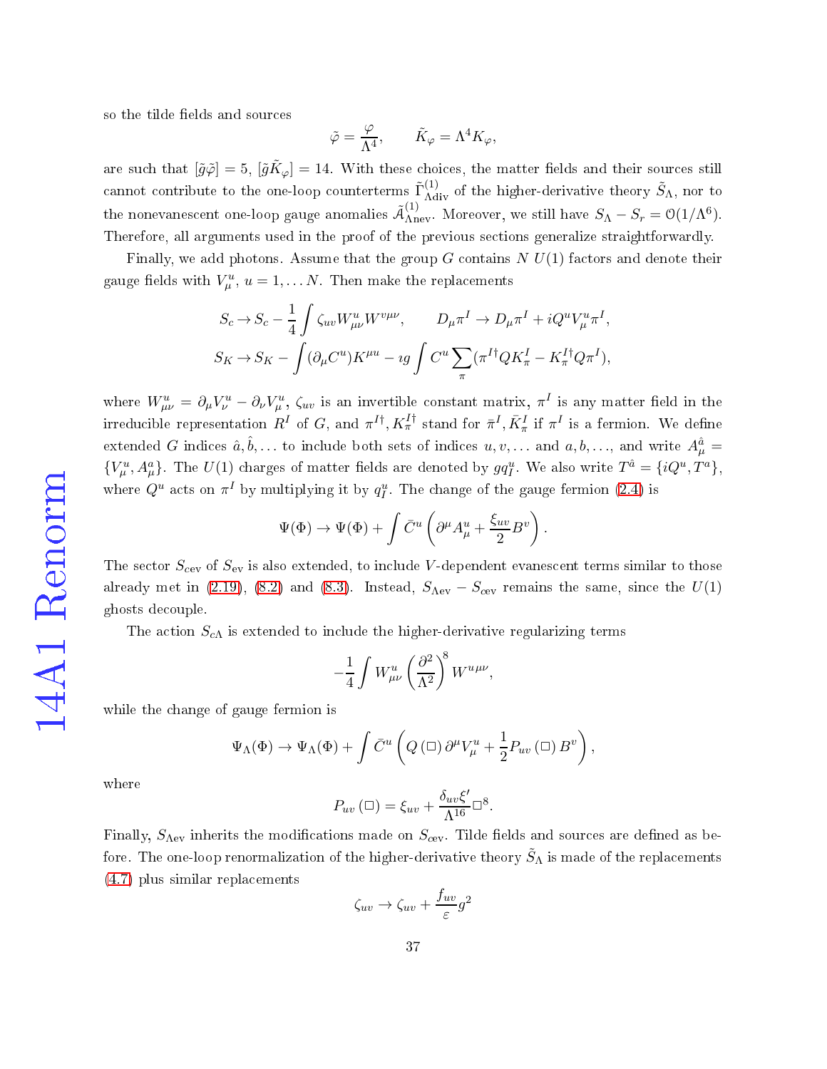so the tilde fields and sources

$$\tilde{\varphi} = \frac{\varphi}{\Lambda^4}, \qquad \tilde{K}_\varphi = \Lambda^4 K_\varphi,$$

are such that $[\tilde{g}\tilde{\varphi}] = 5$, $[\tilde{g}\tilde{K}_\varphi] = 14$. With these choices, the matter fields and their sources still cannot contribute to the one-loop counterterms $\tilde{\Gamma}^{(1)}_{\Lambda\text{div}}$ of the higher-derivative theory $\tilde{S}_\Lambda$, nor to the nonevanescent one-loop gauge anomalies $\tilde{\mathcal{A}}^{(1)}_{\Lambda\text{nev}}$. Moreover, we still have $S_\Lambda - S_r = \mathcal{O}(1/\Lambda^6)$. Therefore, all arguments used in the proof of the previous sections generalize straightforwardly.

Finally, we add photons. Assume that the group $G$ contains $N$ $U(1)$ factors and denote their gauge fields with $V_\mu^u$, $u = 1, \ldots N$. Then make the replacements

$$S_c \to S_c - \frac{1}{4}\int \zeta_{uv} W^u_{\mu\nu} W^{v\mu\nu}, \qquad D_\mu \pi^I \to D_\mu \pi^I + iQ^u V^u_\mu \pi^I,$$
$$S_K \to S_K - \int (\partial_\mu C^u) K^{\mu u} - \imath g \int C^u \sum_\pi (\pi^{I\dagger} Q K^I_\pi - K^{I\dagger}_\pi Q \pi^I),$$

where $W^u_{\mu\nu} = \partial_\mu V^u_\nu - \partial_\nu V^u_\mu$, $\zeta_{uv}$ is an invertible constant matrix, $\pi^I$ is any matter field in the irreducible representation $R^I$ of $G$, and $\pi^{I\dagger}, K^{I\dagger}_\pi$ stand for $\bar{\pi}^I, \bar{K}^I_\pi$ if $\pi^I$ is a fermion. We define extended $G$ indices $\hat{a}, \hat{b}, \ldots$ to include both sets of indices $u, v, \ldots$ and $a, b, \ldots$, and write $A^{\hat{a}}_\mu = \{V^u_\mu, A^a_\mu\}$. The $U(1)$ charges of matter fields are denoted by $gq^u_I$. We also write $T^{\hat{a}} = \{iQ^u, T^a\}$, where $Q^u$ acts on $\pi^I$ by multiplying it by $q^u_I$. The change of the gauge fermion (2.4) is

$$\Psi(\Phi) \to \Psi(\Phi) + \int \bar{C}^u \left(\partial^\mu A^u_\mu + \frac{\xi_{uv}}{2} B^v\right).$$

The sector $S_{c\text{ev}}$ of $S_{\text{ev}}$ is also extended, to include $V$-dependent evanescent terms similar to those already met in (2.19), (8.2) and (8.3). Instead, $S_{\Lambda\text{ev}} - S_{c\text{ev}}$ remains the same, since the $U(1)$ ghosts decouple.

The action $S_{c\Lambda}$ is extended to include the higher-derivative regularizing terms

$$-\frac{1}{4}\int W^u_{\mu\nu} \left(\frac{\partial^2}{\Lambda^2}\right)^8 W^{u\mu\nu},$$

while the change of gauge fermion is

$$\Psi_\Lambda(\Phi) \to \Psi_\Lambda(\Phi) + \int \bar{C}^u \left(Q\left(\Box\right) \partial^\mu V^u_\mu + \frac{1}{2} P_{uv}\left(\Box\right) B^v\right),$$

where

$$P_{uv}\left(\Box\right) = \xi_{uv} + \frac{\delta_{uv}\xi'}{\Lambda^{16}}\Box^8.$$

Finally, $S_{\Lambda\text{ev}}$ inherits the modifications made on $S_{c\text{ev}}$. Tilde fields and sources are defined as before. The one-loop renormalization of the higher-derivative theory $\tilde{S}_\Lambda$ is made of the replacements (4.7) plus similar replacements

$$\zeta_{uv} \to \zeta_{uv} + \frac{f_{uv}}{\varepsilon} g^2$$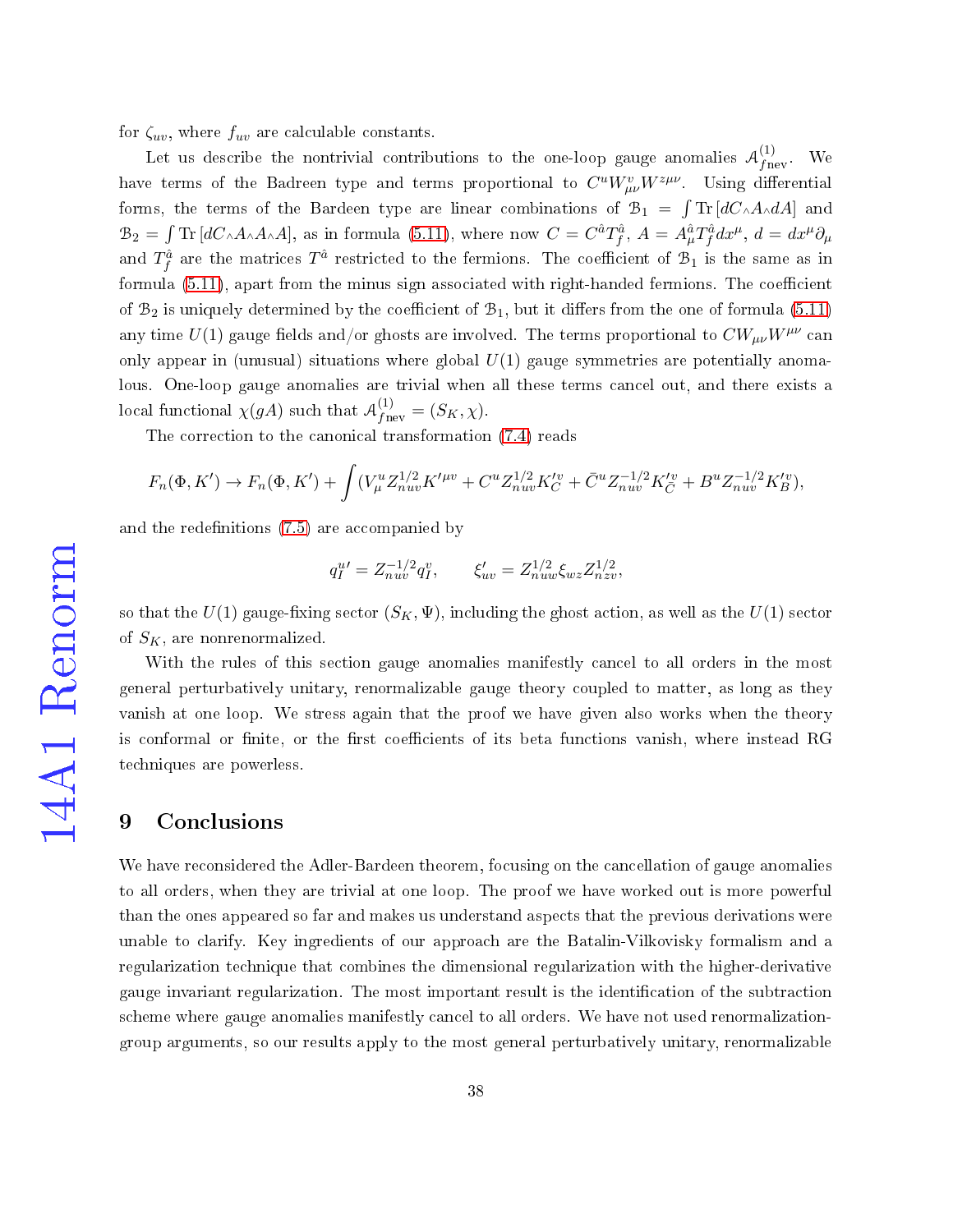for $\zeta_{uv}$, where $f_{uv}$ are calculable constants.

Let us describe the nontrivial contributions to the one-loop gauge anomalies $\mathcal{A}^{(1)}_{f\text{nev}}$. We have terms of the Badreen type and terms proportional to $C^u W^v_{\mu\nu} W^{z\mu\nu}$. Using differential forms, the terms of the Bardeen type are linear combinations of $\mathcal{B}_1 = \int \text{Tr}\,[dC{\wedge}A{\wedge}dA]$ and $\mathcal{B}_2 = \int \text{Tr}\,[dC{\wedge}A{\wedge}A{\wedge}A]$, as in formula (5.11), where now $C = C^{\hat{a}}T^{\hat{a}}_f$, $A = A^{\hat{a}}_\mu T^{\hat{a}}_f dx^\mu$, $d = dx^\mu \partial_\mu$ and $T^{\hat{a}}_f$ are the matrices $T^{\hat{a}}$ restricted to the fermions. The coefficient of $\mathcal{B}_1$ is the same as in formula (5.11), apart from the minus sign associated with right-handed fermions. The coefficient of $\mathcal{B}_2$ is uniquely determined by the coefficient of $\mathcal{B}_1$, but it differs from the one of formula (5.11) any time $U(1)$ gauge fields and/or ghosts are involved. The terms proportional to $CW_{\mu\nu}W^{\mu\nu}$ can only appear in (unusual) situations where global $U(1)$ gauge symmetries are potentially anomalous. One-loop gauge anomalies are trivial when all these terms cancel out, and there exists a local functional $\chi(gA)$ such that $\mathcal{A}^{(1)}_{f\text{nev}} = (S_K, \chi)$.

The correction to the canonical transformation (7.4) reads

$$F_n(\Phi, K') \to F_n(\Phi, K') + \int (V^u_\mu Z^{1/2}_{nuv} K'^{\mu v} + C^u Z^{1/2}_{nuv} K'^v_C + \bar{C}^u Z^{-1/2}_{nuv} K'^v_{\bar{C}} + B^u Z^{-1/2}_{nuv} K'^v_B),$$

and the redefinitions (7.5) are accompanied by

$$q^{u\prime}_I = Z^{-1/2}_{nuv} q^v_I, \qquad \xi'_{uv} = Z^{1/2}_{nuw} \xi_{wz} Z^{1/2}_{nzv},$$

so that the $U(1)$ gauge-fixing sector $(S_K, \Psi)$, including the ghost action, as well as the $U(1)$ sector of $S_K$, are nonrenormalized.

With the rules of this section gauge anomalies manifestly cancel to all orders in the most general perturbatively unitary, renormalizable gauge theory coupled to matter, as long as they vanish at one loop. We stress again that the proof we have given also works when the theory is conformal or finite, or the first coefficients of its beta functions vanish, where instead RG techniques are powerless.

# 9 Conclusions

We have reconsidered the Adler-Bardeen theorem, focusing on the cancellation of gauge anomalies to all orders, when they are trivial at one loop. The proof we have worked out is more powerful than the ones appeared so far and makes us understand aspects that the previous derivations were unable to clarify. Key ingredients of our approach are the Batalin-Vilkovisky formalism and a regularization technique that combines the dimensional regularization with the higher-derivative gauge invariant regularization. The most important result is the identification of the subtraction scheme where gauge anomalies manifestly cancel to all orders. We have not used renormalization-group arguments, so our results apply to the most general perturbatively unitary, renormalizable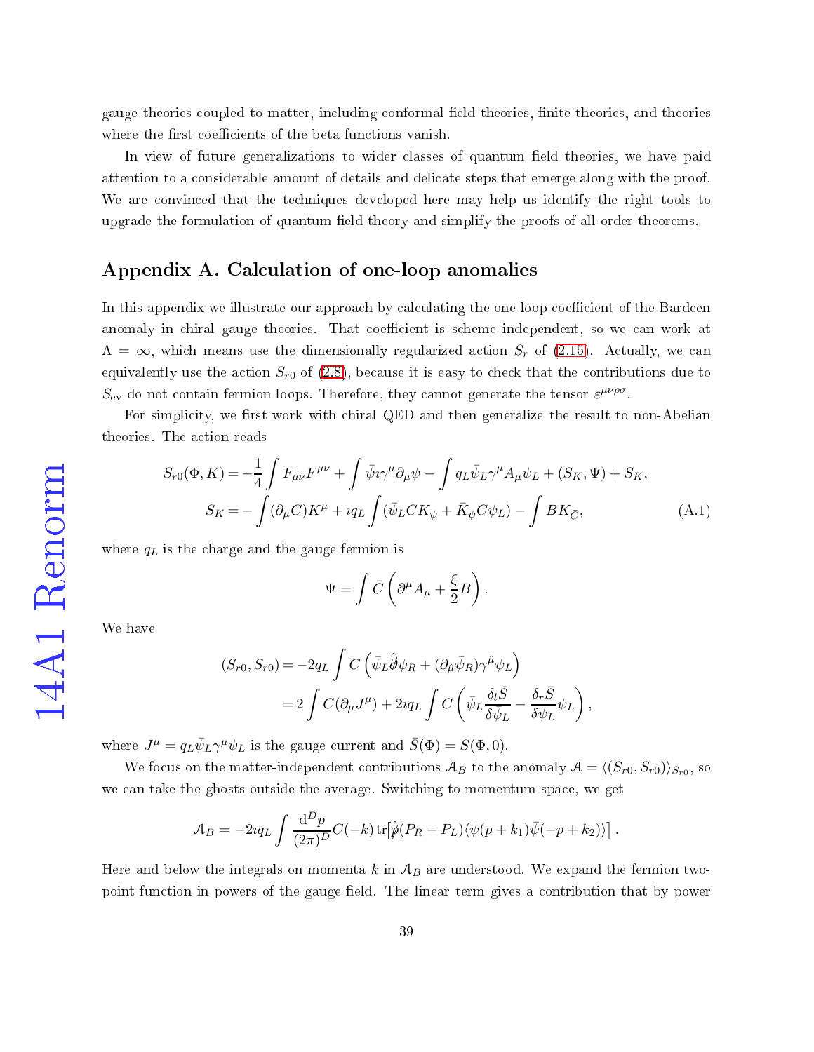gauge theories coupled to matter, including conformal field theories, finite theories, and theories where the first coefficients of the beta functions vanish.

In view of future generalizations to wider classes of quantum field theories, we have paid attention to a considerable amount of details and delicate steps that emerge along with the proof. We are convinced that the techniques developed here may help us identify the right tools to upgrade the formulation of quantum field theory and simplify the proofs of all-order theorems.

## Appendix A. Calculation of one-loop anomalies

In this appendix we illustrate our approach by calculating the one-loop coefficient of the Bardeen anomaly in chiral gauge theories. That coefficient is scheme independent, so we can work at $\Lambda = \infty$, which means use the dimensionally regularized action $S_r$ of (2.15). Actually, we can equivalently use the action $S_{r0}$ of (2.8), because it is easy to check that the contributions due to $S_{\text{ev}}$ do not contain fermion loops. Therefore, they cannot generate the tensor $\varepsilon^{\mu\nu\rho\sigma}$.

For simplicity, we first work with chiral QED and then generalize the result to non-Abelian theories. The action reads

$$
\begin{aligned}
S_{r0}(\Phi, K) &= -\frac{1}{4}\int F_{\mu\nu}F^{\mu\nu} + \int \bar{\psi}\imath\gamma^{\mu}\partial_{\mu}\psi - \int q_L \bar{\psi}_L \gamma^{\mu} A_{\mu}\psi_L + (S_K, \Psi) + S_K, \\
S_K &= -\int (\partial_{\mu}C)K^{\mu} + \imath q_L \int (\bar{\psi}_L C K_{\psi} + \bar{K}_{\psi} C \psi_L) - \int B K_{\bar{C}},
\end{aligned}
\tag{A.1}
$$

where $q_L$ is the charge and the gauge fermion is

$$
\Psi = \int \bar{C}\left(\partial^{\mu}A_{\mu} + \frac{\xi}{2}B\right).
$$

We have

$$
\begin{aligned}
(S_{r0}, S_{r0}) &= -2q_L \int C\left(\bar{\psi}_L \hat{\partial\!\!\!/}\psi_R + (\partial_{\hat{\mu}}\bar{\psi}_R)\gamma^{\hat{\mu}}\psi_L\right) \\
&= 2\int C(\partial_{\mu}J^{\mu}) + 2\imath q_L \int C\left(\bar{\psi}_L \frac{\delta_l \bar{S}}{\delta\bar{\psi}_L} - \frac{\delta_r \bar{S}}{\delta\psi_L}\psi_L\right),
\end{aligned}
$$

where $J^{\mu} = q_L \bar{\psi}_L \gamma^{\mu}\psi_L$ is the gauge current and $\bar{S}(\Phi) = S(\Phi, 0)$.

We focus on the matter-independent contributions $\mathcal{A}_B$ to the anomaly $\mathcal{A} = \langle (S_{r0}, S_{r0})\rangle_{S_{r0}}$, so we can take the ghosts outside the average. Switching to momentum space, we get

$$
\mathcal{A}_B = -2\imath q_L \int \frac{\mathrm{d}^D p}{(2\pi)^D} C(-k)\,\mathrm{tr}\big[\hat{p\!\!\!/}(P_R - P_L)\langle \psi(p+k_1)\bar{\psi}(-p+k_2)\rangle\big].
$$

Here and below the integrals on momenta $k$ in $\mathcal{A}_B$ are understood. We expand the fermion two-point function in powers of the gauge field. The linear term gives a contribution that by power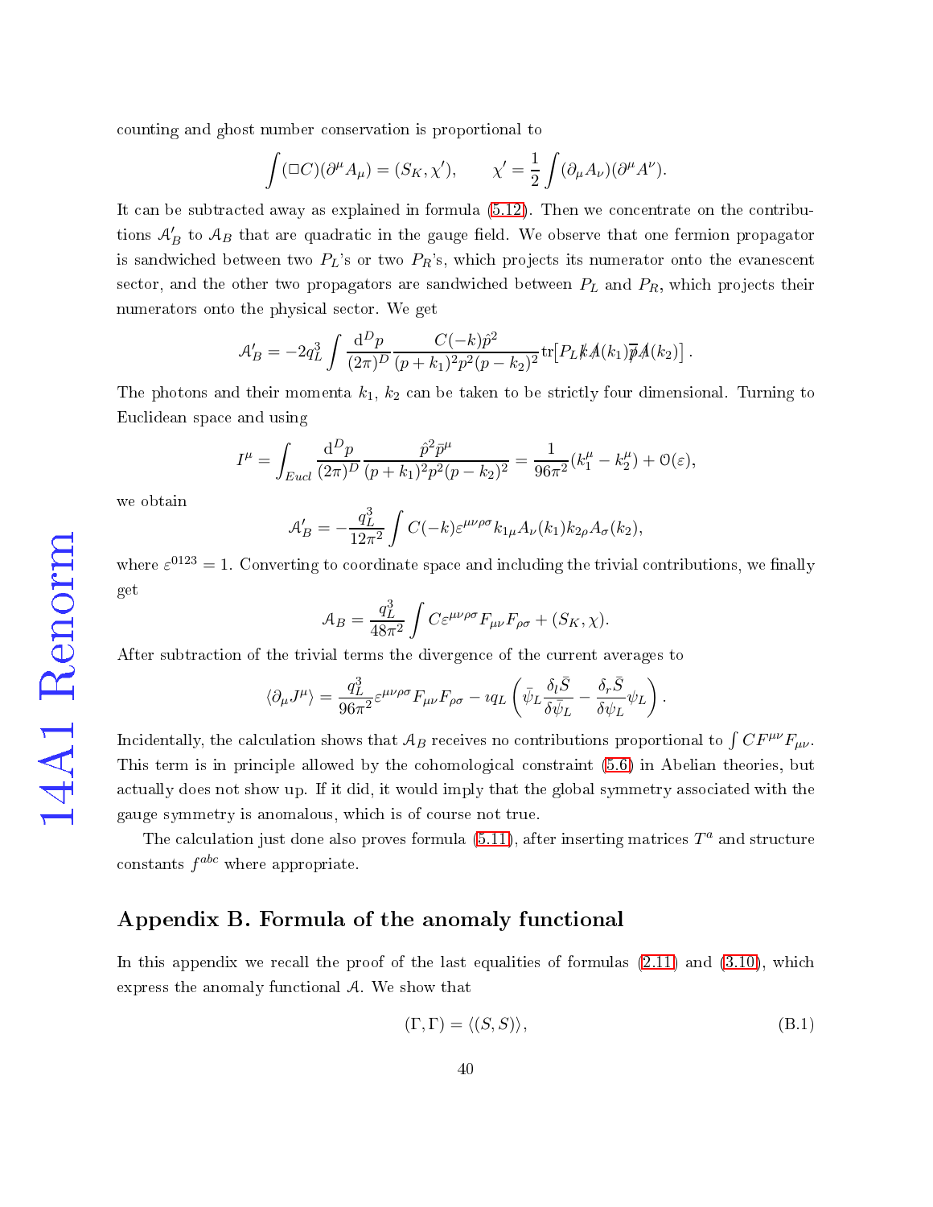counting and ghost number conservation is proportional to

$$\int (\Box C)(\partial^\mu A_\mu) = (S_K, \chi'), \qquad \chi' = \frac{1}{2}\int (\partial_\mu A_\nu)(\partial^\mu A^\nu).$$

It can be subtracted away as explained in formula (5.12). Then we concentrate on the contributions $\mathcal{A}'_B$ to $\mathcal{A}_B$ that are quadratic in the gauge field. We observe that one fermion propagator is sandwiched between two $P_L$'s or two $P_R$'s, which projects its numerator onto the evanescent sector, and the other two propagators are sandwiched between $P_L$ and $P_R$, which projects their numerators onto the physical sector. We get

$$\mathcal{A}'_B = -2q_L^3 \int \frac{\mathrm{d}^D p}{(2\pi)^D} \frac{C(-k)\hat{p}^2}{(p+k_1)^2 p^2 (p-k_2)^2} \mathrm{tr}\left[P_L \not{k} \not{A}(k_1) \bar{\not{p}} \not{A}(k_2)\right].$$

The photons and their momenta $k_1$, $k_2$ can be taken to be strictly four dimensional. Turning to Euclidean space and using

$$I^\mu = \int_{Eucl} \frac{\mathrm{d}^D p}{(2\pi)^D} \frac{\hat{p}^2 \bar{p}^\mu}{(p+k_1)^2 p^2 (p-k_2)^2} = \frac{1}{96\pi^2}(k_1^\mu - k_2^\mu) + \mathcal{O}(\varepsilon),$$

we obtain

$$\mathcal{A}'_B = -\frac{q_L^3}{12\pi^2} \int C(-k) \varepsilon^{\mu\nu\rho\sigma} k_{1\mu} A_\nu(k_1) k_{2\rho} A_\sigma(k_2),$$

where $\varepsilon^{0123} = 1$. Converting to coordinate space and including the trivial contributions, we finally get

$$\mathcal{A}_B = \frac{q_L^3}{48\pi^2} \int C \varepsilon^{\mu\nu\rho\sigma} F_{\mu\nu} F_{\rho\sigma} + (S_K, \chi).$$

After subtraction of the trivial terms the divergence of the current averages to

$$\langle \partial_\mu J^\mu \rangle = \frac{q_L^3}{96\pi^2} \varepsilon^{\mu\nu\rho\sigma} F_{\mu\nu} F_{\rho\sigma} - i q_L \left( \bar{\psi}_L \frac{\delta_l \bar{S}}{\delta \bar{\psi}_L} - \frac{\delta_r \bar{S}}{\delta \psi_L} \psi_L \right).$$

Incidentally, the calculation shows that $\mathcal{A}_B$ receives no contributions proportional to $\int C F^{\mu\nu} F_{\mu\nu}$. This term is in principle allowed by the cohomological constraint (5.6) in Abelian theories, but actually does not show up. If it did, it would imply that the global symmetry associated with the gauge symmetry is anomalous, which is of course not true.

The calculation just done also proves formula (5.11), after inserting matrices $T^a$ and structure constants $f^{abc}$ where appropriate.

## Appendix B. Formula of the anomaly functional

In this appendix we recall the proof of the last equalities of formulas (2.11) and (3.10), which express the anomaly functional $\mathcal{A}$. We show that

$$(\Gamma, \Gamma) = \langle (S, S) \rangle, \tag{B.1}$$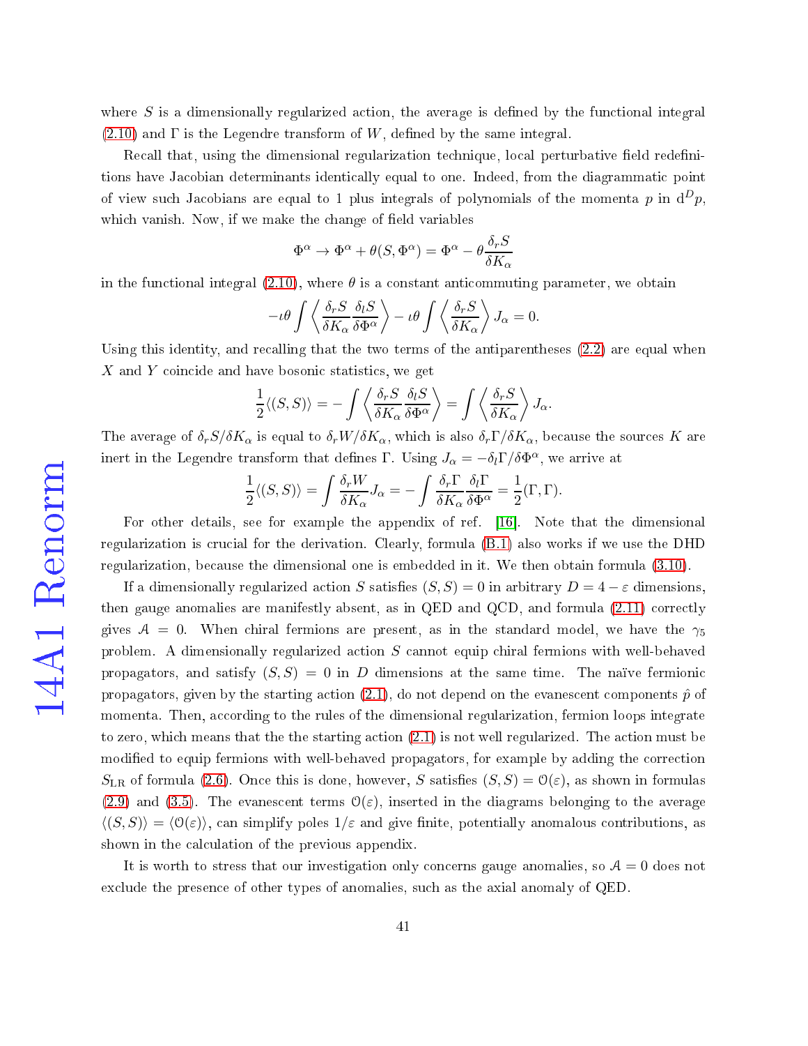where $S$ is a dimensionally regularized action, the average is defined by the functional integral (2.10) and $\Gamma$ is the Legendre transform of $W$, defined by the same integral.

Recall that, using the dimensional regularization technique, local perturbative field redefinitions have Jacobian determinants identically equal to one. Indeed, from the diagrammatic point of view such Jacobians are equal to 1 plus integrals of polynomials of the momenta $p$ in $\mathrm{d}^D p$, which vanish. Now, if we make the change of field variables

$$\Phi^\alpha \rightarrow \Phi^\alpha + \theta(S, \Phi^\alpha) = \Phi^\alpha - \theta \frac{\delta_r S}{\delta K_\alpha}$$

in the functional integral (2.10), where $\theta$ is a constant anticommuting parameter, we obtain

$$-\imath\theta \int \left\langle \frac{\delta_r S}{\delta K_\alpha} \frac{\delta_l S}{\delta \Phi^\alpha} \right\rangle - \imath\theta \int \left\langle \frac{\delta_r S}{\delta K_\alpha} \right\rangle J_\alpha = 0.$$

Using this identity, and recalling that the two terms of the antiparentheses (2.2) are equal when $X$ and $Y$ coincide and have bosonic statistics, we get

$$\frac{1}{2}\langle (S,S) \rangle = -\int \left\langle \frac{\delta_r S}{\delta K_\alpha} \frac{\delta_l S}{\delta \Phi^\alpha} \right\rangle = \int \left\langle \frac{\delta_r S}{\delta K_\alpha} \right\rangle J_\alpha.$$

The average of $\delta_r S/\delta K_\alpha$ is equal to $\delta_r W/\delta K_\alpha$, which is also $\delta_r \Gamma/\delta K_\alpha$, because the sources $K$ are inert in the Legendre transform that defines $\Gamma$. Using $J_\alpha = -\delta_l \Gamma/\delta \Phi^\alpha$, we arrive at

$$\frac{1}{2}\langle (S,S) \rangle = \int \frac{\delta_r W}{\delta K_\alpha} J_\alpha = -\int \frac{\delta_r \Gamma}{\delta K_\alpha} \frac{\delta_l \Gamma}{\delta \Phi^\alpha} = \frac{1}{2}(\Gamma, \Gamma).$$

For other details, see for example the appendix of ref. [16]. Note that the dimensional regularization is crucial for the derivation. Clearly, formula (B.1) also works if we use the DHD regularization, because the dimensional one is embedded in it. We then obtain formula (3.10).

If a dimensionally regularized action $S$ satisfies $(S,S) = 0$ in arbitrary $D = 4 - \varepsilon$ dimensions, then gauge anomalies are manifestly absent, as in QED and QCD, and formula (2.11) correctly gives $\mathcal{A} = 0$. When chiral fermions are present, as in the standard model, we have the $\gamma_5$ problem. A dimensionally regularized action $S$ cannot equip chiral fermions with well-behaved propagators, and satisfy $(S,S) = 0$ in $D$ dimensions at the same time. The naïve fermionic propagators, given by the starting action (2.1), do not depend on the evanescent components $\hat{p}$ of momenta. Then, according to the rules of the dimensional regularization, fermion loops integrate to zero, which means that the the starting action (2.1) is not well regularized. The action must be modified to equip fermions with well-behaved propagators, for example by adding the correction $S_{\mathrm{LR}}$ of formula (2.6). Once this is done, however, $S$ satisfies $(S,S) = \mathcal{O}(\varepsilon)$, as shown in formulas (2.9) and (3.5). The evanescent terms $\mathcal{O}(\varepsilon)$, inserted in the diagrams belonging to the average $\langle (S,S) \rangle = \langle \mathcal{O}(\varepsilon) \rangle$, can simplify poles $1/\varepsilon$ and give finite, potentially anomalous contributions, as shown in the calculation of the previous appendix.

It is worth to stress that our investigation only concerns gauge anomalies, so $\mathcal{A} = 0$ does not exclude the presence of other types of anomalies, such as the axial anomaly of QED.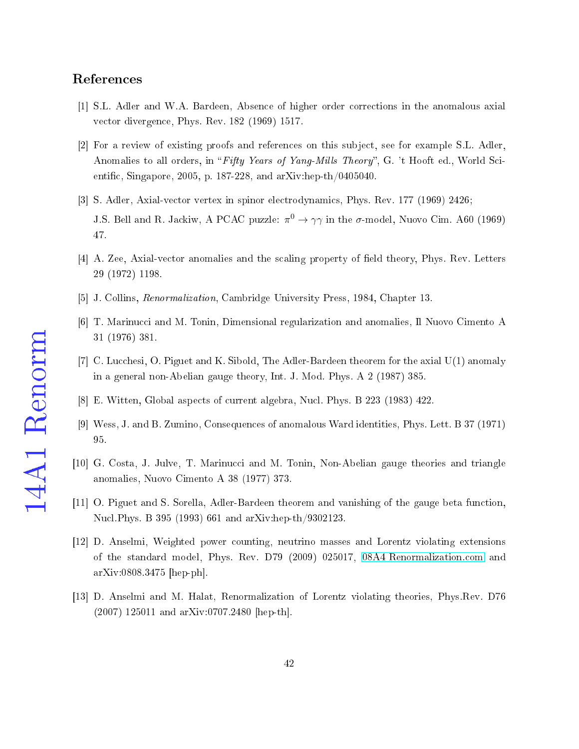## References

[1] S.L. Adler and W.A. Bardeen, Absence of higher order corrections in the anomalous axial vector divergence, Phys. Rev. 182 (1969) 1517.

[2] For a review of existing proofs and references on this subject, see for example S.L. Adler, Anomalies to all orders, in "*Fifty Years of Yang-Mills Theory*", G. 't Hooft ed., World Scientific, Singapore, 2005, p. 187-228, and arXiv:hep-th/0405040.

[3] S. Adler, Axial-vector vertex in spinor electrodynamics, Phys. Rev. 177 (1969) 2426;
J.S. Bell and R. Jackiw, A PCAC puzzle: $\pi^0 \rightarrow \gamma\gamma$ in the $\sigma$-model, Nuovo Cim. A60 (1969) 47.

[4] A. Zee, Axial-vector anomalies and the scaling property of field theory, Phys. Rev. Letters 29 (1972) 1198.

[5] J. Collins, *Renormalization*, Cambridge University Press, 1984, Chapter 13.

[6] T. Marinucci and M. Tonin, Dimensional regularization and anomalies, Il Nuovo Cimento A 31 (1976) 381.

[7] C. Lucchesi, O. Piguet and K. Sibold, The Adler-Bardeen theorem for the axial U(1) anomaly in a general non-Abelian gauge theory, Int. J. Mod. Phys. A 2 (1987) 385.

[8] E. Witten, Global aspects of current algebra, Nucl. Phys. B 223 (1983) 422.

[9] Wess, J. and B. Zumino, Consequences of anomalous Ward identities, Phys. Lett. B 37 (1971) 95.

[10] G. Costa, J. Julve, T. Marinucci and M. Tonin, Non-Abelian gauge theories and triangle anomalies, Nuovo Cimento A 38 (1977) 373.

[11] O. Piguet and S. Sorella, Adler-Bardeen theorem and vanishing of the gauge beta function, Nucl.Phys. B 395 (1993) 661 and arXiv:hep-th/9302123.

[12] D. Anselmi, Weighted power counting, neutrino masses and Lorentz violating extensions of the standard model, Phys. Rev. D79 (2009) 025017, 08A4 Renormalization.com and arXiv:0808.3475 [hep-ph].

[13] D. Anselmi and M. Halat, Renormalization of Lorentz violating theories, Phys.Rev. D76 (2007) 125011 and arXiv:0707.2480 [hep-th].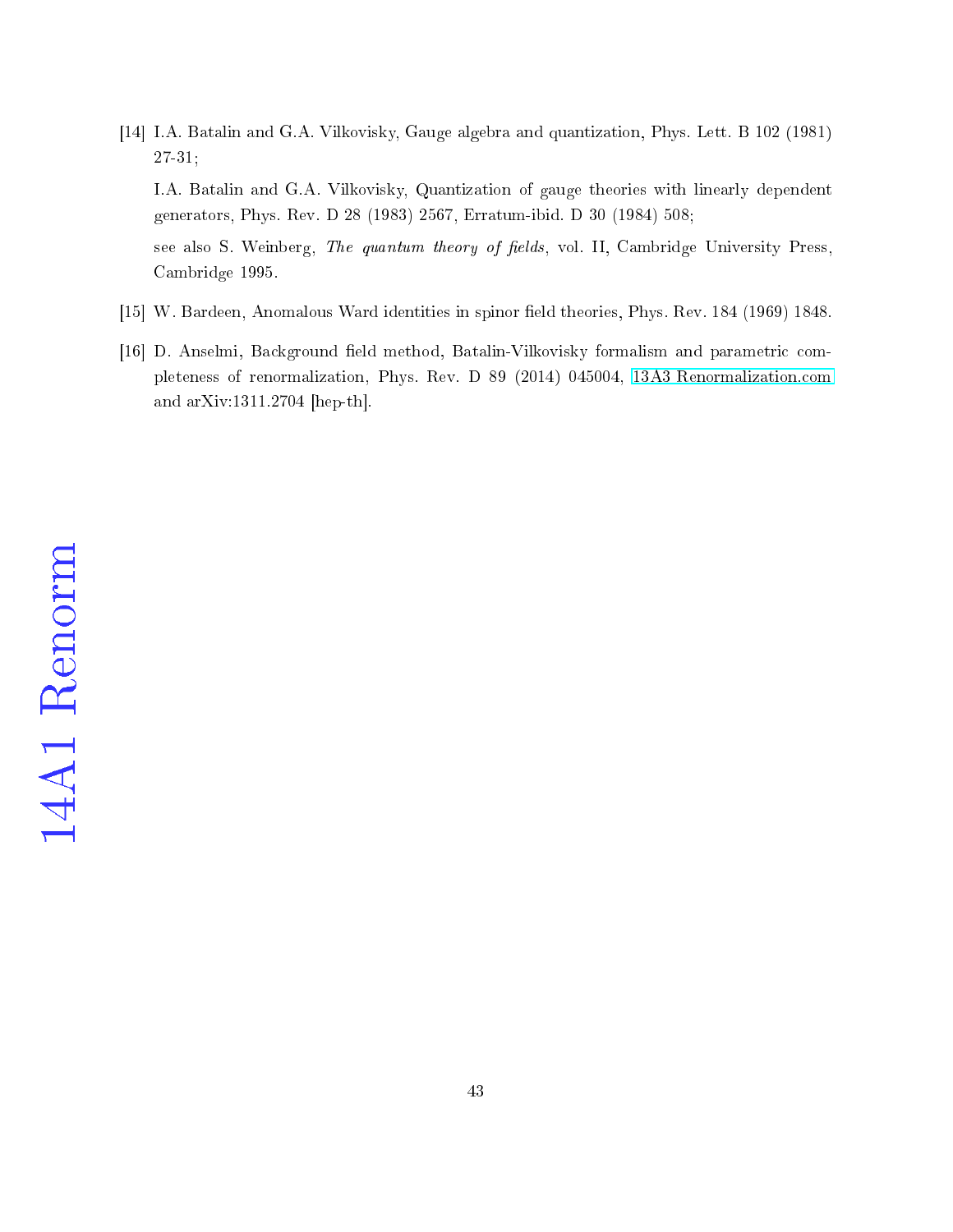[14] I.A. Batalin and G.A. Vilkovisky, Gauge algebra and quantization, Phys. Lett. B 102 (1981) 27-31;

I.A. Batalin and G.A. Vilkovisky, Quantization of gauge theories with linearly dependent generators, Phys. Rev. D 28 (1983) 2567, Erratum-ibid. D 30 (1984) 508;

see also S. Weinberg, *The quantum theory of fields*, vol. II, Cambridge University Press, Cambridge 1995.

[15] W. Bardeen, Anomalous Ward identities in spinor field theories, Phys. Rev. 184 (1969) 1848.

[16] D. Anselmi, Background field method, Batalin-Vilkovisky formalism and parametric completeness of renormalization, Phys. Rev. D 89 (2014) 045004, 13A3 Renormalization.com and arXiv:1311.2704 [hep-th].